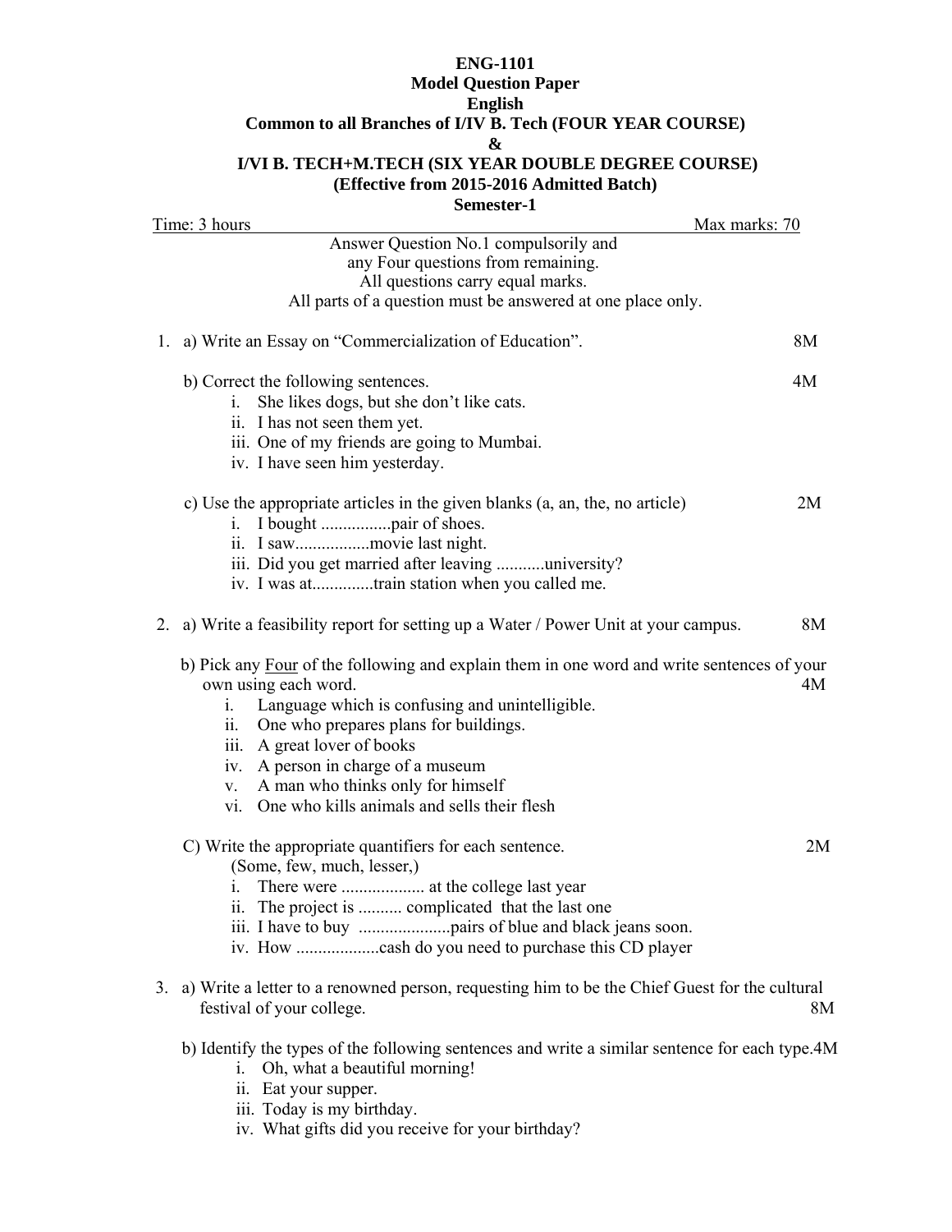**ENG-1101**
**Model Question Paper**
**English**
**Common to all Branches of I/IV B. Tech (FOUR YEAR COURSE)**
**&**
**I/VI B. TECH+M.TECH (SIX YEAR DOUBLE DEGREE COURSE)**
**(Effective from 2015-2016 Admitted Batch)**
**Semester-1**

Time: 3 hours Max marks: 70

Answer Question No.1 compulsorily and
any Four questions from remaining.
All questions carry equal marks.
All parts of a question must be answered at one place only.

1. a) Write an Essay on "Commercialization of Education". 8M

   b) Correct the following sentences. 4M
      i. She likes dogs, but she don't like cats.
      ii. I has not seen them yet.
      iii. One of my friends are going to Mumbai.
      iv. I have seen him yesterday.

   c) Use the appropriate articles in the given blanks (a, an, the, no article) 2M
      i. I bought ................pair of shoes.
      ii. I saw.................movie last night.
      iii. Did you get married after leaving ...........university?
      iv. I was at.............train station when you called me.

2. a) Write a feasibility report for setting up a Water / Power Unit at your campus. 8M

   b) Pick any Four of the following and explain them in one word and write sentences of your own using each word. 4M
      i. Language which is confusing and unintelligible.
      ii. One who prepares plans for buildings.
      iii. A great lover of books
      iv. A person in charge of a museum
      v. A man who thinks only for himself
      vi. One who kills animals and sells their flesh

   C) Write the appropriate quantifiers for each sentence. 2M
      (Some, few, much, lesser,)
      i. There were ................... at the college last year
      ii. The project is .......... complicated that the last one
      iii. I have to buy .....................pairs of blue and black jeans soon.
      iv. How ...................cash do you need to purchase this CD player

3. a) Write a letter to a renowned person, requesting him to be the Chief Guest for the cultural festival of your college. 8M

   b) Identify the types of the following sentences and write a similar sentence for each type.4M
      i. Oh, what a beautiful morning!
      ii. Eat your supper.
      iii. Today is my birthday.
      iv. What gifts did you receive for your birthday?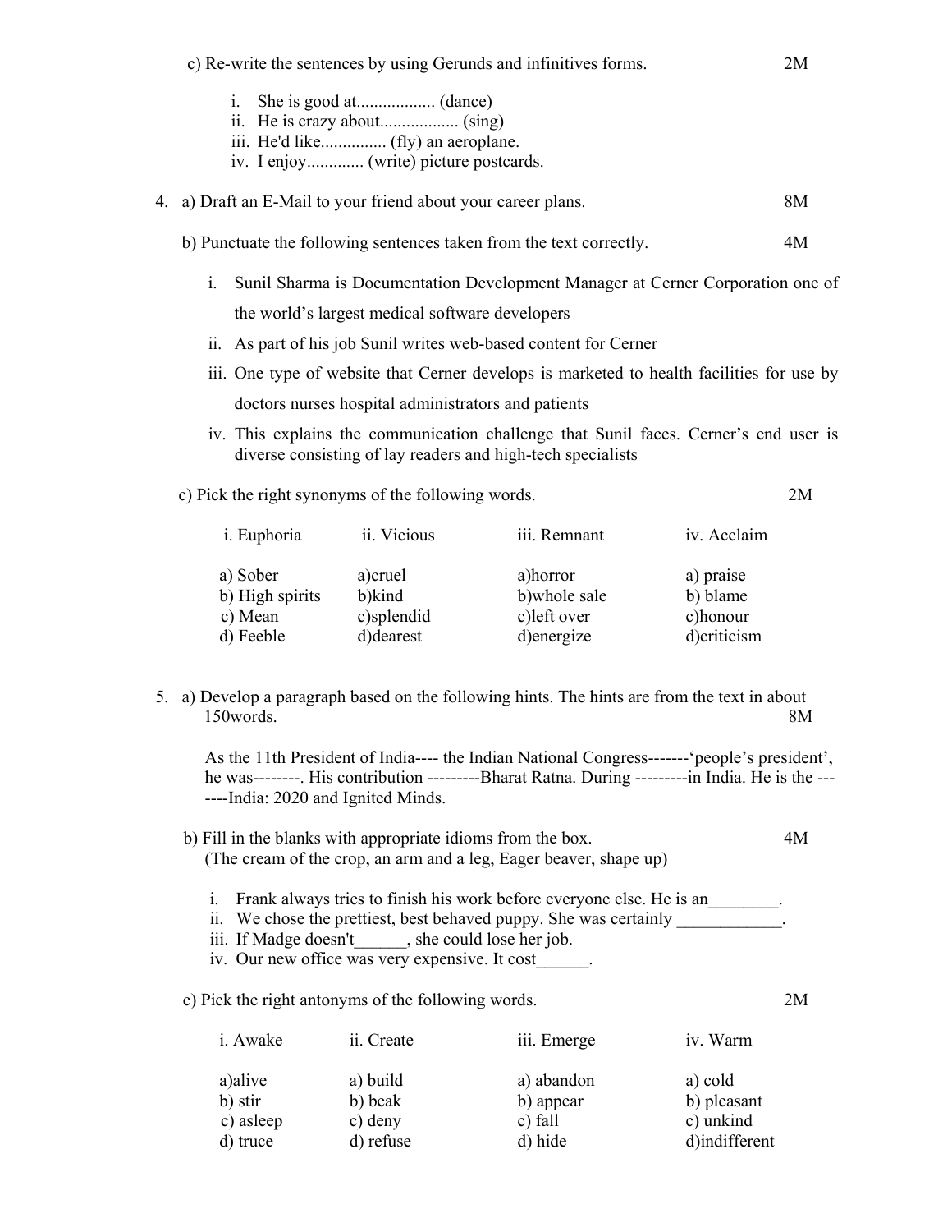c) Re-write the sentences by using Gerunds and infinitives forms. 2M

i. She is good at.................. (dance)
ii. He is crazy about.................. (sing)
iii. He'd like............... (fly) an aeroplane.
iv. I enjoy............. (write) picture postcards.

4. a) Draft an E-Mail to your friend about your career plans. 8M

b) Punctuate the following sentences taken from the text correctly. 4M

i. Sunil Sharma is Documentation Development Manager at Cerner Corporation one of the world's largest medical software developers
ii. As part of his job Sunil writes web-based content for Cerner
iii. One type of website that Cerner develops is marketed to health facilities for use by doctors nurses hospital administrators and patients
iv. This explains the communication challenge that Sunil faces. Cerner's end user is diverse consisting of lay readers and high-tech specialists

c) Pick the right synonyms of the following words. 2M

| i. Euphoria | ii. Vicious | iii. Remnant | iv. Acclaim |
|---|---|---|---|
| a) Sober | a)cruel | a)horror | a) praise |
| b) High spirits | b)kind | b)whole sale | b) blame |
| c) Mean | c)splendid | c)left over | c)honour |
| d) Feeble | d)dearest | d)energize | d)criticism |

5. a) Develop a paragraph based on the following hints. The hints are from the text in about 150words. 8M

As the 11th President of India---- the Indian National Congress-------'people's president', he was--------. His contribution ---------Bharat Ratna. During ---------in India. He is the -------India: 2020 and Ignited Minds.

b) Fill in the blanks with appropriate idioms from the box. 4M
(The cream of the crop, an arm and a leg, Eager beaver, shape up)

i. Frank always tries to finish his work before everyone else. He is an________.
ii. We chose the prettiest, best behaved puppy. She was certainly ____________.
iii. If Madge doesn't______, she could lose her job.
iv. Our new office was very expensive. It cost______.

c) Pick the right antonyms of the following words. 2M

| i. Awake | ii. Create | iii. Emerge | iv. Warm |
|---|---|---|---|
| a)alive | a) build | a) abandon | a) cold |
| b) stir | b) beak | b) appear | b) pleasant |
| c) asleep | c) deny | c) fall | c) unkind |
| d) truce | d) refuse | d) hide | d)indifferent |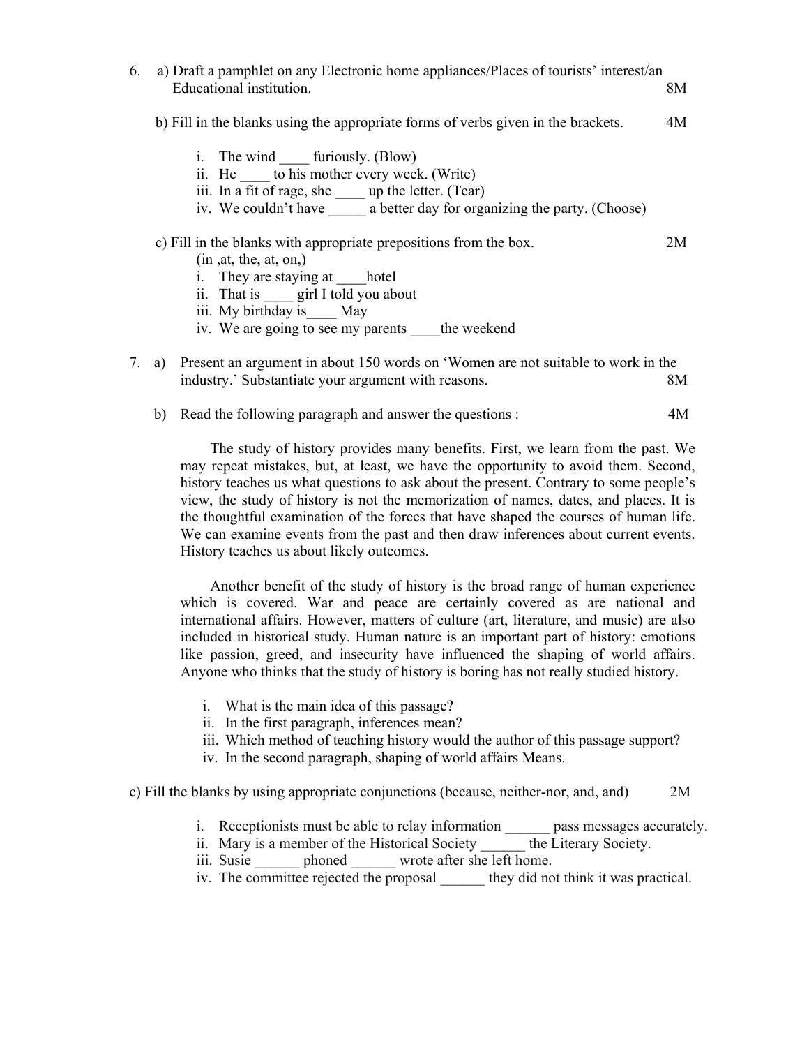6. a) Draft a pamphlet on any Electronic home appliances/Places of tourists' interest/an Educational institution. 8M

   b) Fill in the blanks using the appropriate forms of verbs given in the brackets. 4M

   i. The wind ____ furiously. (Blow)
   ii. He ____ to his mother every week. (Write)
   iii. In a fit of rage, she ____ up the letter. (Tear)
   iv. We couldn't have _____ a better day for organizing the party. (Choose)

   c) Fill in the blanks with appropriate prepositions from the box. 2M
   (in ,at, the, at, on,)
   i. They are staying at ____hotel
   ii. That is ____ girl I told you about
   iii. My birthday is____ May
   iv. We are going to see my parents ____the weekend

7. a) Present an argument in about 150 words on 'Women are not suitable to work in the industry.' Substantiate your argument with reasons. 8M

   b) Read the following paragraph and answer the questions : 4M

   The study of history provides many benefits. First, we learn from the past. We may repeat mistakes, but, at least, we have the opportunity to avoid them. Second, history teaches us what questions to ask about the present. Contrary to some people's view, the study of history is not the memorization of names, dates, and places. It is the thoughtful examination of the forces that have shaped the courses of human life. We can examine events from the past and then draw inferences about current events. History teaches us about likely outcomes.

   Another benefit of the study of history is the broad range of human experience which is covered. War and peace are certainly covered as are national and international affairs. However, matters of culture (art, literature, and music) are also included in historical study. Human nature is an important part of history: emotions like passion, greed, and insecurity have influenced the shaping of world affairs. Anyone who thinks that the study of history is boring has not really studied history.

   i. What is the main idea of this passage?
   ii. In the first paragraph, inferences mean?
   iii. Which method of teaching history would the author of this passage support?
   iv. In the second paragraph, shaping of world affairs Means.

c) Fill the blanks by using appropriate conjunctions (because, neither-nor, and, and) 2M

   i. Receptionists must be able to relay information ______ pass messages accurately.
   ii. Mary is a member of the Historical Society ______ the Literary Society.
   iii. Susie ______ phoned ______ wrote after she left home.
   iv. The committee rejected the proposal ______ they did not think it was practical.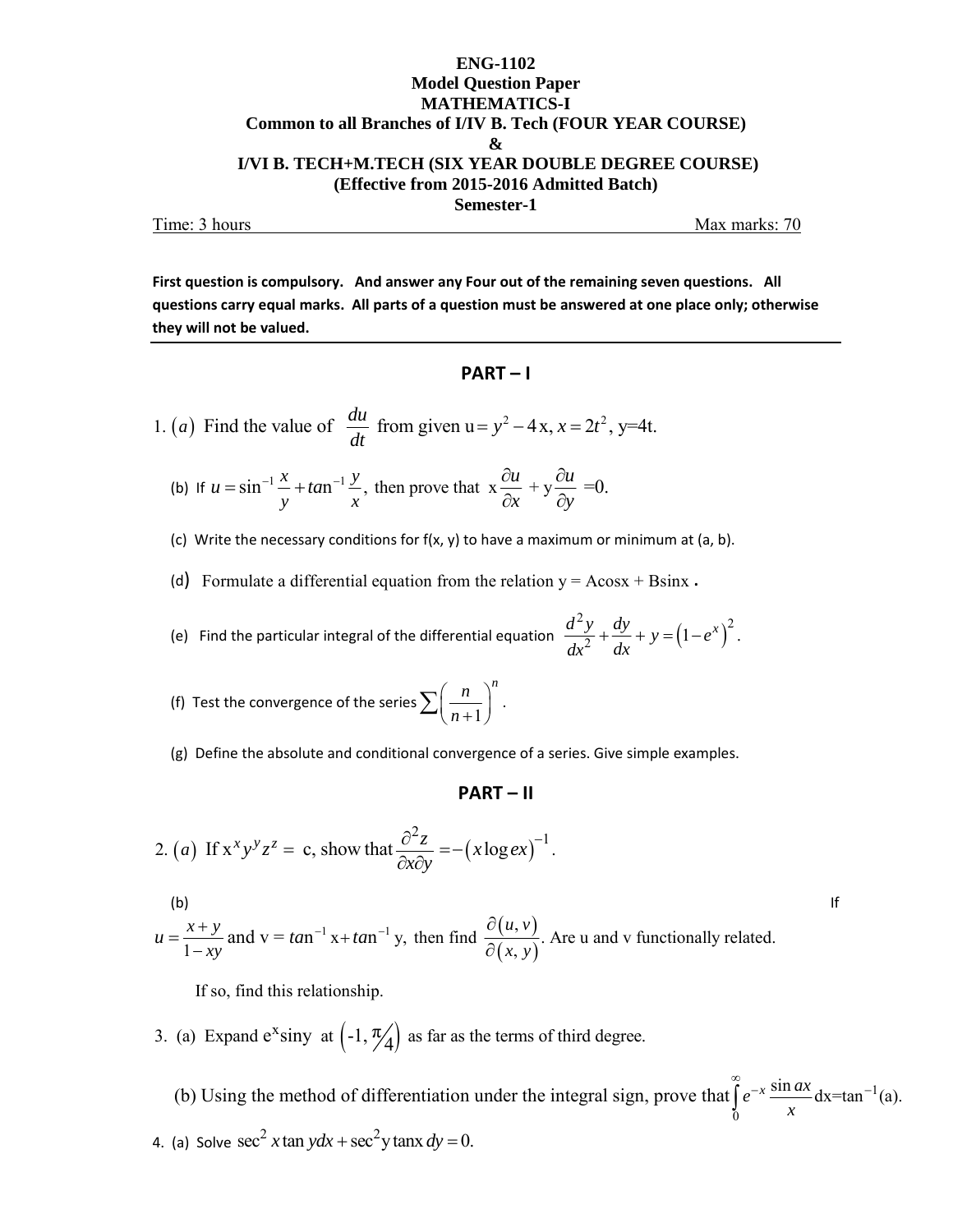**ENG-1102**
**Model Question Paper**
**MATHEMATICS-I**
**Common to all Branches of I/IV B. Tech (FOUR YEAR COURSE)**
**&**
**I/VI B. TECH+M.TECH (SIX YEAR DOUBLE DEGREE COURSE)**
**(Effective from 2015-2016 Admitted Batch)**
**Semester-1**

Time: 3 hours　　　　　　　　　　　　　　　　　　　　　　　　Max marks: 70

**First question is compulsory. And answer any Four out of the remaining seven questions. All questions carry equal marks. All parts of a question must be answered at one place only; otherwise they will not be valued.**

## PART – I

1. (a) Find the value of $\frac{du}{dt}$ from given $u = y^2 - 4x$, $x = 2t^2$, $y=4t$.

   (b) If $u = \sin^{-1}\frac{x}{y} + \tan^{-1}\frac{y}{x}$, then prove that $x\frac{\partial u}{\partial x} + y\frac{\partial u}{\partial y} = 0$.

   (c) Write the necessary conditions for f(x, y) to have a maximum or minimum at (a, b).

   (d) Formulate a differential equation from the relation y = Acosx + Bsinx .

   (e) Find the particular integral of the differential equation $\frac{d^2y}{dx^2} + \frac{dy}{dx} + y = \left(1 - e^x\right)^2$.

   (f) Test the convergence of the series $\sum\left(\frac{n}{n+1}\right)^n$.

   (g) Define the absolute and conditional convergence of a series. Give simple examples.

## PART – II

2. (a) If $x^x y^y z^z = c$, show that $\frac{\partial^2 z}{\partial x \partial y} = -\left(x \log ex\right)^{-1}$.

   (b) If $u = \frac{x+y}{1-xy}$ and $v = \tan^{-1}x + \tan^{-1}y$, then find $\frac{\partial(u,v)}{\partial(x,y)}$. Are u and v functionally related.

   If so, find this relationship.

3. (a) Expand $e^x \sin y$ at $\left(-1, \pi/4\right)$ as far as the terms of third degree.

   (b) Using the method of differentiation under the integral sign, prove that $\int_0^\infty e^{-x}\frac{\sin ax}{x}dx = \tan^{-1}(a)$.

4. (a) Solve $\sec^2 x \tan y\,dx + \sec^2 y \tan x\,dy = 0$.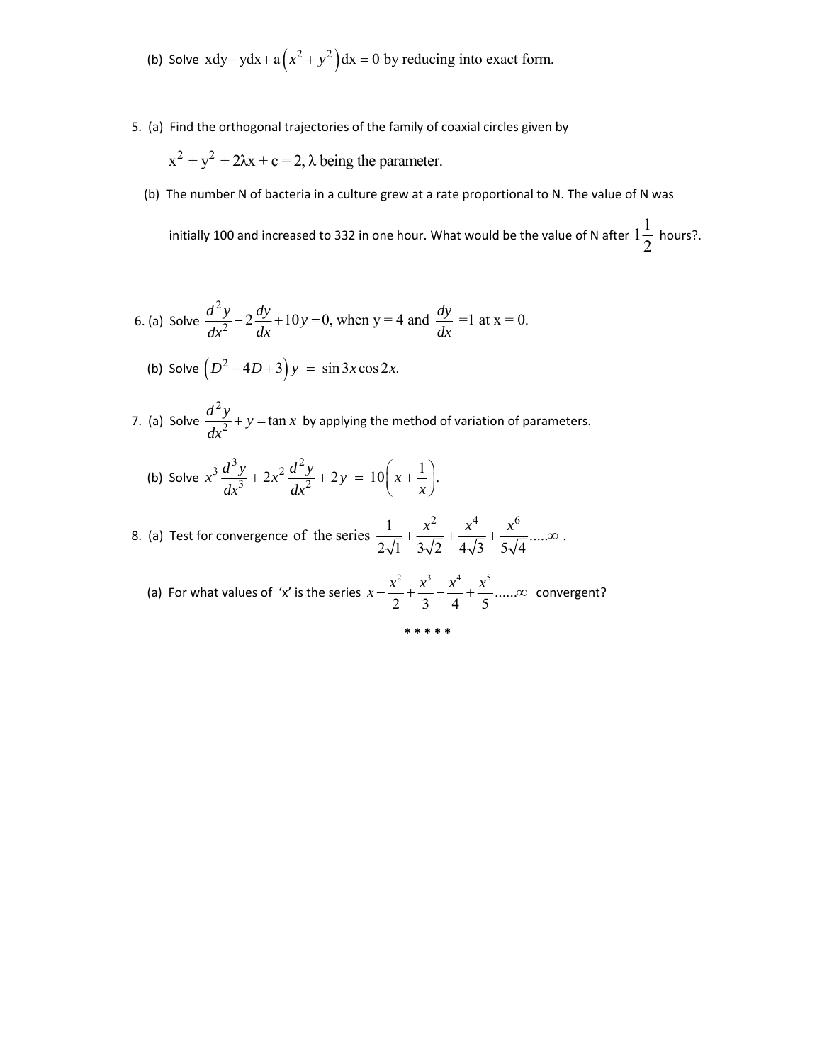(b) Solve $xdy - ydx + a\left(x^2 + y^2\right)dx = 0$ by reducing into exact form.

5. (a) Find the orthogonal trajectories of the family of coaxial circles given by

$$x^2 + y^2 + 2\lambda x + c = 2, \lambda \text{ being the parameter.}$$

(b) The number N of bacteria in a culture grew at a rate proportional to N. The value of N was initially 100 and increased to 332 in one hour. What would be the value of N after $1\frac{1}{2}$ hours?.

6. (a) Solve $\frac{d^2y}{dx^2} - 2\frac{dy}{dx} + 10y = 0$, when $y = 4$ and $\frac{dy}{dx} = 1$ at $x = 0$.

(b) Solve $\left(D^2 - 4D + 3\right)y = \sin 3x \cos 2x.$

7. (a) Solve $\frac{d^2y}{dx^2} + y = \tan x$ by applying the method of variation of parameters.

(b) Solve $x^3\frac{d^3y}{dx^3} + 2x^2\frac{d^2y}{dx^2} + 2y = 10\left(x + \frac{1}{x}\right).$

8. (a) Test for convergence of the series $\frac{1}{2\sqrt{1}} + \frac{x^2}{3\sqrt{2}} + \frac{x^4}{4\sqrt{3}} + \frac{x^6}{5\sqrt{4}}.....\infty$ .

(a) For what values of 'x' is the series $x - \frac{x^2}{2} + \frac{x^3}{3} - \frac{x^4}{4} + \frac{x^5}{5}......\infty$ convergent?

* * * * *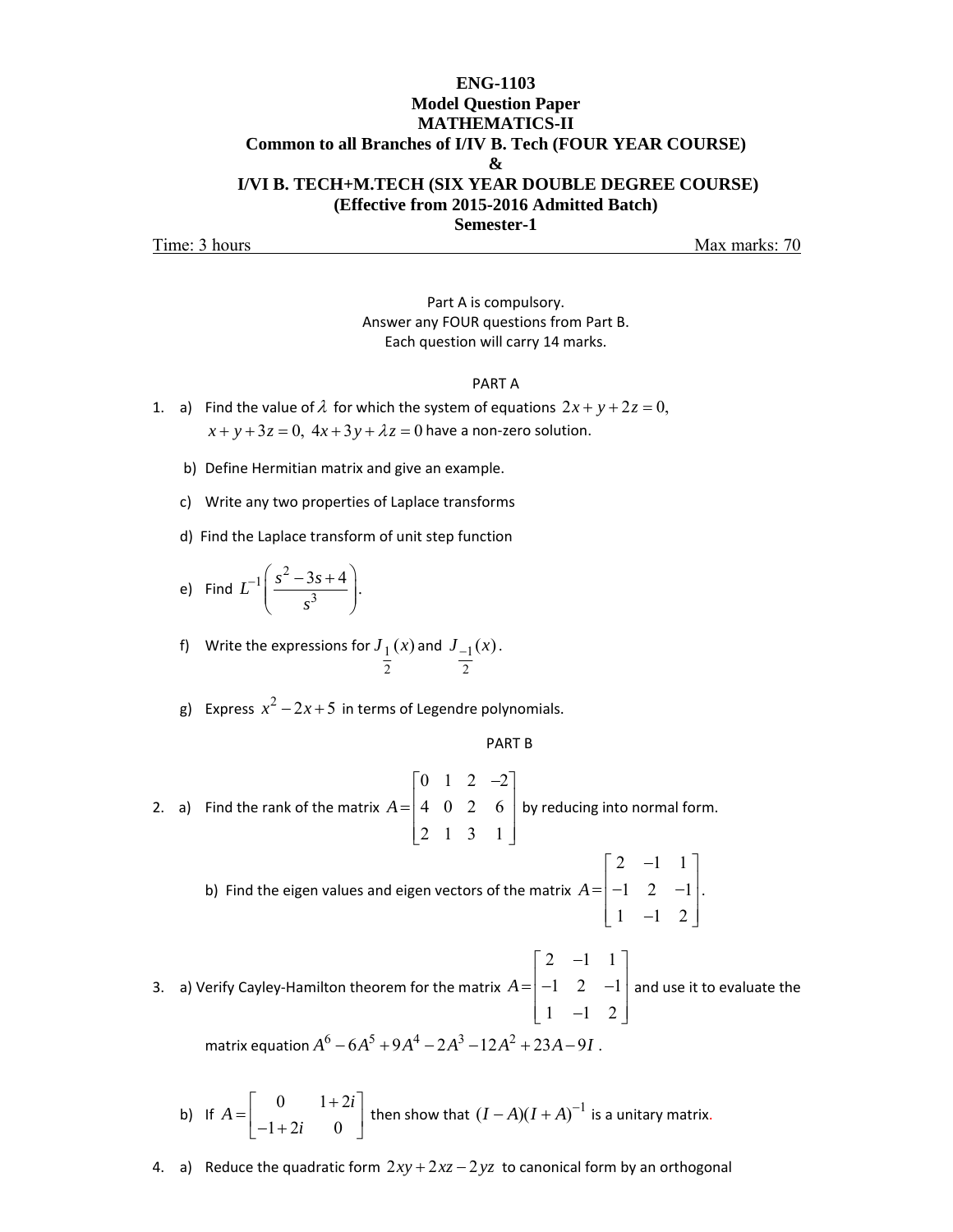**ENG-1103**
**Model Question Paper**
**MATHEMATICS-II**
**Common to all Branches of I/IV B. Tech (FOUR YEAR COURSE)**
**&**
**I/VI B. TECH+M.TECH (SIX YEAR DOUBLE DEGREE COURSE)**
**(Effective from 2015-2016 Admitted Batch)**
**Semester-1**

Time: 3 hours Max marks: 70

Part A is compulsory.
Answer any FOUR questions from Part B.
Each question will carry 14 marks.

PART A

1. a) Find the value of $\lambda$ for which the system of equations $2x + y + 2z = 0,$ $x + y + 3z = 0,\ 4x + 3y + \lambda z = 0$ have a non-zero solution.

   b) Define Hermitian matrix and give an example.

   c) Write any two properties of Laplace transforms

   d) Find the Laplace transform of unit step function

   e) Find $L^{-1}\left(\dfrac{s^2 - 3s + 4}{s^3}\right)$.

   f) Write the expressions for $J_{\frac{1}{2}}(x)$ and $J_{\frac{-1}{2}}(x)$.

   g) Express $x^2 - 2x + 5$ in terms of Legendre polynomials.

PART B

2. a) Find the rank of the matrix $A = \begin{bmatrix} 0 & 1 & 2 & -2 \\ 4 & 0 & 2 & 6 \\ 2 & 1 & 3 & 1 \end{bmatrix}$ by reducing into normal form.

   b) Find the eigen values and eigen vectors of the matrix $A = \begin{bmatrix} 2 & -1 & 1 \\ -1 & 2 & -1 \\ 1 & -1 & 2 \end{bmatrix}$.

3. a) Verify Cayley-Hamilton theorem for the matrix $A = \begin{bmatrix} 2 & -1 & 1 \\ -1 & 2 & -1 \\ 1 & -1 & 2 \end{bmatrix}$ and use it to evaluate the matrix equation $A^6 - 6A^5 + 9A^4 - 2A^3 - 12A^2 + 23A - 9I$ .

   b) If $A = \begin{bmatrix} 0 & 1+2i \\ -1+2i & 0 \end{bmatrix}$ then show that $(I - A)(I + A)^{-1}$ is a unitary matrix.

4. a) Reduce the quadratic form $2xy + 2xz - 2yz$ to canonical form by an orthogonal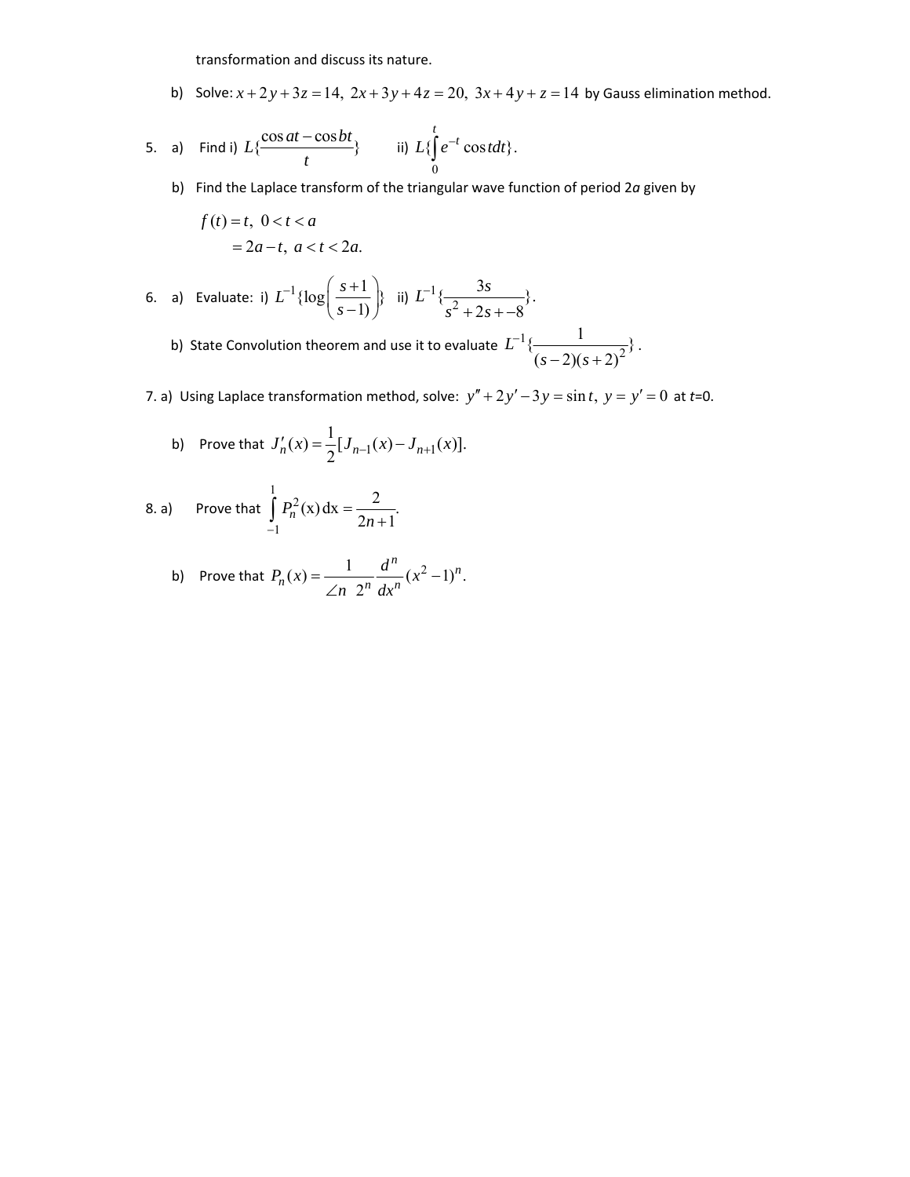transformation and discuss its nature.

b) Solve: $x+2y+3z=14,\ 2x+3y+4z=20,\ 3x+4y+z=14$ by Gauss elimination method.

5. a) Find i) $L\{\frac{\cos at-\cos bt}{t}\}$ ii) $L\{\int_0^t e^{-t}\cos t dt\}$.

b) Find the Laplace transform of the triangular wave function of period 2*a* given by

$$f(t)=t,\ 0<t<a$$
$$=2a-t,\ a<t<2a.$$

6. a) Evaluate: i) $L^{-1}\{\log\left(\frac{s+1}{s-1)}\right)\}$ ii) $L^{-1}\{\frac{3s}{s^2+2s+-8}\}$.

b) State Convolution theorem and use it to evaluate $L^{-1}\{\frac{1}{(s-2)(s+2)^2}\}$.

7. a) Using Laplace transformation method, solve: $y''+2y'-3y=\sin t,\ y=y'=0$ at *t*=0.

b) Prove that $J_n'(x)=\frac{1}{2}[J_{n-1}(x)-J_{n+1}(x)].$

8. a) Prove that $\int_{-1}^{1} P_n^2(x)\,dx=\frac{2}{2n+1}.$

b) Prove that $P_n(x)=\frac{1}{\angle n\ 2^n}\frac{d^n}{dx^n}(x^2-1)^n.$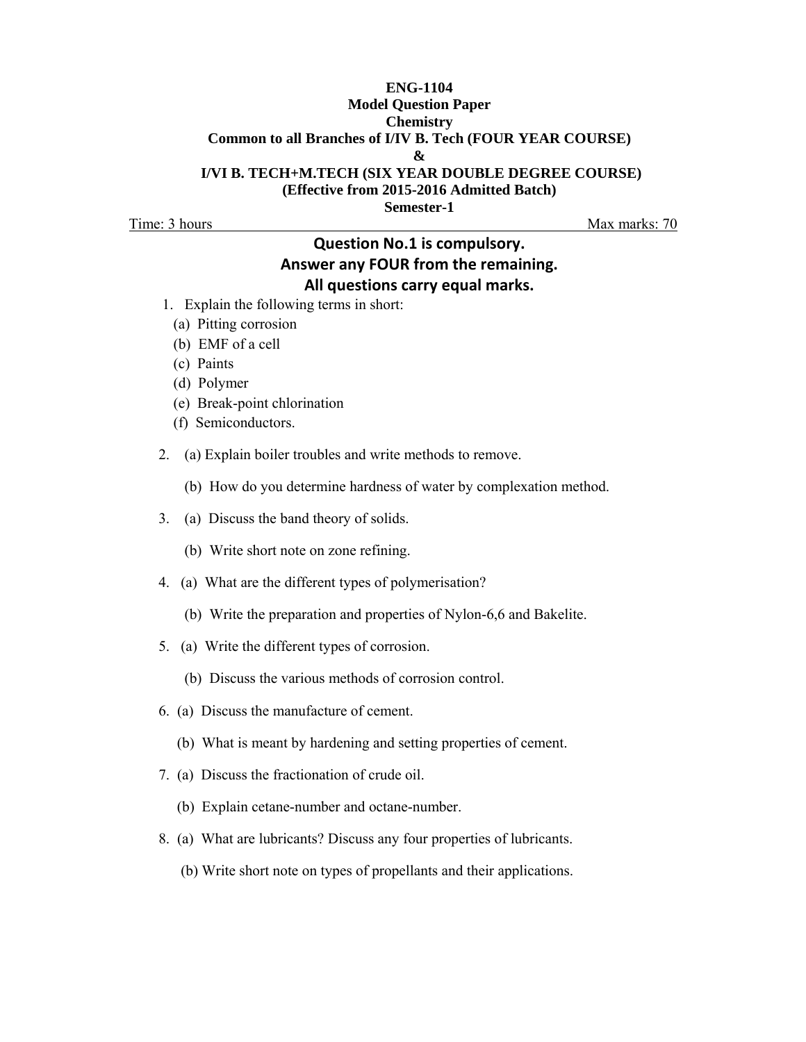**ENG-1104**

**Model Question Paper**

**Chemistry**

**Common to all Branches of I/IV B. Tech (FOUR YEAR COURSE)**

**&**

**I/VI B. TECH+M.TECH (SIX YEAR DOUBLE DEGREE COURSE)**

**(Effective from 2015-2016 Admitted Batch)**

**Semester-1**

Time: 3 hours | Max marks: 70

**Question No.1 is compulsory.**

**Answer any FOUR from the remaining.**

**All questions carry equal marks.**

1. Explain the following terms in short:
   - (a) Pitting corrosion
   - (b) EMF of a cell
   - (c) Paints
   - (d) Polymer
   - (e) Break-point chlorination
   - (f) Semiconductors.

2. (a) Explain boiler troubles and write methods to remove.

   (b) How do you determine hardness of water by complexation method.

3. (a) Discuss the band theory of solids.

   (b) Write short note on zone refining.

4. (a) What are the different types of polymerisation?

   (b) Write the preparation and properties of Nylon-6,6 and Bakelite.

5. (a) Write the different types of corrosion.

   (b) Discuss the various methods of corrosion control.

6. (a) Discuss the manufacture of cement.

   (b) What is meant by hardening and setting properties of cement.

7. (a) Discuss the fractionation of crude oil.

   (b) Explain cetane-number and octane-number.

8. (a) What are lubricants? Discuss any four properties of lubricants.

   (b) Write short note on types of propellants and their applications.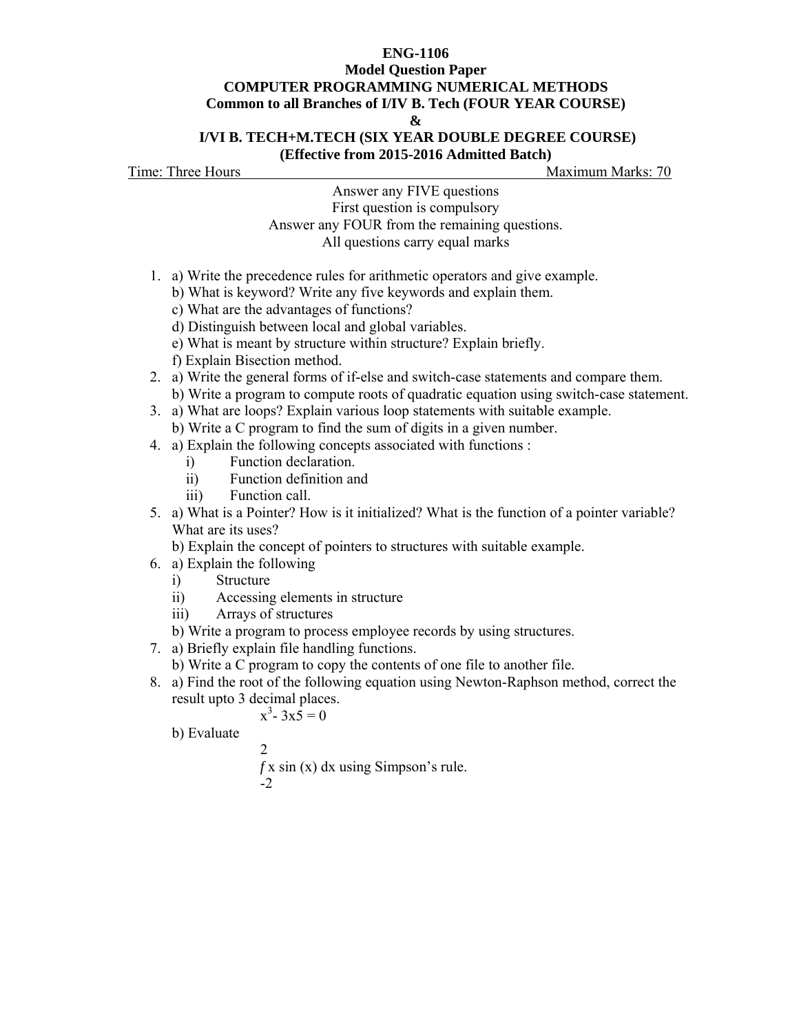**ENG-1106**

**Model Question Paper**

**COMPUTER PROGRAMMING NUMERICAL METHODS**

**Common to all Branches of I/IV B. Tech (FOUR YEAR COURSE)**

**&**

**I/VI B. TECH+M.TECH (SIX YEAR DOUBLE DEGREE COURSE)**

**(Effective from 2015-2016 Admitted Batch)**

Time: Three Hours Maximum Marks: 70

Answer any FIVE questions
First question is compulsory
Answer any FOUR from the remaining questions.
All questions carry equal marks

1. a) Write the precedence rules for arithmetic operators and give example.
   b) What is keyword? Write any five keywords and explain them.
   c) What are the advantages of functions?
   d) Distinguish between local and global variables.
   e) What is meant by structure within structure? Explain briefly.
   f) Explain Bisection method.
2. a) Write the general forms of if-else and switch-case statements and compare them.
   b) Write a program to compute roots of quadratic equation using switch-case statement.
3. a) What are loops? Explain various loop statements with suitable example.
   b) Write a C program to find the sum of digits in a given number.
4. a) Explain the following concepts associated with functions :
   i) Function declaration.
   ii) Function definition and
   iii) Function call.
5. a) What is a Pointer? How is it initialized? What is the function of a pointer variable? What are its uses?
   b) Explain the concept of pointers to structures with suitable example.
6. a) Explain the following
   i) Structure
   ii) Accessing elements in structure
   iii) Arrays of structures
   b) Write a program to process employee records by using structures.
7. a) Briefly explain file handling functions.
   b) Write a C program to copy the contents of one file to another file.
8. a) Find the root of the following equation using Newton-Raphson method, correct the result upto 3 decimal places.

   $$x^3 - 3x5 = 0$$

   b) Evaluate

   $$\int_{-2}^{2} x \sin(x)\, dx$$ using Simpson's rule.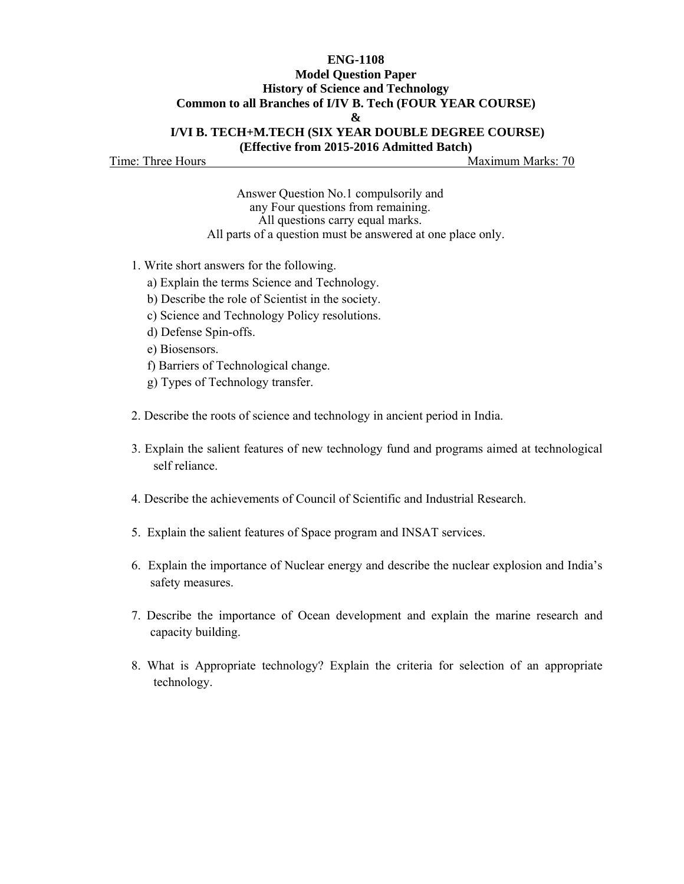**ENG-1108**

**Model Question Paper**

**History of Science and Technology**

**Common to all Branches of I/IV B. Tech (FOUR YEAR COURSE)**

**&**

**I/VI B. TECH+M.TECH (SIX YEAR DOUBLE DEGREE COURSE)**

**(Effective from 2015-2016 Admitted Batch)**

Time: Three Hours Maximum Marks: 70

Answer Question No.1 compulsorily and
any Four questions from remaining.
All questions carry equal marks.
All parts of a question must be answered at one place only.

1. Write short answers for the following.
   a) Explain the terms Science and Technology.
   b) Describe the role of Scientist in the society.
   c) Science and Technology Policy resolutions.
   d) Defense Spin-offs.
   e) Biosensors.
   f) Barriers of Technological change.
   g) Types of Technology transfer.

2. Describe the roots of science and technology in ancient period in India.

3. Explain the salient features of new technology fund and programs aimed at technological self reliance.

4. Describe the achievements of Council of Scientific and Industrial Research.

5. Explain the salient features of Space program and INSAT services.

6. Explain the importance of Nuclear energy and describe the nuclear explosion and India's safety measures.

7. Describe the importance of Ocean development and explain the marine research and capacity building.

8. What is Appropriate technology? Explain the criteria for selection of an appropriate technology.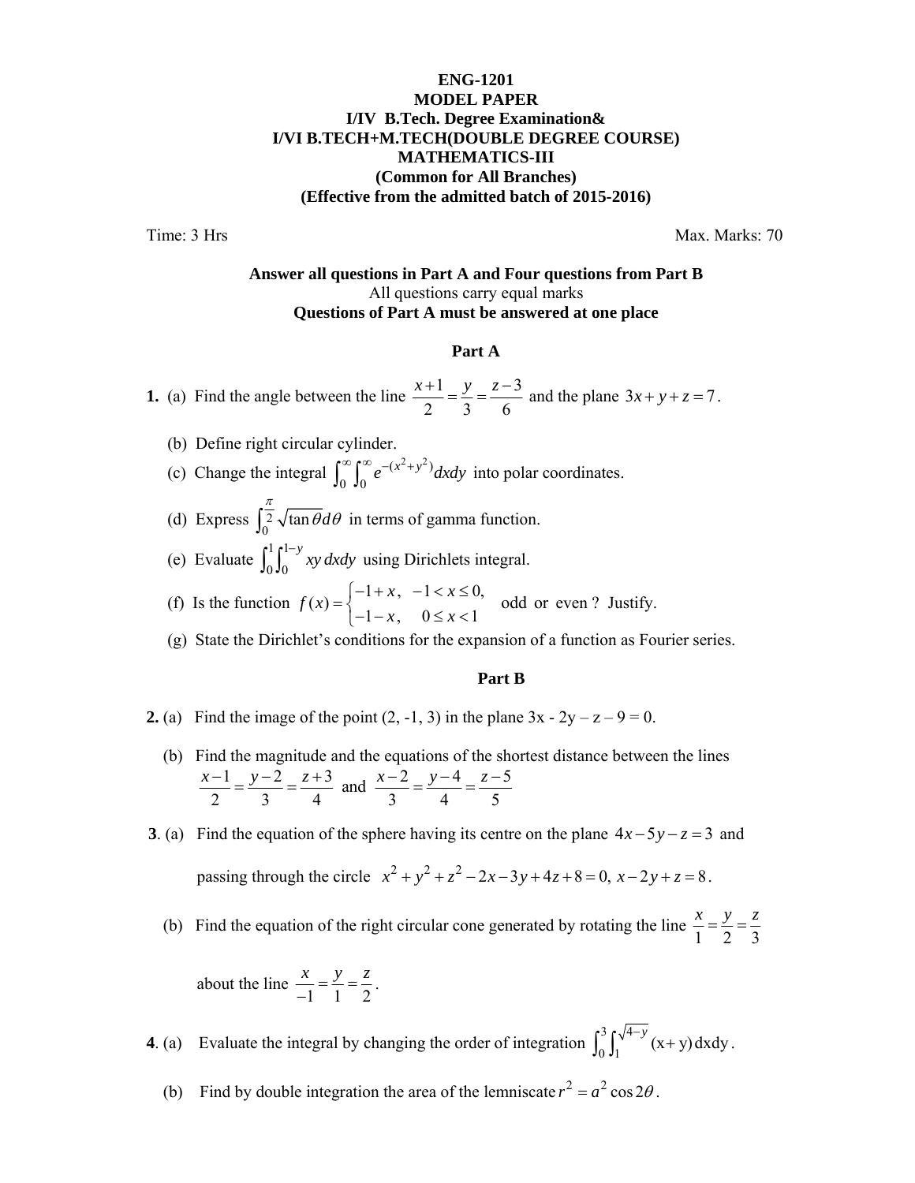**ENG-1201**
**MODEL PAPER**
**I/IV B.Tech. Degree Examination&**
**I/VI B.TECH+M.TECH(DOUBLE DEGREE COURSE)**
**MATHEMATICS-III**
**(Common for All Branches)**
**(Effective from the admitted batch of 2015-2016)**

Time: 3 Hrs — Max. Marks: 70

**Answer all questions in Part A and Four questions from Part B**
All questions carry equal marks
**Questions of Part A must be answered at one place**

## Part A

**1.** (a) Find the angle between the line $\frac{x+1}{2}=\frac{y}{3}=\frac{z-3}{6}$ and the plane $3x+y+z=7$.

(b) Define right circular cylinder.

(c) Change the integral $\int_0^\infty\int_0^\infty e^{-(x^2+y^2)}dxdy$ into polar coordinates.

(d) Express $\int_0^{\frac{\pi}{2}}\sqrt{\tan\theta}d\theta$ in terms of gamma function.

(e) Evaluate $\int_0^1\int_0^{1-y} xy\,dxdy$ using Dirichlets integral.

(f) Is the function $f(x)=\begin{cases}-1+x, & -1<x\le 0,\\ -1-x, & 0\le x<1\end{cases}$ odd or even ? Justify.

(g) State the Dirichlet's conditions for the expansion of a function as Fourier series.

## Part B

**2.** (a) Find the image of the point (2, -1, 3) in the plane 3x - 2y – z – 9 = 0.

(b) Find the magnitude and the equations of the shortest distance between the lines $\frac{x-1}{2}=\frac{y-2}{3}=\frac{z+3}{4}$ and $\frac{x-2}{3}=\frac{y-4}{4}=\frac{z-5}{5}$

**3.** (a) Find the equation of the sphere having its centre on the plane $4x-5y-z=3$ and passing through the circle $x^2+y^2+z^2-2x-3y+4z+8=0,\ x-2y+z=8$.

(b) Find the equation of the right circular cone generated by rotating the line $\frac{x}{1}=\frac{y}{2}=\frac{z}{3}$ about the line $\frac{x}{-1}=\frac{y}{1}=\frac{z}{2}$.

**4.** (a) Evaluate the integral by changing the order of integration $\int_0^3\int_1^{\sqrt{4-y}}(x+y)\,dxdy$.

(b) Find by double integration the area of the lemniscate $r^2=a^2\cos 2\theta$.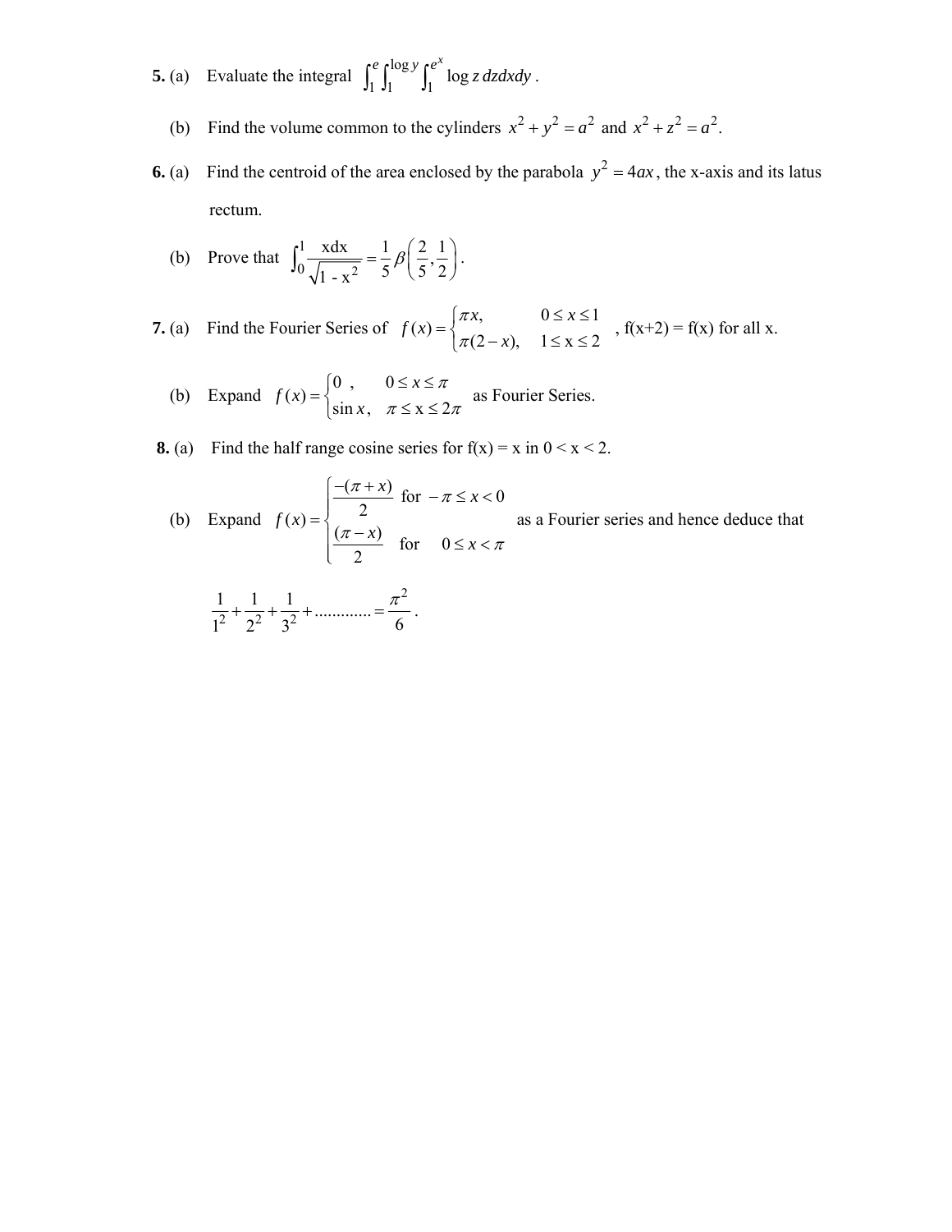**5.** (a) Evaluate the integral $\int_1^e \int_1^{\log y} \int_1^{e^x} \log z \, dz dx dy$.

(b) Find the volume common to the cylinders $x^2 + y^2 = a^2$ and $x^2 + z^2 = a^2$.

**6.** (a) Find the centroid of the area enclosed by the parabola $y^2 = 4ax$, the x-axis and its latus rectum.

(b) Prove that $\int_0^1 \frac{\text{xdx}}{\sqrt{1 - \text{x}^2}} = \frac{1}{5}\beta\left(\frac{2}{5}, \frac{1}{2}\right)$.

**7.** (a) Find the Fourier Series of $f(x) = \begin{cases} \pi x, & 0 \le x \le 1 \\ \pi(2-x), & 1 \le x \le 2 \end{cases}$, f(x+2) = f(x) for all x.

(b) Expand $f(x) = \begin{cases} 0, & 0 \le x \le \pi \\ \sin x, & \pi \le x \le 2\pi \end{cases}$ as Fourier Series.

**8.** (a) Find the half range cosine series for f(x) = x in 0 < x < 2.

(b) Expand $f(x) = \begin{cases} \frac{-(\pi + x)}{2} & \text{for } -\pi \le x < 0 \\ \frac{(\pi - x)}{2} & \text{for } \quad 0 \le x < \pi \end{cases}$ as a Fourier series and hence deduce that

$$\frac{1}{1^2} + \frac{1}{2^2} + \frac{1}{3^2} + \dots\dots\dots\dots = \frac{\pi^2}{6}.$$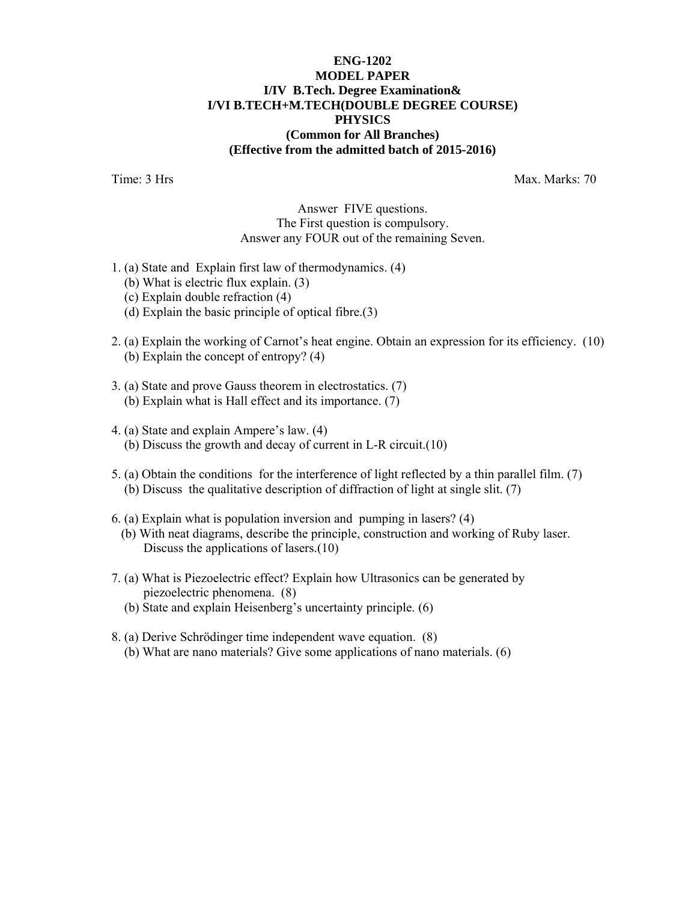**ENG-1202**

**MODEL PAPER**

**I/IV B.Tech. Degree Examination&**

**I/VI B.TECH+M.TECH(DOUBLE DEGREE COURSE)**

**PHYSICS**

**(Common for All Branches)**

**(Effective from the admitted batch of 2015-2016)**

Time: 3 Hrs Max. Marks: 70

Answer FIVE questions.
The First question is compulsory.
Answer any FOUR out of the remaining Seven.

1. (a) State and Explain first law of thermodynamics. (4)
   (b) What is electric flux explain. (3)
   (c) Explain double refraction (4)
   (d) Explain the basic principle of optical fibre.(3)

2. (a) Explain the working of Carnot's heat engine. Obtain an expression for its efficiency. (10)
   (b) Explain the concept of entropy? (4)

3. (a) State and prove Gauss theorem in electrostatics. (7)
   (b) Explain what is Hall effect and its importance. (7)

4. (a) State and explain Ampere's law. (4)
   (b) Discuss the growth and decay of current in L-R circuit.(10)

5. (a) Obtain the conditions for the interference of light reflected by a thin parallel film. (7)
   (b) Discuss the qualitative description of diffraction of light at single slit. (7)

6. (a) Explain what is population inversion and pumping in lasers? (4)
   (b) With neat diagrams, describe the principle, construction and working of Ruby laser. Discuss the applications of lasers.(10)

7. (a) What is Piezoelectric effect? Explain how Ultrasonics can be generated by piezoelectric phenomena. (8)
   (b) State and explain Heisenberg's uncertainty principle. (6)

8. (a) Derive Schrödinger time independent wave equation. (8)
   (b) What are nano materials? Give some applications of nano materials. (6)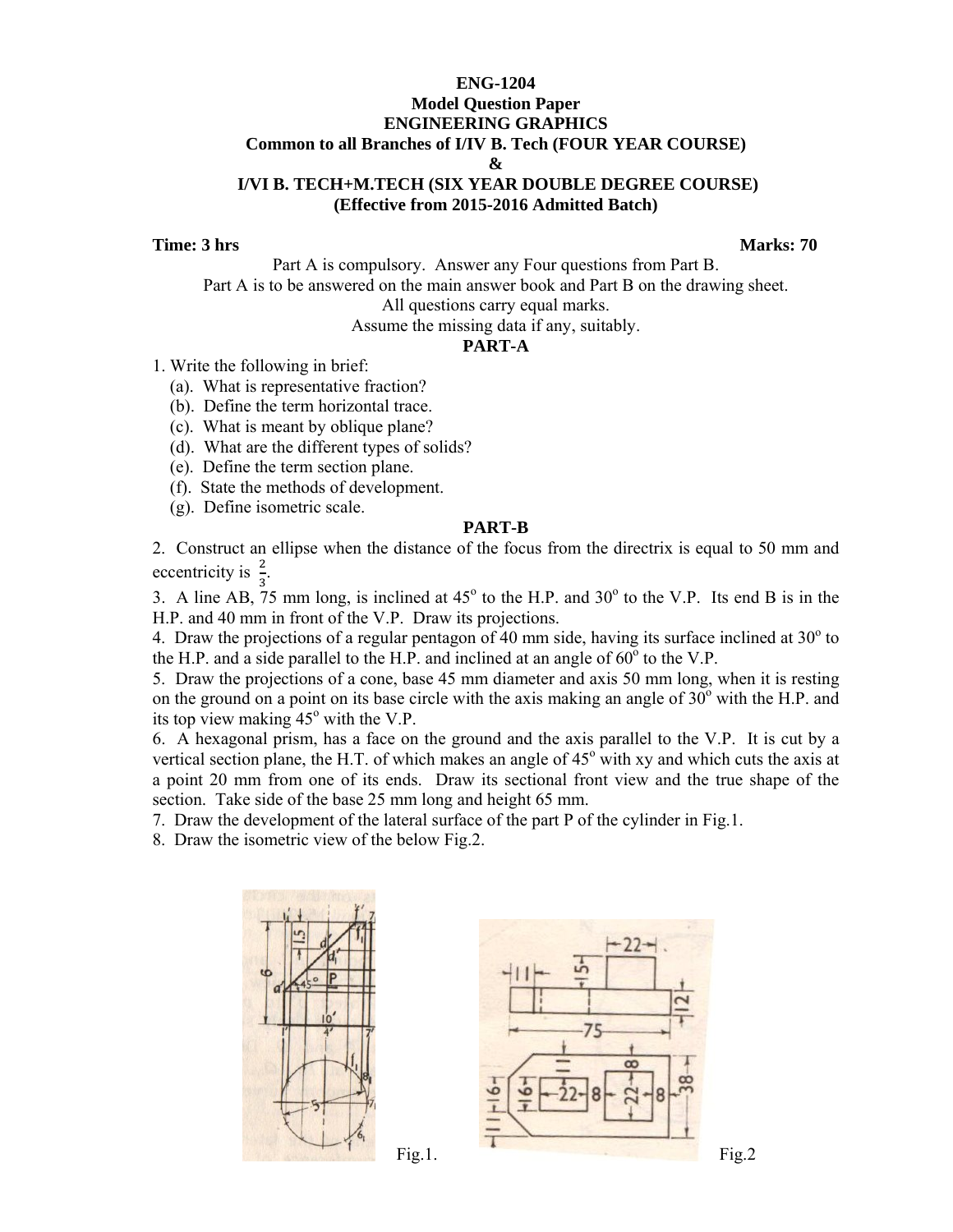**ENG-1204**

**Model Question Paper**

**ENGINEERING GRAPHICS**

**Common to all Branches of I/IV B. Tech (FOUR YEAR COURSE)**

**&**

**I/VI B. TECH+M.TECH (SIX YEAR DOUBLE DEGREE COURSE)**

**(Effective from 2015-2016 Admitted Batch)**

**Time: 3 hrs** **Marks: 70**

Part A is compulsory. Answer any Four questions from Part B.

Part A is to be answered on the main answer book and Part B on the drawing sheet.

All questions carry equal marks.

Assume the missing data if any, suitably.

**PART-A**

1. Write the following in brief:
   (a). What is representative fraction?
   (b). Define the term horizontal trace.
   (c). What is meant by oblique plane?
   (d). What are the different types of solids?
   (e). Define the term section plane.
   (f). State the methods of development.
   (g). Define isometric scale.

**PART-B**

2. Construct an ellipse when the distance of the focus from the directrix is equal to 50 mm and eccentricity is $\frac{2}{3}$.
3. A line AB, 75 mm long, is inclined at 45$^o$ to the H.P. and 30$^o$ to the V.P. Its end B is in the H.P. and 40 mm in front of the V.P. Draw its projections.
4. Draw the projections of a regular pentagon of 40 mm side, having its surface inclined at 30$^o$ to the H.P. and a side parallel to the H.P. and inclined at an angle of 60$^o$ to the V.P.
5. Draw the projections of a cone, base 45 mm diameter and axis 50 mm long, when it is resting on the ground on a point on its base circle with the axis making an angle of 30$^o$ with the H.P. and its top view making 45$^o$ with the V.P.
6. A hexagonal prism, has a face on the ground and the axis parallel to the V.P. It is cut by a vertical section plane, the H.T. of which makes an angle of 45$^o$ with xy and which cuts the axis at a point 20 mm from one of its ends. Draw its sectional front view and the true shape of the section. Take side of the base 25 mm long and height 65 mm.
7. Draw the development of the lateral surface of the part P of the cylinder in Fig.1.
8. Draw the isometric view of the below Fig.2.

Fig.1.

Fig.2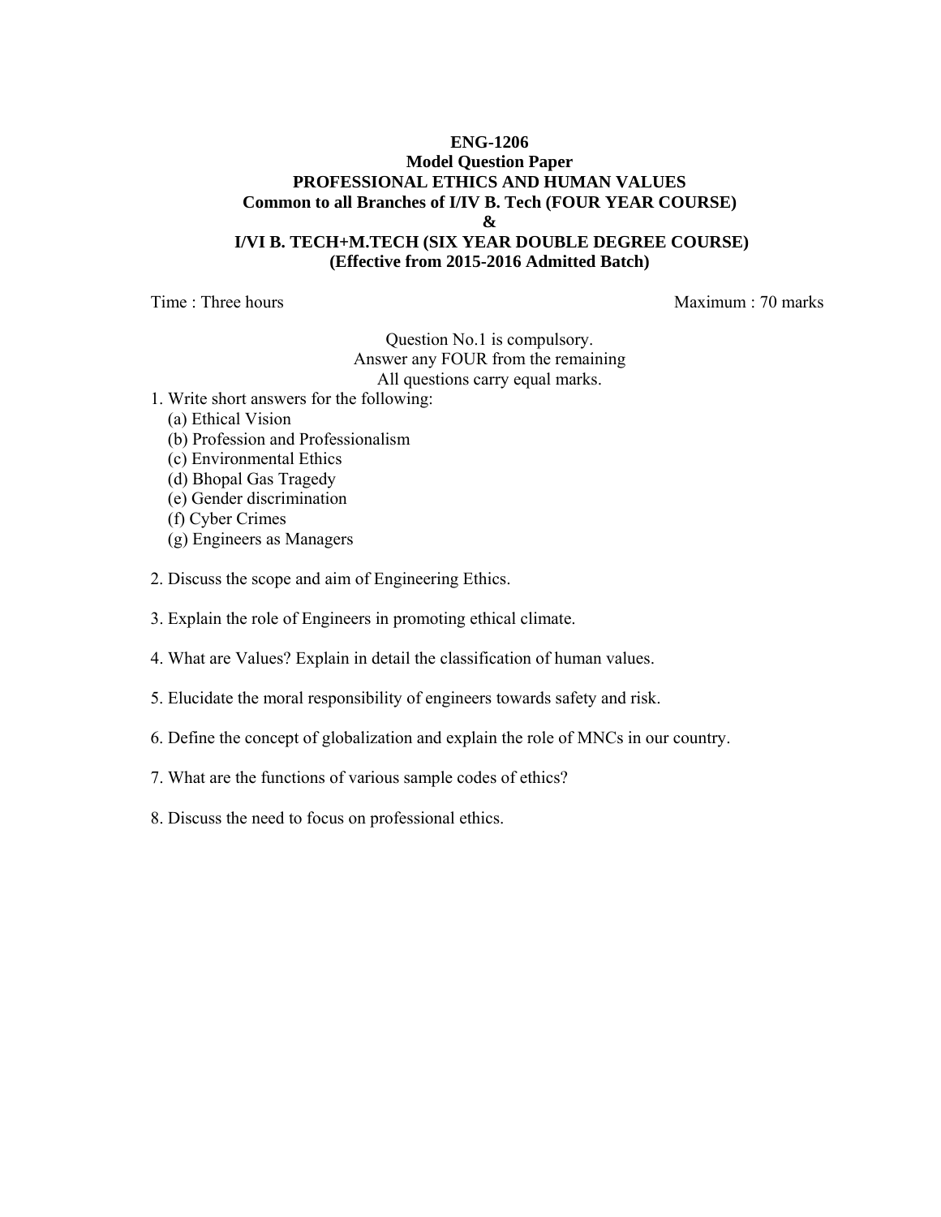**ENG-1206**

**Model Question Paper**

**PROFESSIONAL ETHICS AND HUMAN VALUES**

**Common to all Branches of I/IV B. Tech (FOUR YEAR COURSE)**

**&**

**I/VI B. TECH+M.TECH (SIX YEAR DOUBLE DEGREE COURSE)**

**(Effective from 2015-2016 Admitted Batch)**

Time : Three hours Maximum : 70 marks

Question No.1 is compulsory.
Answer any FOUR from the remaining
All questions carry equal marks.

1. Write short answers for the following:
   (a) Ethical Vision
   (b) Profession and Professionalism
   (c) Environmental Ethics
   (d) Bhopal Gas Tragedy
   (e) Gender discrimination
   (f) Cyber Crimes
   (g) Engineers as Managers

2. Discuss the scope and aim of Engineering Ethics.

3. Explain the role of Engineers in promoting ethical climate.

4. What are Values? Explain in detail the classification of human values.

5. Elucidate the moral responsibility of engineers towards safety and risk.

6. Define the concept of globalization and explain the role of MNCs in our country.

7. What are the functions of various sample codes of ethics?

8. Discuss the need to focus on professional ethics.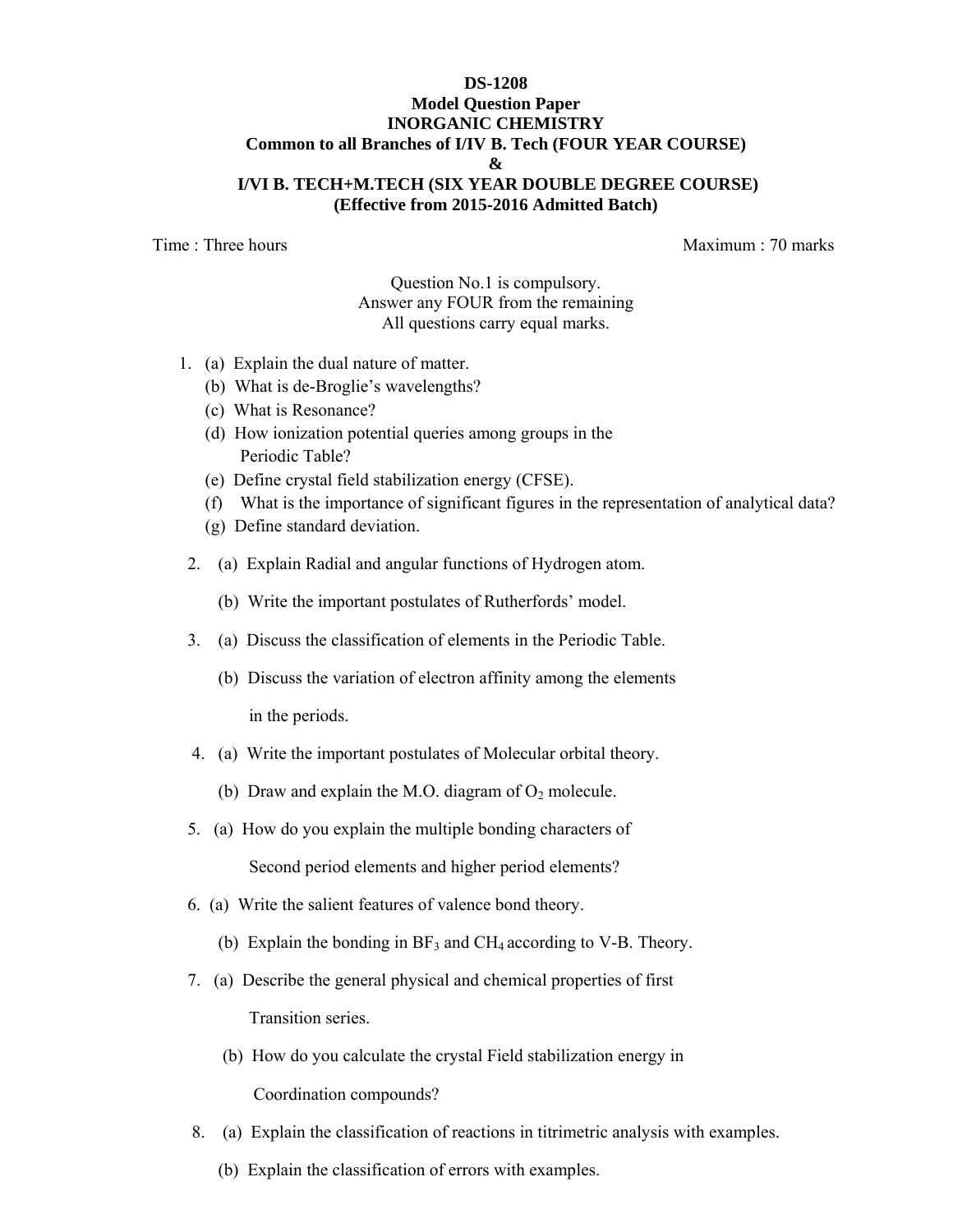**DS-1208**

**Model Question Paper**

**INORGANIC CHEMISTRY**

**Common to all Branches of I/IV B. Tech (FOUR YEAR COURSE)**

**&**

**I/VI B. TECH+M.TECH (SIX YEAR DOUBLE DEGREE COURSE)**

**(Effective from 2015-2016 Admitted Batch)**

Time : Three hours | Maximum : 70 marks

Question No.1 is compulsory.
Answer any FOUR from the remaining
All questions carry equal marks.

1. (a) Explain the dual nature of matter.
   (b) What is de-Broglie's wavelengths?
   (c) What is Resonance?
   (d) How ionization potential queries among groups in the Periodic Table?
   (e) Define crystal field stabilization energy (CFSE).
   (f) What is the importance of significant figures in the representation of analytical data?
   (g) Define standard deviation.

2. (a) Explain Radial and angular functions of Hydrogen atom.

   (b) Write the important postulates of Rutherfords' model.

3. (a) Discuss the classification of elements in the Periodic Table.

   (b) Discuss the variation of electron affinity among the elements in the periods.

4. (a) Write the important postulates of Molecular orbital theory.

   (b) Draw and explain the M.O. diagram of $O_2$ molecule.

5. (a) How do you explain the multiple bonding characters of Second period elements and higher period elements?

6. (a) Write the salient features of valence bond theory.

   (b) Explain the bonding in $BF_3$ and $CH_4$ according to V-B. Theory.

7. (a) Describe the general physical and chemical properties of first Transition series.

   (b) How do you calculate the crystal Field stabilization energy in Coordination compounds?

8. (a) Explain the classification of reactions in titrimetric analysis with examples.

   (b) Explain the classification of errors with examples.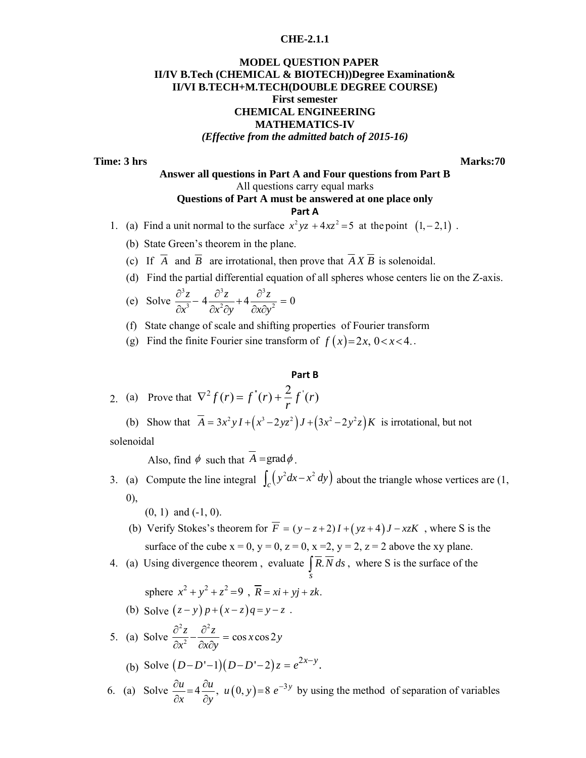**CHE-2.1.1**

**MODEL QUESTION PAPER**
**II/IV B.Tech (CHEMICAL & BIOTECH))Degree Examination&**
**II/VI B.TECH+M.TECH(DOUBLE DEGREE COURSE)**
**First semester**
**CHEMICAL ENGINEERING**
**MATHEMATICS-IV**
***(Effective from the admitted batch of 2015-16)***

**Time: 3 hrs** **Marks:70**

**Answer all questions in Part A and Four questions from Part B**
All questions carry equal marks
**Questions of Part A must be answered at one place only**

**Part A**

1. (a) Find a unit normal to the surface $x^2yz + 4xz^2 = 5$ at the point $(1,-2,1)$ .
   (b) State Green's theorem in the plane.
   (c) If $\overline{A}$ and $\overline{B}$ are irrotational, then prove that $\overline{A}\,X\,\overline{B}$ is solenoidal.
   (d) Find the partial differential equation of all spheres whose centers lie on the Z-axis.
   (e) Solve $\dfrac{\partial^3 z}{\partial x^3} - 4\dfrac{\partial^3 z}{\partial x^2 \partial y} + 4\dfrac{\partial^3 z}{\partial x \partial y^2} = 0$
   (f) State change of scale and shifting properties of Fourier transform
   (g) Find the finite Fourier sine transform of $f(x) = 2x,\ 0 < x < 4.$.

**Part B**

2. (a) Prove that $\nabla^2 f(r) = f''(r) + \dfrac{2}{r} f'(r)$
   (b) Show that $\overline{A} = 3x^2y\,I + \left(x^3 - 2yz^2\right)J + \left(3x^2 - 2y^2z\right)K$ is irrotational, but not solenoidal
   Also, find $\phi$ such that $\overline{A} = \text{grad}\,\phi$.
3. (a) Compute the line integral $\int_c \left(y^2dx - x^2\,dy\right)$ about the triangle whose vertices are (1, 0), (0, 1) and (-1, 0).
   (b) Verify Stokes's theorem for $\overline{F} = (y - z + 2)\,I + \left(yz + 4\right)J - xzK$ , where S is the surface of the cube x = 0, y = 0, z = 0, x =2, y = 2, z = 2 above the xy plane.
4. (a) Using divergence theorem , evaluate $\int_S \overline{R}.\overline{N}\,ds$ , where S is the surface of the sphere $x^2 + y^2 + z^2 = 9$ , $\overline{R} = xi + yj + zk.$
   (b) Solve $(z - y)\,p + (x - z)\,q = y - z$ .
5. (a) Solve $\dfrac{\partial^2 z}{\partial x^2} - \dfrac{\partial^2 z}{\partial x \partial y} = \cos x \cos 2y$
   (b) Solve $(D - D' - 1)(D - D' - 2)\,z = e^{2x-y}$.
6. (a) Solve $\dfrac{\partial u}{\partial x} = 4\dfrac{\partial u}{\partial y},\ u(0, y) = 8\,e^{-3y}$ by using the method of separation of variables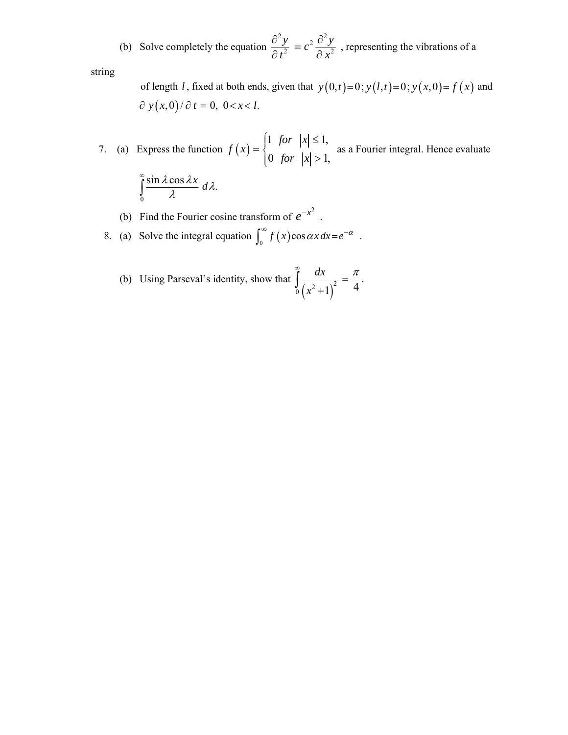(b) Solve completely the equation $\frac{\partial^2 y}{\partial t^2} = c^2 \frac{\partial^2 y}{\partial x^2}$ , representing the vibrations of a string

of length $l$, fixed at both ends, given that $y(0,t)=0; y(l,t)=0; y(x,0)=f(x)$ and $\partial y(x,0)/\partial t = 0, \ 0<x<l.$

7. (a) Express the function $f(x) = \begin{cases} 1 & for \ |x| \le 1, \\ 0 & for \ |x| > 1, \end{cases}$ as a Fourier integral. Hence evaluate

$$\int_0^\infty \frac{\sin\lambda \cos\lambda x}{\lambda} d\lambda.$$

(b) Find the Fourier cosine transform of $e^{-x^2}$ .

8. (a) Solve the integral equation $\int_0^\infty f(x)\cos\alpha x \, dx = e^{-\alpha}$ .

(b) Using Parseval's identity, show that $\int_0^\infty \frac{dx}{(x^2+1)^2} = \frac{\pi}{4}.$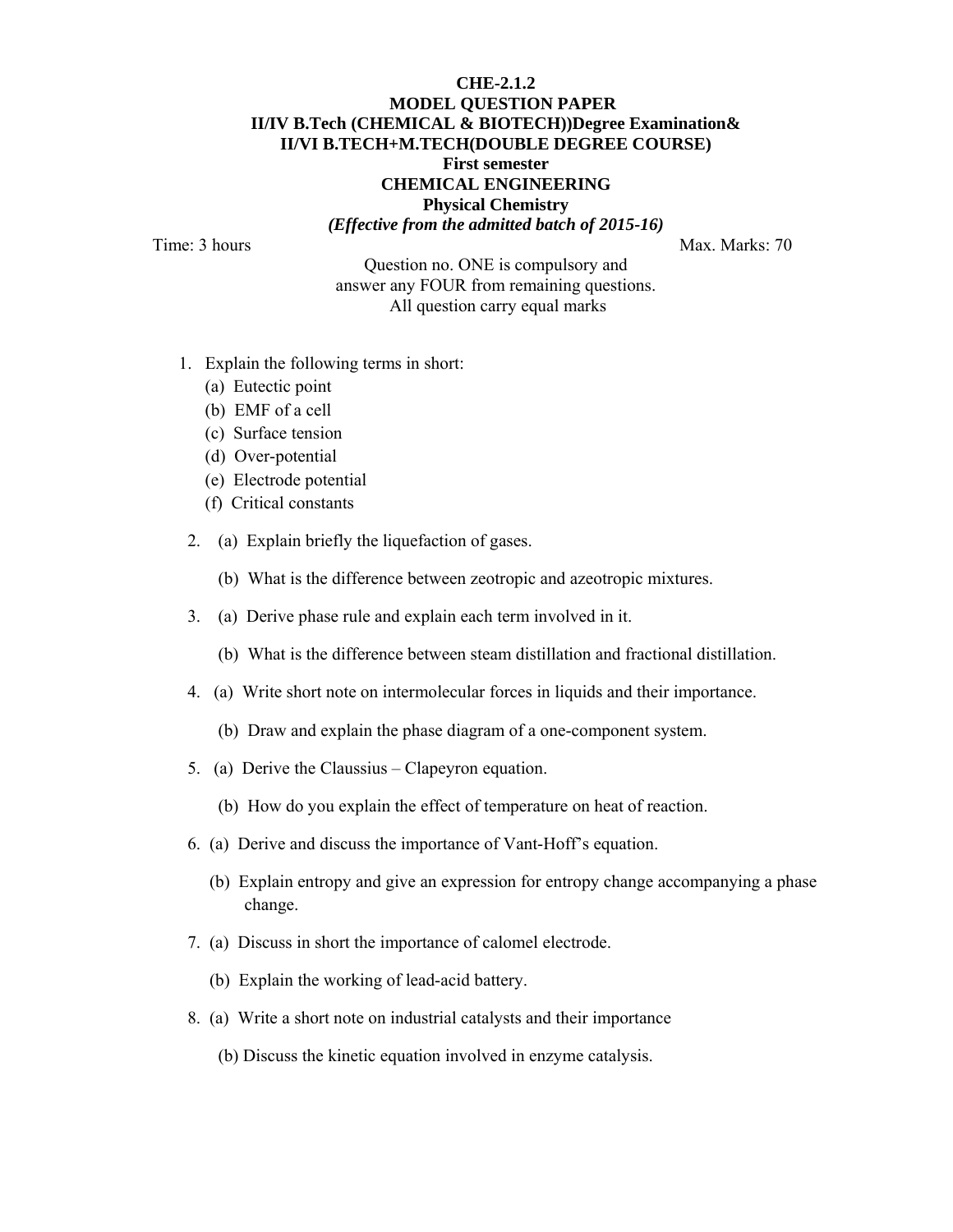**CHE-2.1.2**

**MODEL QUESTION PAPER**

**II/IV B.Tech (CHEMICAL & BIOTECH))Degree Examination&**

**II/VI B.TECH+M.TECH(DOUBLE DEGREE COURSE)**

**First semester**

**CHEMICAL ENGINEERING**

**Physical Chemistry**

***(Effective from the admitted batch of 2015-16)***

Time: 3 hours Max. Marks: 70

Question no. ONE is compulsory and answer any FOUR from remaining questions. All question carry equal marks

1. Explain the following terms in short:
   (a) Eutectic point
   (b) EMF of a cell
   (c) Surface tension
   (d) Over-potential
   (e) Electrode potential
   (f) Critical constants

2. (a) Explain briefly the liquefaction of gases.

   (b) What is the difference between zeotropic and azeotropic mixtures.

3. (a) Derive phase rule and explain each term involved in it.

   (b) What is the difference between steam distillation and fractional distillation.

4. (a) Write short note on intermolecular forces in liquids and their importance.

   (b) Draw and explain the phase diagram of a one-component system.

5. (a) Derive the Claussius – Clapeyron equation.

   (b) How do you explain the effect of temperature on heat of reaction.

6. (a) Derive and discuss the importance of Vant-Hoff's equation.

   (b) Explain entropy and give an expression for entropy change accompanying a phase change.

7. (a) Discuss in short the importance of calomel electrode.

   (b) Explain the working of lead-acid battery.

8. (a) Write a short note on industrial catalysts and their importance

   (b) Discuss the kinetic equation involved in enzyme catalysis.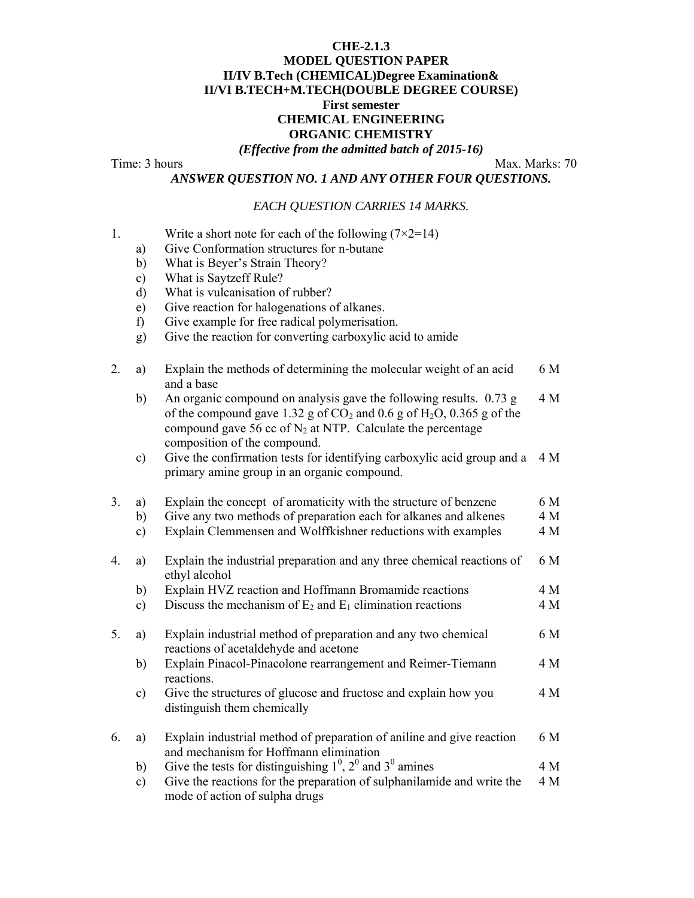**CHE-2.1.3**

**MODEL QUESTION PAPER**

**II/IV B.Tech (CHEMICAL)Degree Examination&**

**II/VI B.TECH+M.TECH(DOUBLE DEGREE COURSE)**

**First semester**

**CHEMICAL ENGINEERING**

**ORGANIC CHEMISTRY**

***(Effective from the admitted batch of 2015-16)***

Time: 3 hours Max. Marks: 70

***ANSWER QUESTION NO. 1 AND ANY OTHER FOUR QUESTIONS.***

*EACH QUESTION CARRIES 14 MARKS.*

1. Write a short note for each of the following (7×2=14)
   - a) Give Conformation structures for n-butane
   - b) What is Beyer's Strain Theory?
   - c) What is Saytzeff Rule?
   - d) What is vulcanisation of rubber?
   - e) Give reaction for halogenations of alkanes.
   - f) Give example for free radical polymerisation.
   - g) Give the reaction for converting carboxylic acid to amide

2.
   - a) Explain the methods of determining the molecular weight of an acid and a base — 6 M
   - b) An organic compound on analysis gave the following results. 0.73 g of the compound gave 1.32 g of $CO_2$ and 0.6 g of $H_2O$, 0.365 g of the compound gave 56 cc of $N_2$ at NTP. Calculate the percentage composition of the compound. — 4 M
   - c) Give the confirmation tests for identifying carboxylic acid group and a primary amine group in an organic compound. — 4 M

3.
   - a) Explain the concept of aromaticity with the structure of benzene — 6 M
   - b) Give any two methods of preparation each for alkanes and alkenes — 4 M
   - c) Explain Clemmensen and Wolffkishner reductions with examples — 4 M

4.
   - a) Explain the industrial preparation and any three chemical reactions of ethyl alcohol — 6 M
   - b) Explain HVZ reaction and Hoffmann Bromamide reactions — 4 M
   - c) Discuss the mechanism of $E_2$ and $E_1$ elimination reactions — 4 M

5.
   - a) Explain industrial method of preparation and any two chemical reactions of acetaldehyde and acetone — 6 M
   - b) Explain Pinacol-Pinacolone rearrangement and Reimer-Tiemann reactions. — 4 M
   - c) Give the structures of glucose and fructose and explain how you distinguish them chemically — 4 M

6.
   - a) Explain industrial method of preparation of aniline and give reaction and mechanism for Hoffmann elimination — 6 M
   - b) Give the tests for distinguishing $1^0$, $2^0$ and $3^0$ amines — 4 M
   - c) Give the reactions for the preparation of sulphanilamide and write the mode of action of sulpha drugs — 4 M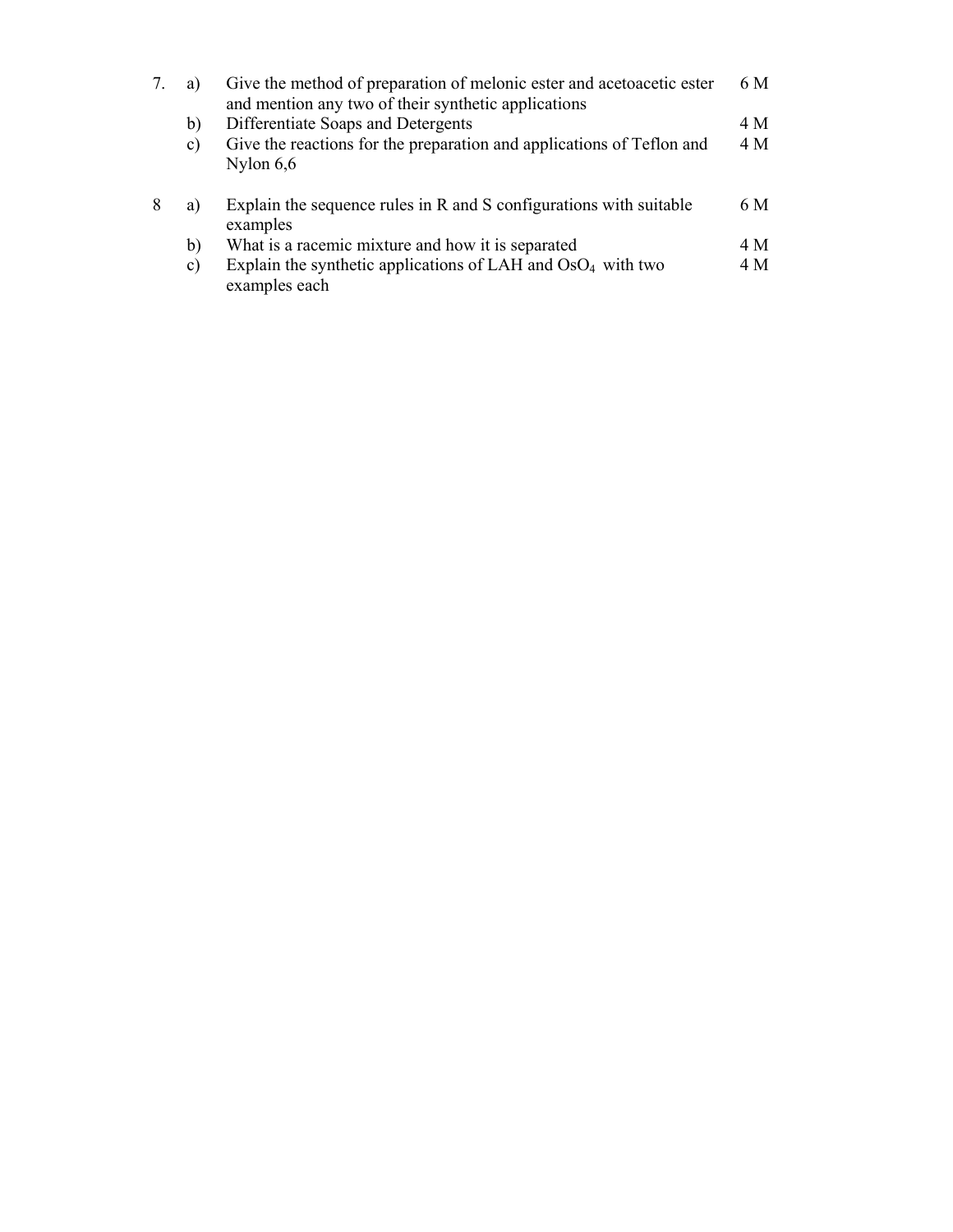7. a) Give the method of preparation of melonic ester and acetoacetic ester and mention any two of their synthetic applications — 6 M

   b) Differentiate Soaps and Detergents — 4 M

   c) Give the reactions for the preparation and applications of Teflon and Nylon 6,6 — 4 M

8 a) Explain the sequence rules in R and S configurations with suitable examples — 6 M

   b) What is a racemic mixture and how it is separated — 4 M

   c) Explain the synthetic applications of LAH and $OsO_4$ with two examples each — 4 M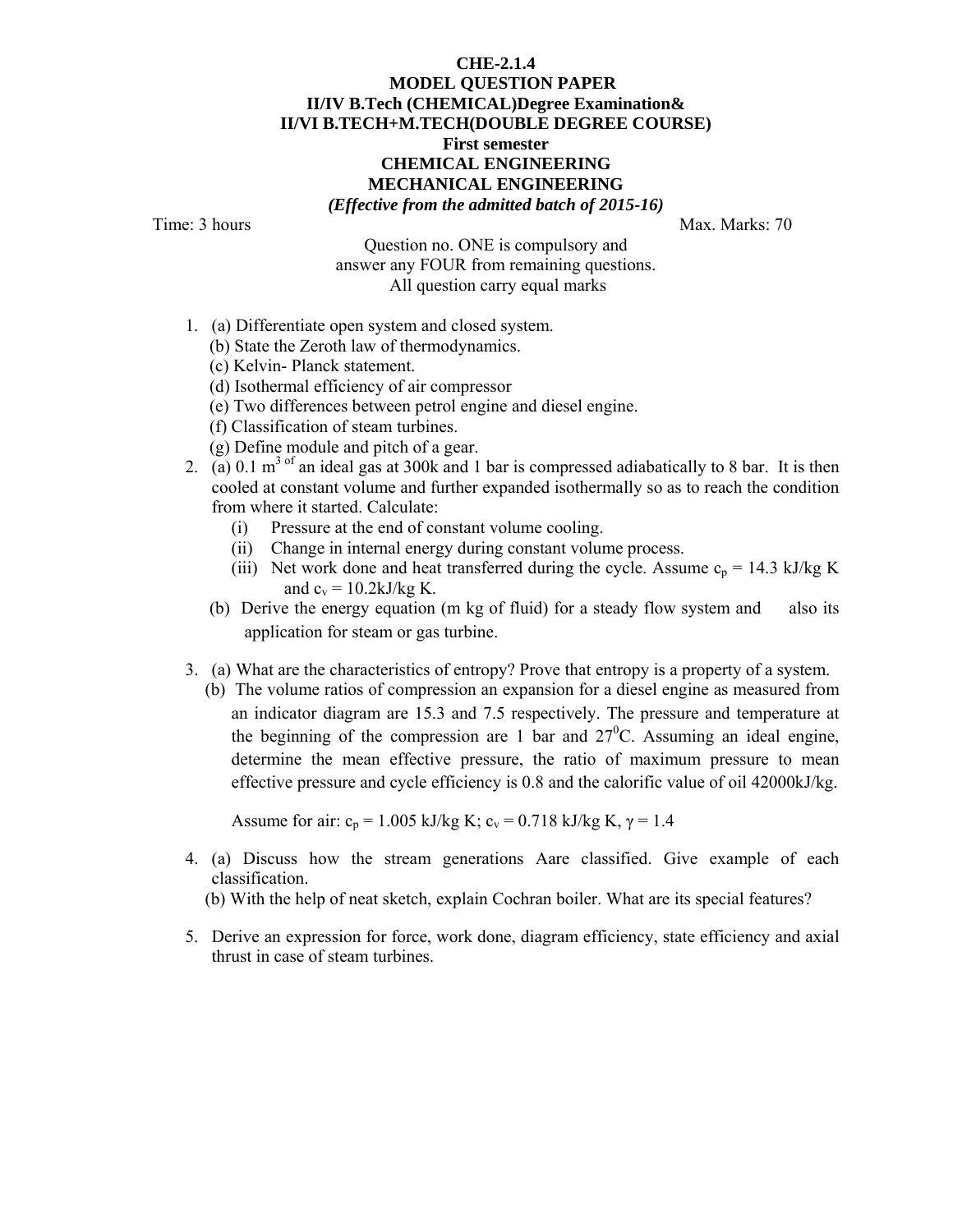**CHE-2.1.4**

**MODEL QUESTION PAPER**

**II/IV B.Tech (CHEMICAL)Degree Examination&**

**II/VI B.TECH+M.TECH(DOUBLE DEGREE COURSE)**

**First semester**

**CHEMICAL ENGINEERING**

**MECHANICAL ENGINEERING**

***(Effective from the admitted batch of 2015-16)***

Time: 3 hours    Max. Marks: 70

Question no. ONE is compulsory and
answer any FOUR from remaining questions.
All question carry equal marks

1. (a) Differentiate open system and closed system.
   (b) State the Zeroth law of thermodynamics.
   (c) Kelvin- Planck statement.
   (d) Isothermal efficiency of air compressor
   (e) Two differences between petrol engine and diesel engine.
   (f) Classification of steam turbines.
   (g) Define module and pitch of a gear.
2. (a) 0.1 $m^3$ of an ideal gas at 300k and 1 bar is compressed adiabatically to 8 bar. It is then cooled at constant volume and further expanded isothermally so as to reach the condition from where it started. Calculate:
   (i) Pressure at the end of constant volume cooling.
   (ii) Change in internal energy during constant volume process.
   (iii) Net work done and heat transferred during the cycle. Assume $c_p$ = 14.3 kJ/kg K and $c_v$ = 10.2kJ/kg K.

   (b) Derive the energy equation (m kg of fluid) for a steady flow system and also its application for steam or gas turbine.
3. (a) What are the characteristics of entropy? Prove that entropy is a property of a system.
   (b) The volume ratios of compression an expansion for a diesel engine as measured from an indicator diagram are 15.3 and 7.5 respectively. The pressure and temperature at the beginning of the compression are 1 bar and $27^0$C. Assuming an ideal engine, determine the mean effective pressure, the ratio of maximum pressure to mean effective pressure and cycle efficiency is 0.8 and the calorific value of oil 42000kJ/kg.

   Assume for air: $c_p$ = 1.005 kJ/kg K; $c_v$ = 0.718 kJ/kg K, $\gamma$ = 1.4
4. (a) Discuss how the stream generations Aare classified. Give example of each classification.
   (b) With the help of neat sketch, explain Cochran boiler. What are its special features?
5. Derive an expression for force, work done, diagram efficiency, state efficiency and axial thrust in case of steam turbines.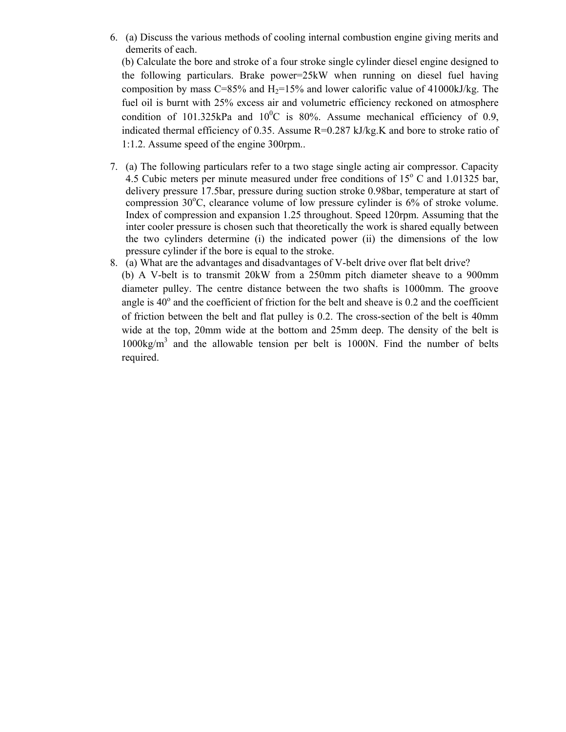6. (a) Discuss the various methods of cooling internal combustion engine giving merits and demerits of each.

   (b) Calculate the bore and stroke of a four stroke single cylinder diesel engine designed to the following particulars. Brake power=25kW when running on diesel fuel having composition by mass C=85% and $H_2$=15% and lower calorific value of 41000kJ/kg. The fuel oil is burnt with 25% excess air and volumetric efficiency reckoned on atmosphere condition of 101.325kPa and $10^0$C is 80%. Assume mechanical efficiency of 0.9, indicated thermal efficiency of 0.35. Assume R=0.287 kJ/kg.K and bore to stroke ratio of 1:1.2. Assume speed of the engine 300rpm..

7. (a) The following particulars refer to a two stage single acting air compressor. Capacity 4.5 Cubic meters per minute measured under free conditions of $15^o$ C and 1.01325 bar, delivery pressure 17.5bar, pressure during suction stroke 0.98bar, temperature at start of compression $30^o$C, clearance volume of low pressure cylinder is 6% of stroke volume. Index of compression and expansion 1.25 throughout. Speed 120rpm. Assuming that the inter cooler pressure is chosen such that theoretically the work is shared equally between the two cylinders determine (i) the indicated power (ii) the dimensions of the low pressure cylinder if the bore is equal to the stroke.

8. (a) What are the advantages and disadvantages of V-belt drive over flat belt drive?

   (b) A V-belt is to transmit 20kW from a 250mm pitch diameter sheave to a 900mm diameter pulley. The centre distance between the two shafts is 1000mm. The groove angle is $40^o$ and the coefficient of friction for the belt and sheave is 0.2 and the coefficient of friction between the belt and flat pulley is 0.2. The cross-section of the belt is 40mm wide at the top, 20mm wide at the bottom and 25mm deep. The density of the belt is 1000kg/m$^3$ and the allowable tension per belt is 1000N. Find the number of belts required.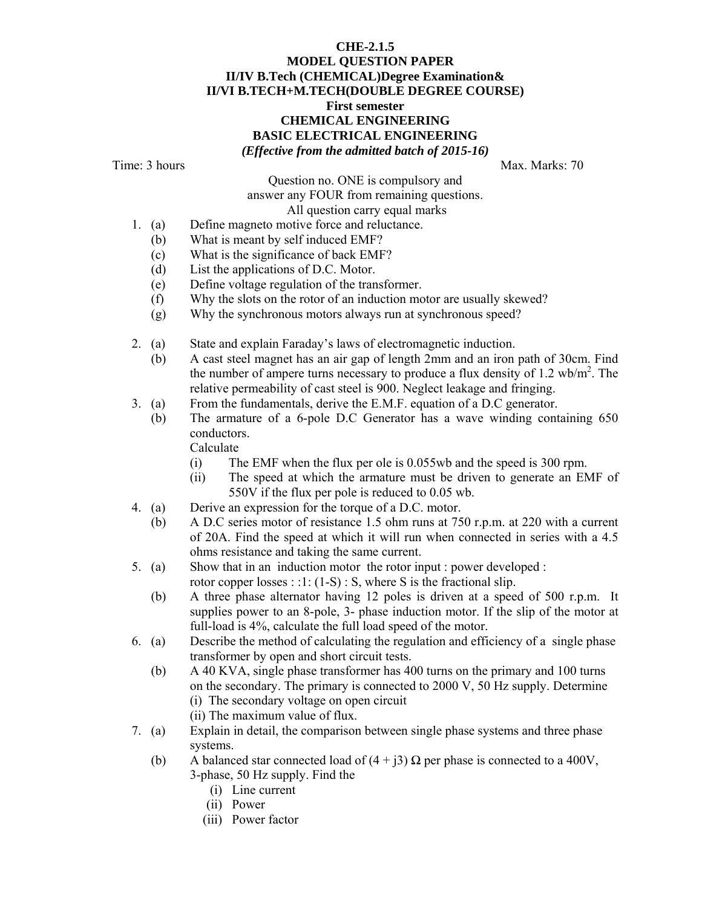**CHE-2.1.5**
**MODEL QUESTION PAPER**
**II/IV B.Tech (CHEMICAL)Degree Examination&**
**II/VI B.TECH+M.TECH(DOUBLE DEGREE COURSE)**
**First semester**
**CHEMICAL ENGINEERING**
**BASIC ELECTRICAL ENGINEERING**
***(Effective from the admitted batch of 2015-16)***

Time: 3 hours Max. Marks: 70

Question no. ONE is compulsory and
answer any FOUR from remaining questions.
All question carry equal marks

1. (a) Define magneto motive force and reluctance.
   (b) What is meant by self induced EMF?
   (c) What is the significance of back EMF?
   (d) List the applications of D.C. Motor.
   (e) Define voltage regulation of the transformer.
   (f) Why the slots on the rotor of an induction motor are usually skewed?
   (g) Why the synchronous motors always run at synchronous speed?

2. (a) State and explain Faraday's laws of electromagnetic induction.
   (b) A cast steel magnet has an air gap of length 2mm and an iron path of 30cm. Find the number of ampere turns necessary to produce a flux density of 1.2 wb/m$^2$. The relative permeability of cast steel is 900. Neglect leakage and fringing.

3. (a) From the fundamentals, derive the E.M.F. equation of a D.C generator.
   (b) The armature of a 6-pole D.C Generator has a wave winding containing 650 conductors.
   Calculate
      (i) The EMF when the flux per ole is 0.055wb and the speed is 300 rpm.
      (ii) The speed at which the armature must be driven to generate an EMF of 550V if the flux per pole is reduced to 0.05 wb.

4. (a) Derive an expression for the torque of a D.C. motor.
   (b) A D.C series motor of resistance 1.5 ohm runs at 750 r.p.m. at 220 with a current of 20A. Find the speed at which it will run when connected in series with a 4.5 ohms resistance and taking the same current.

5. (a) Show that in an induction motor the rotor input : power developed : rotor copper losses : :1: (1-S) : S, where S is the fractional slip.
   (b) A three phase alternator having 12 poles is driven at a speed of 500 r.p.m. It supplies power to an 8-pole, 3- phase induction motor. If the slip of the motor at full-load is 4%, calculate the full load speed of the motor.

6. (a) Describe the method of calculating the regulation and efficiency of a single phase transformer by open and short circuit tests.
   (b) A 40 KVA, single phase transformer has 400 turns on the primary and 100 turns on the secondary. The primary is connected to 2000 V, 50 Hz supply. Determine
   (i) The secondary voltage on open circuit
   (ii) The maximum value of flux.

7. (a) Explain in detail, the comparison between single phase systems and three phase systems.
   (b) A balanced star connected load of $(4 + j3)\ \Omega$ per phase is connected to a 400V, 3-phase, 50 Hz supply. Find the
      (i) Line current
      (ii) Power
      (iii) Power factor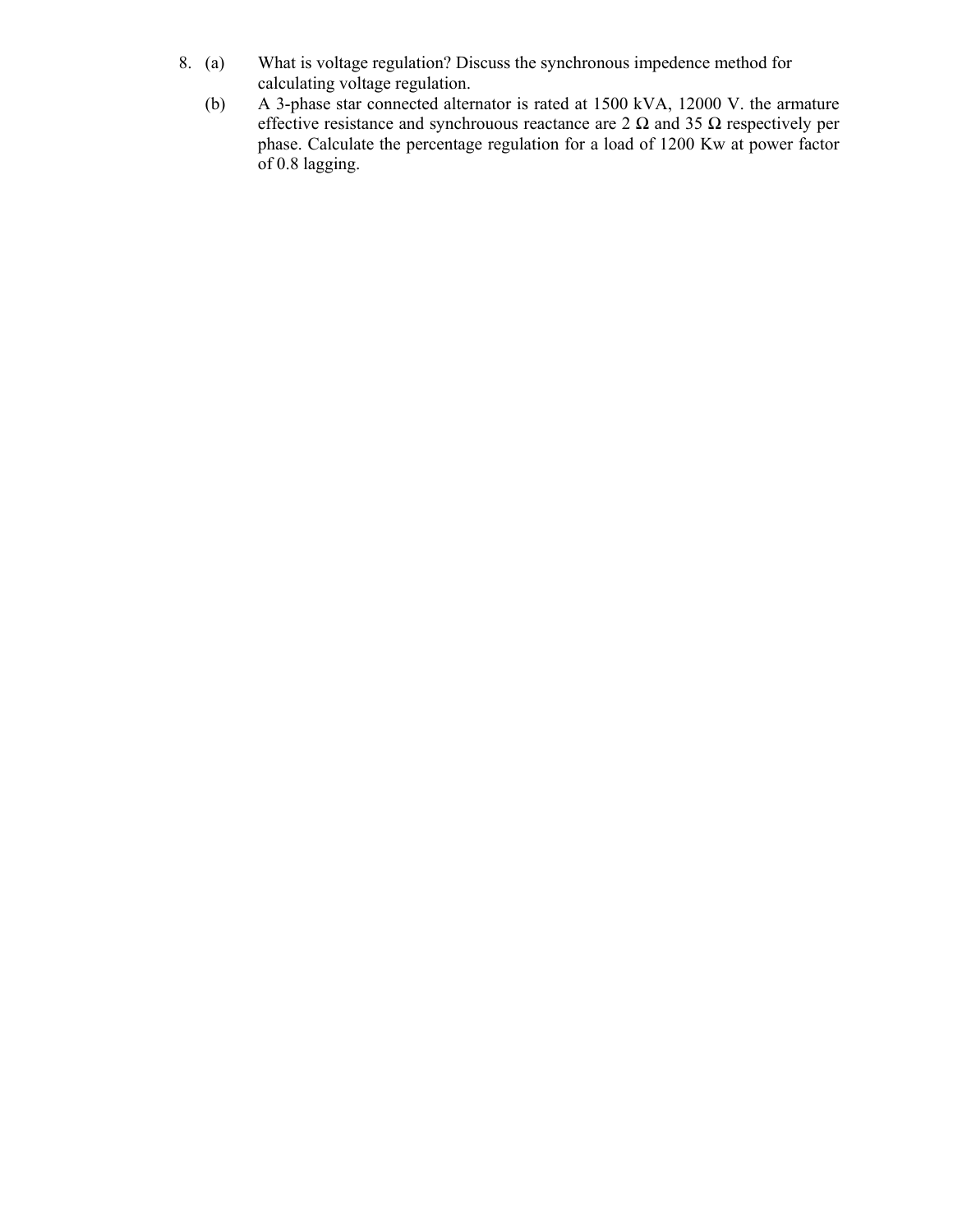8. (a) What is voltage regulation? Discuss the synchronous impedence method for calculating voltage regulation.

   (b) A 3-phase star connected alternator is rated at 1500 kVA, 12000 V. the armature effective resistance and synchrouous reactance are 2 Ω and 35 Ω respectively per phase. Calculate the percentage regulation for a load of 1200 Kw at power factor of 0.8 lagging.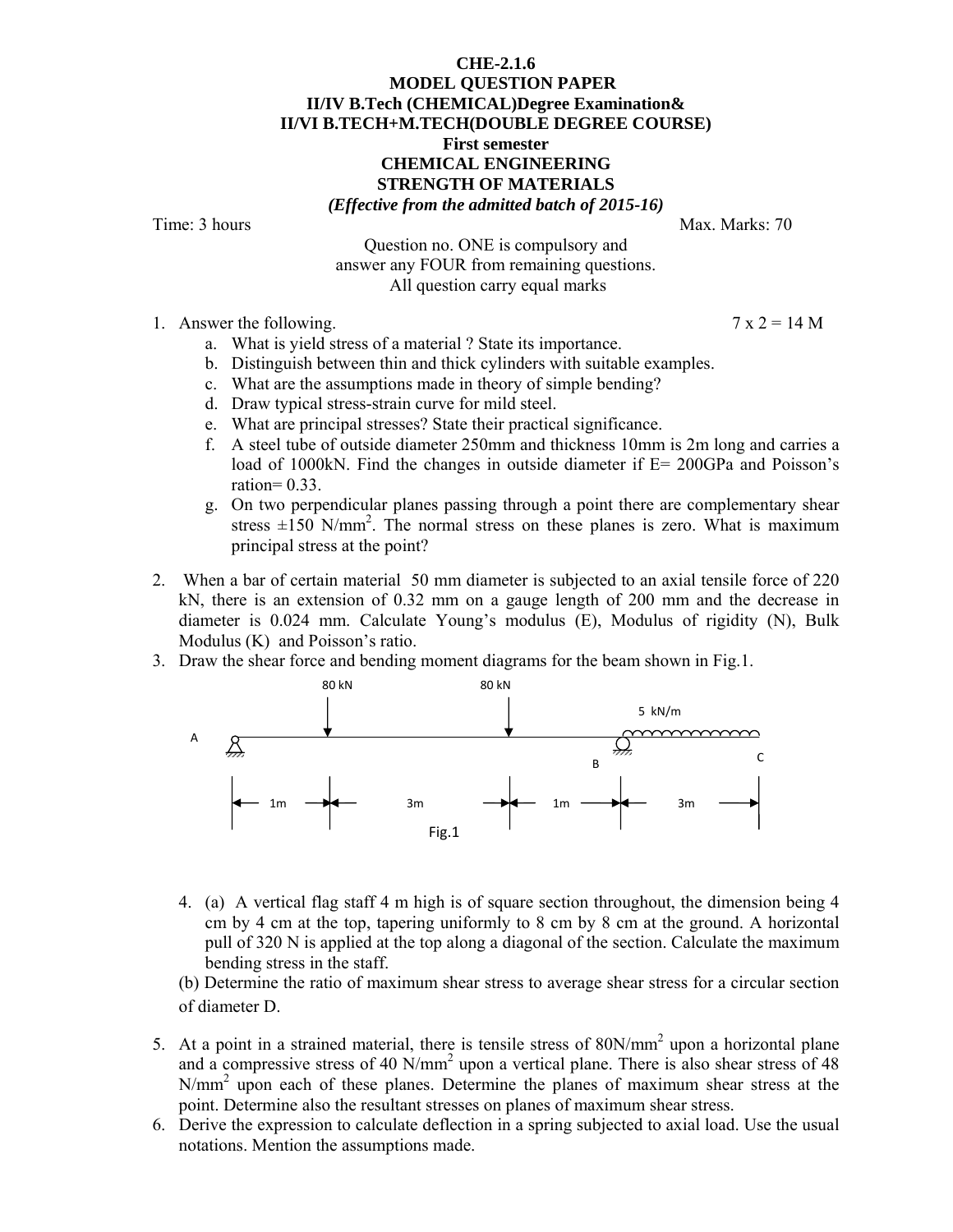**CHE-2.1.6**

**MODEL QUESTION PAPER**

**II/IV B.Tech (CHEMICAL)Degree Examination&**

**II/VI B.TECH+M.TECH(DOUBLE DEGREE COURSE)**

**First semester**

**CHEMICAL ENGINEERING**

**STRENGTH OF MATERIALS**

***(Effective from the admitted batch of 2015-16)***

Time: 3 hours Max. Marks: 70

Question no. ONE is compulsory and
answer any FOUR from remaining questions.
All question carry equal marks

1. Answer the following. 7 x 2 = 14 M
   a. What is yield stress of a material ? State its importance.
   b. Distinguish between thin and thick cylinders with suitable examples.
   c. What are the assumptions made in theory of simple bending?
   d. Draw typical stress-strain curve for mild steel.
   e. What are principal stresses? State their practical significance.
   f. A steel tube of outside diameter 250mm and thickness 10mm is 2m long and carries a load of 1000kN. Find the changes in outside diameter if E= 200GPa and Poisson's ration= 0.33.
   g. On two perpendicular planes passing through a point there are complementary shear stress $\pm 150$ N/mm$^2$. The normal stress on these planes is zero. What is maximum principal stress at the point?

2. When a bar of certain material 50 mm diameter is subjected to an axial tensile force of 220 kN, there is an extension of 0.32 mm on a gauge length of 200 mm and the decrease in diameter is 0.024 mm. Calculate Young's modulus (E), Modulus of rigidity (N), Bulk Modulus (K) and Poisson's ratio.

3. Draw the shear force and bending moment diagrams for the beam shown in Fig.1.

80 kN 80 kN 5 kN/m
A B C
1m 3m 1m 3m

Fig.1

4. (a) A vertical flag staff 4 m high is of square section throughout, the dimension being 4 cm by 4 cm at the top, tapering uniformly to 8 cm by 8 cm at the ground. A horizontal pull of 320 N is applied at the top along a diagonal of the section. Calculate the maximum bending stress in the staff.

   (b) Determine the ratio of maximum shear stress to average shear stress for a circular section of diameter D.

5. At a point in a strained material, there is tensile stress of 80N/mm$^2$ upon a horizontal plane and a compressive stress of 40 N/mm$^2$ upon a vertical plane. There is also shear stress of 48 N/mm$^2$ upon each of these planes. Determine the planes of maximum shear stress at the point. Determine also the resultant stresses on planes of maximum shear stress.

6. Derive the expression to calculate deflection in a spring subjected to axial load. Use the usual notations. Mention the assumptions made.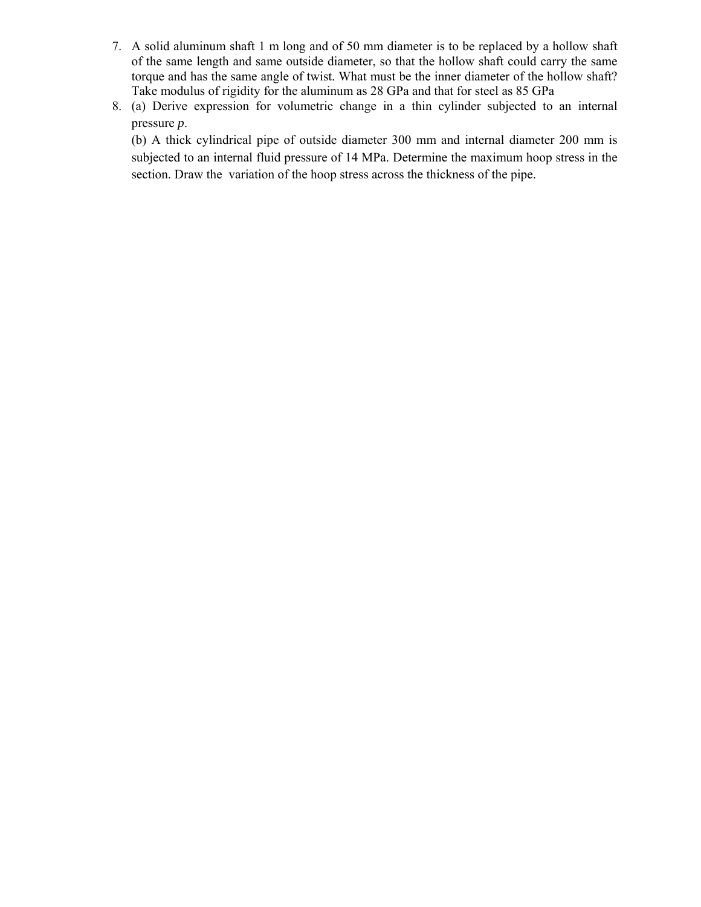7. A solid aluminum shaft 1 m long and of 50 mm diameter is to be replaced by a hollow shaft of the same length and same outside diameter, so that the hollow shaft could carry the same torque and has the same angle of twist. What must be the inner diameter of the hollow shaft? Take modulus of rigidity for the aluminum as 28 GPa and that for steel as 85 GPa
8. (a) Derive expression for volumetric change in a thin cylinder subjected to an internal pressure $p$.

   (b) A thick cylindrical pipe of outside diameter 300 mm and internal diameter 200 mm is subjected to an internal fluid pressure of 14 MPa. Determine the maximum hoop stress in the section. Draw the variation of the hoop stress across the thickness of the pipe.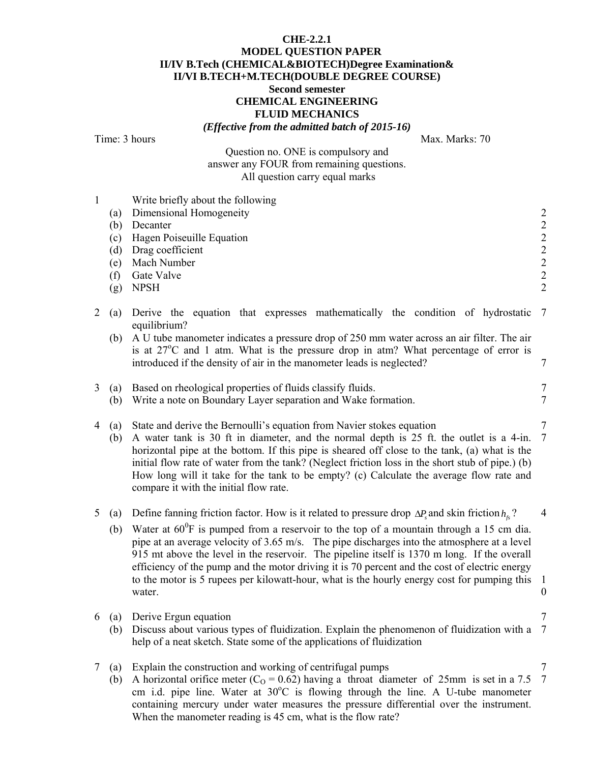**CHE-2.2.1**

**MODEL QUESTION PAPER**

**II/IV B.Tech (CHEMICAL&BIOTECH)Degree Examination&**

**II/VI B.TECH+M.TECH(DOUBLE DEGREE COURSE)**

**Second semester**

**CHEMICAL ENGINEERING**

**FLUID MECHANICS**

***(Effective from the admitted batch of 2015-16)***

Time: 3 hours Max. Marks: 70

Question no. ONE is compulsory and
answer any FOUR from remaining questions.
All question carry equal marks

1 Write briefly about the following

| | | |
|---|---|---|
| (a) | Dimensional Homogeneity | 2 |
| (b) | Decanter | 2 |
| (c) | Hagen Poiseuille Equation | 2 |
| (d) | Drag coefficient | 2 |
| (e) | Mach Number | 2 |
| (f) | Gate Valve | 2 |
| (g) | NPSH | 2 |

2 (a) Derive the equation that expresses mathematically the condition of hydrostatic equilibrium? 7

(b) A U tube manometer indicates a pressure drop of 250 mm water across an air filter. The air is at 27$^o$C and 1 atm. What is the pressure drop in atm? What percentage of error is introduced if the density of air in the manometer leads is neglected? 7

3 (a) Based on rheological properties of fluids classify fluids. 7

(b) Write a note on Boundary Layer separation and Wake formation. 7

4 (a) State and derive the Bernoulli's equation from Navier stokes equation 7

(b) A water tank is 30 ft in diameter, and the normal depth is 25 ft. the outlet is a 4-in. horizontal pipe at the bottom. If this pipe is sheared off close to the tank, (a) what is the initial flow rate of water from the tank? (Neglect friction loss in the short stub of pipe.) (b) How long will it take for the tank to be empty? (c) Calculate the average flow rate and compare it with the initial flow rate. 7

5 (a) Define fanning friction factor. How is it related to pressure drop $\Delta P_s$ and skin friction $h_{fs}$? 4

(b) Water at 60$^0$F is pumped from a reservoir to the top of a mountain through a 15 cm dia. pipe at an average velocity of 3.65 m/s. The pipe discharges into the atmosphere at a level 915 mt above the level in the reservoir. The pipeline itself is 1370 m long. If the overall efficiency of the pump and the motor driving it is 70 percent and the cost of electric energy to the motor is 5 rupees per kilowatt-hour, what is the hourly energy cost for pumping this water. 10

6 (a) Derive Ergun equation 7

(b) Discuss about various types of fluidization. Explain the phenomenon of fluidization with a help of a neat sketch. State some of the applications of fluidization 7

7 (a) Explain the construction and working of centrifugal pumps 7

(b) A horizontal orifice meter ($C_O$ = 0.62) having a throat diameter of 25mm is set in a 7.5 cm i.d. pipe line. Water at 30$^o$C is flowing through the line. A U-tube manometer containing mercury under water measures the pressure differential over the instrument. When the manometer reading is 45 cm, what is the flow rate? 7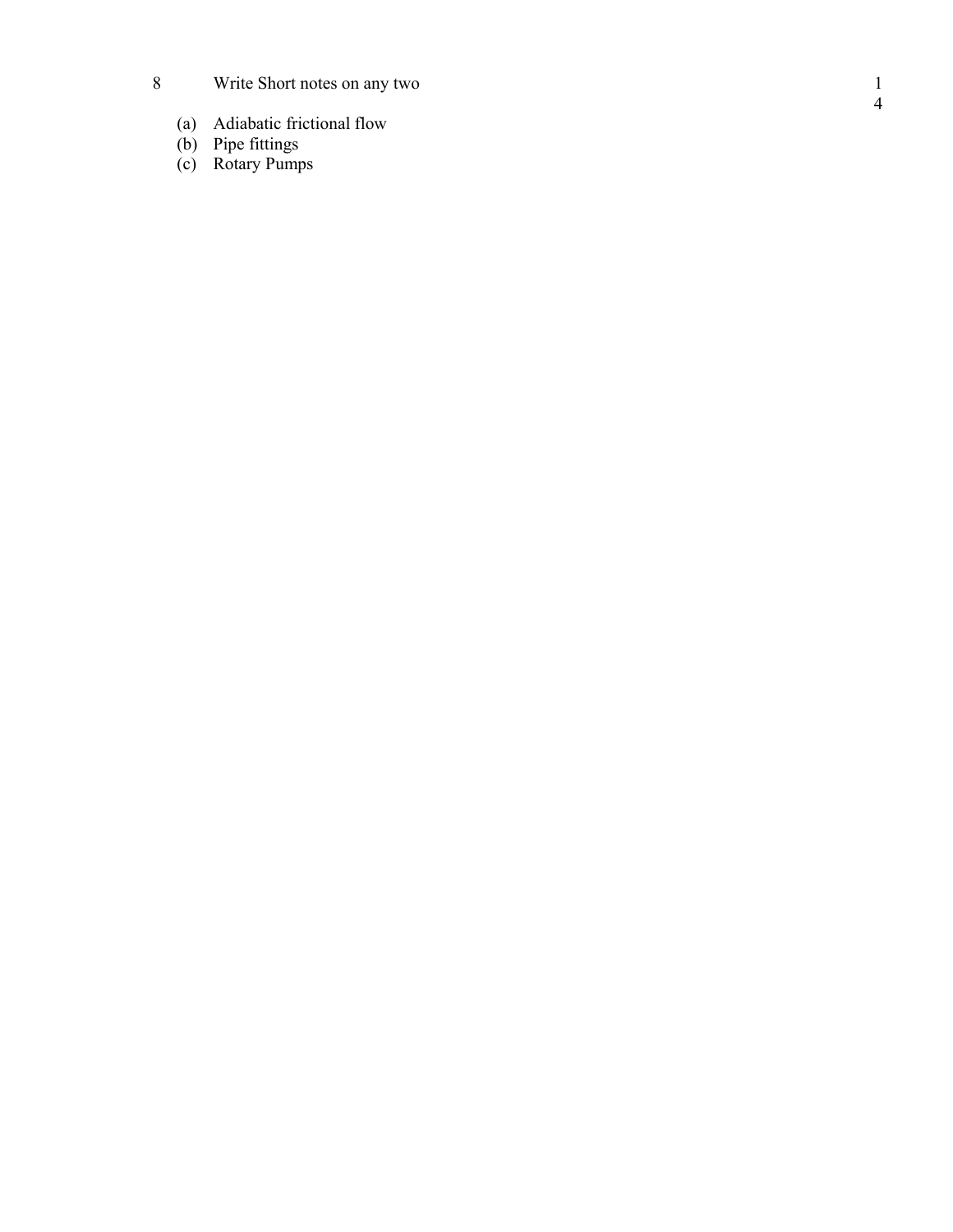8 Write Short notes on any two 14

(a) Adiabatic frictional flow
(b) Pipe fittings
(c) Rotary Pumps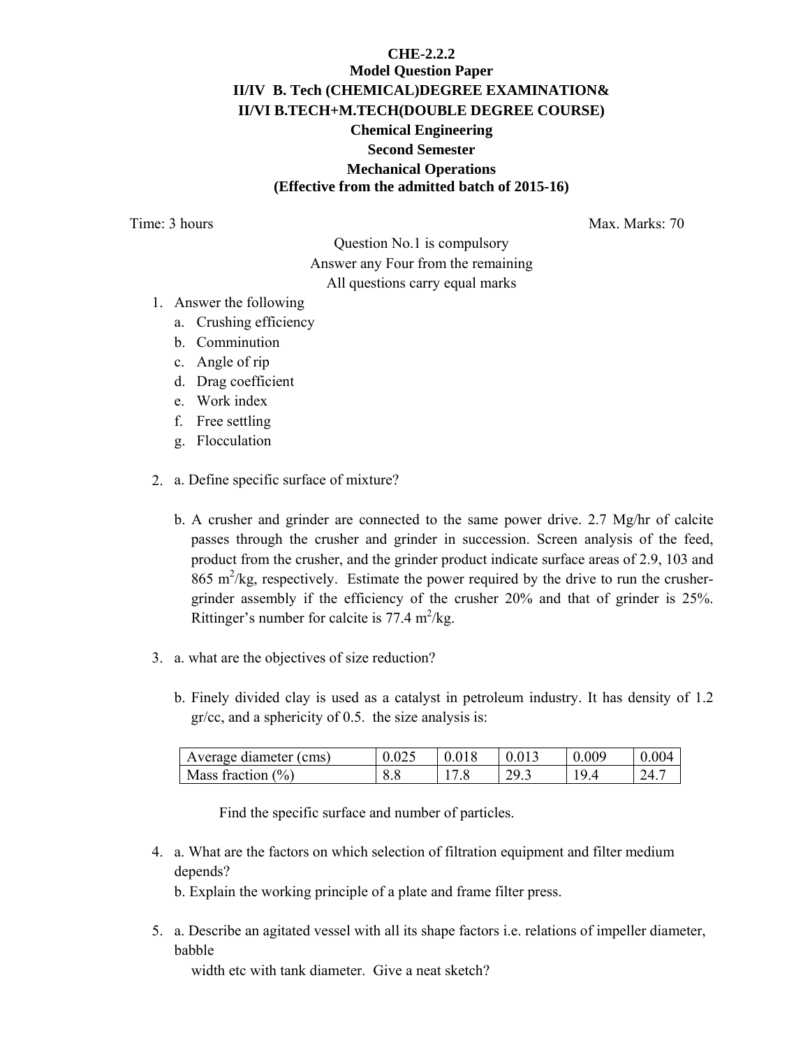**CHE-2.2.2**

**Model Question Paper**

**II/IV B. Tech (CHEMICAL)DEGREE EXAMINATION&**

**II/VI B.TECH+M.TECH(DOUBLE DEGREE COURSE)**

**Chemical Engineering**

**Second Semester**

**Mechanical Operations**

**(Effective from the admitted batch of 2015-16)**

Time: 3 hours Max. Marks: 70

Question No.1 is compulsory

Answer any Four from the remaining

All questions carry equal marks

1. Answer the following
   a. Crushing efficiency
   b. Comminution
   c. Angle of rip
   d. Drag coefficient
   e. Work index
   f. Free settling
   g. Flocculation

2. a. Define specific surface of mixture?

   b. A crusher and grinder are connected to the same power drive. 2.7 Mg/hr of calcite passes through the crusher and grinder in succession. Screen analysis of the feed, product from the crusher, and the grinder product indicate surface areas of 2.9, 103 and 865 $m^2$/kg, respectively. Estimate the power required by the drive to run the crusher-grinder assembly if the efficiency of the crusher 20% and that of grinder is 25%. Rittinger's number for calcite is 77.4 $m^2$/kg.

3. a. what are the objectives of size reduction?

   b. Finely divided clay is used as a catalyst in petroleum industry. It has density of 1.2 gr/cc, and a sphericity of 0.5. the size analysis is:

| Average diameter (cms) | 0.025 | 0.018 | 0.013 | 0.009 | 0.004 |
|---|---|---|---|---|---|
| Mass fraction (%) | 8.8 | 17.8 | 29.3 | 19.4 | 24.7 |

   Find the specific surface and number of particles.

4. a. What are the factors on which selection of filtration equipment and filter medium depends?

   b. Explain the working principle of a plate and frame filter press.

5. a. Describe an agitated vessel with all its shape factors i.e. relations of impeller diameter, babble width etc with tank diameter. Give a neat sketch?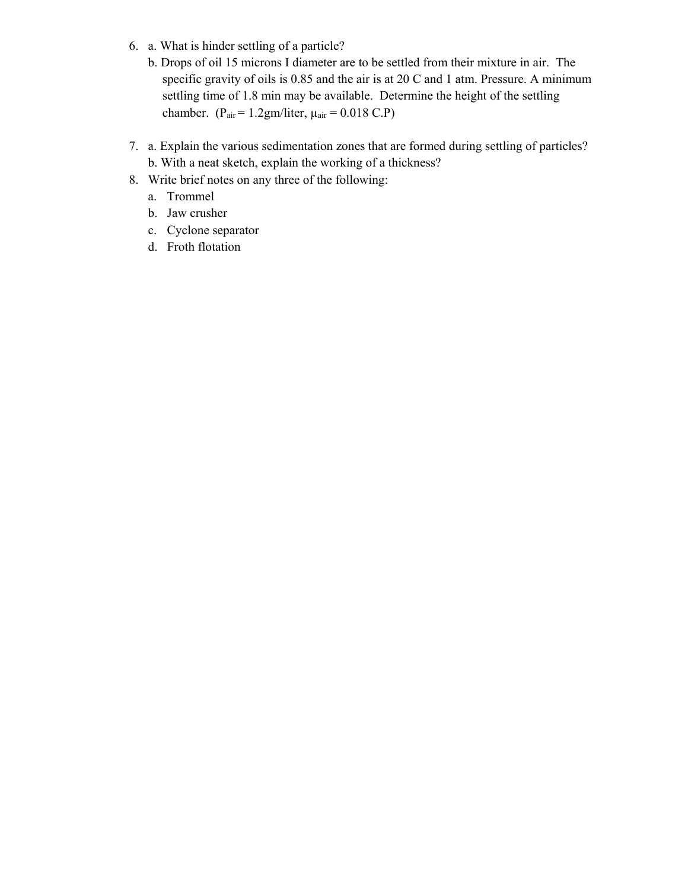6. a. What is hinder settling of a particle?

   b. Drops of oil 15 microns I diameter are to be settled from their mixture in air. The specific gravity of oils is 0.85 and the air is at 20 C and 1 atm. Pressure. A minimum settling time of 1.8 min may be available. Determine the height of the settling chamber. ($P_{air}$ = 1.2gm/liter, $\mu_{air}$ = 0.018 C.P)

7. a. Explain the various sedimentation zones that are formed during settling of particles?

   b. With a neat sketch, explain the working of a thickness?

8. Write brief notes on any three of the following:

   a. Trommel

   b. Jaw crusher

   c. Cyclone separator

   d. Froth flotation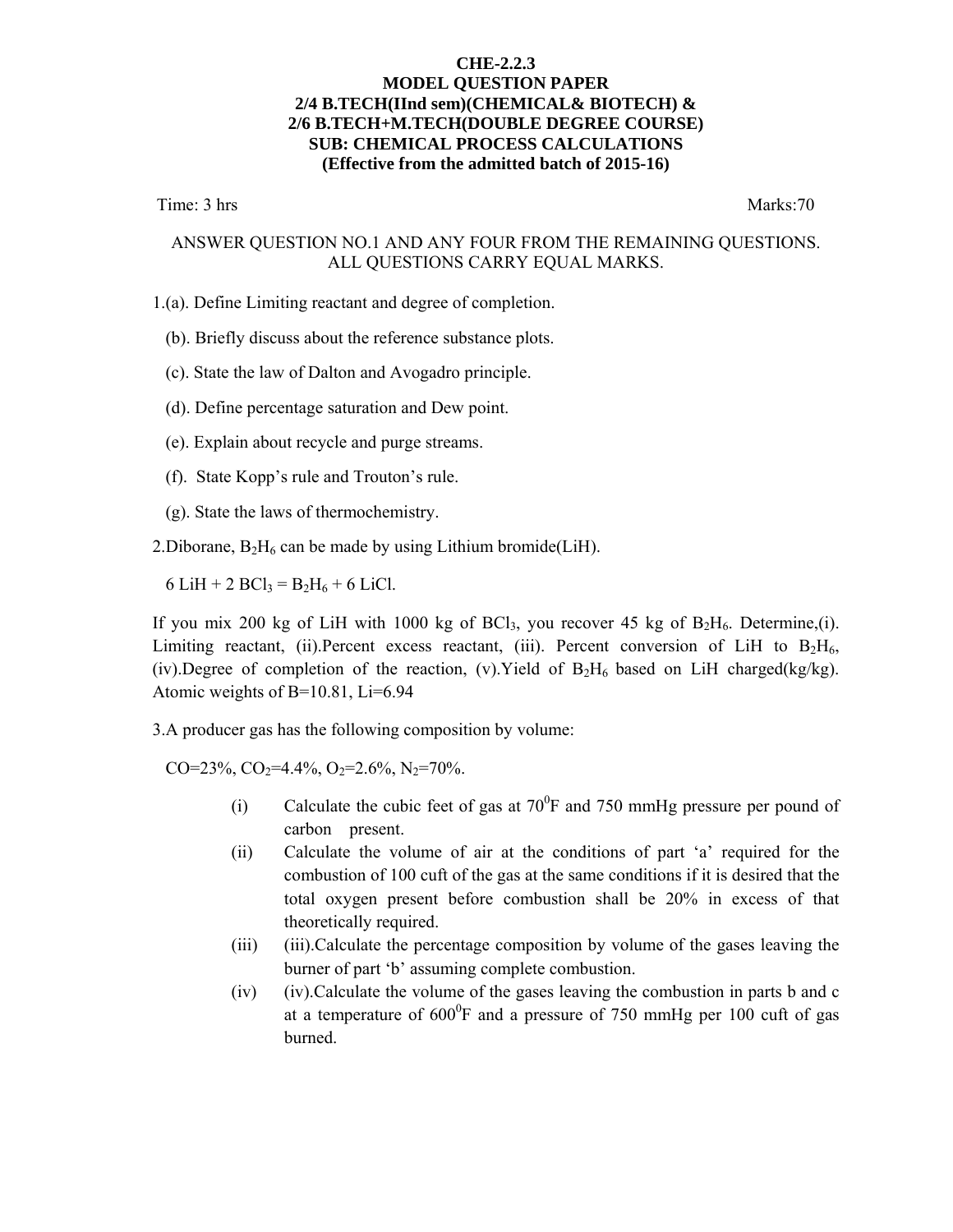**CHE-2.2.3**
**MODEL QUESTION PAPER**
**2/4 B.TECH(IInd sem)(CHEMICAL& BIOTECH) &**
**2/6 B.TECH+M.TECH(DOUBLE DEGREE COURSE)**
**SUB: CHEMICAL PROCESS CALCULATIONS**
**(Effective from the admitted batch of 2015-16)**

Time: 3 hrs                                                                                    Marks:70

ANSWER QUESTION NO.1 AND ANY FOUR FROM THE REMAINING QUESTIONS. ALL QUESTIONS CARRY EQUAL MARKS.

1.(a). Define Limiting reactant and degree of completion.

(b). Briefly discuss about the reference substance plots.

(c). State the law of Dalton and Avogadro principle.

(d). Define percentage saturation and Dew point.

(e). Explain about recycle and purge streams.

(f). State Kopp's rule and Trouton's rule.

(g). State the laws of thermochemistry.

2.Diborane, $B_2H_6$ can be made by using Lithium bromide(LiH).

$6\ LiH + 2\ BCl_3 = B_2H_6 + 6\ LiCl.$

If you mix 200 kg of LiH with 1000 kg of $BCl_3$, you recover 45 kg of $B_2H_6$. Determine,(i). Limiting reactant, (ii).Percent excess reactant, (iii). Percent conversion of LiH to $B_2H_6$, (iv).Degree of completion of the reaction, (v).Yield of $B_2H_6$ based on LiH charged(kg/kg). Atomic weights of B=10.81, Li=6.94

3.A producer gas has the following composition by volume:

CO=23%, $CO_2$=4.4%, $O_2$=2.6%, $N_2$=70%.

(i) Calculate the cubic feet of gas at $70^0$F and 750 mmHg pressure per pound of carbon present.

(ii) Calculate the volume of air at the conditions of part 'a' required for the combustion of 100 cuft of the gas at the same conditions if it is desired that the total oxygen present before combustion shall be 20% in excess of that theoretically required.

(iii) (iii).Calculate the percentage composition by volume of the gases leaving the burner of part 'b' assuming complete combustion.

(iv) (iv).Calculate the volume of the gases leaving the combustion in parts b and c at a temperature of $600^0$F and a pressure of 750 mmHg per 100 cuft of gas burned.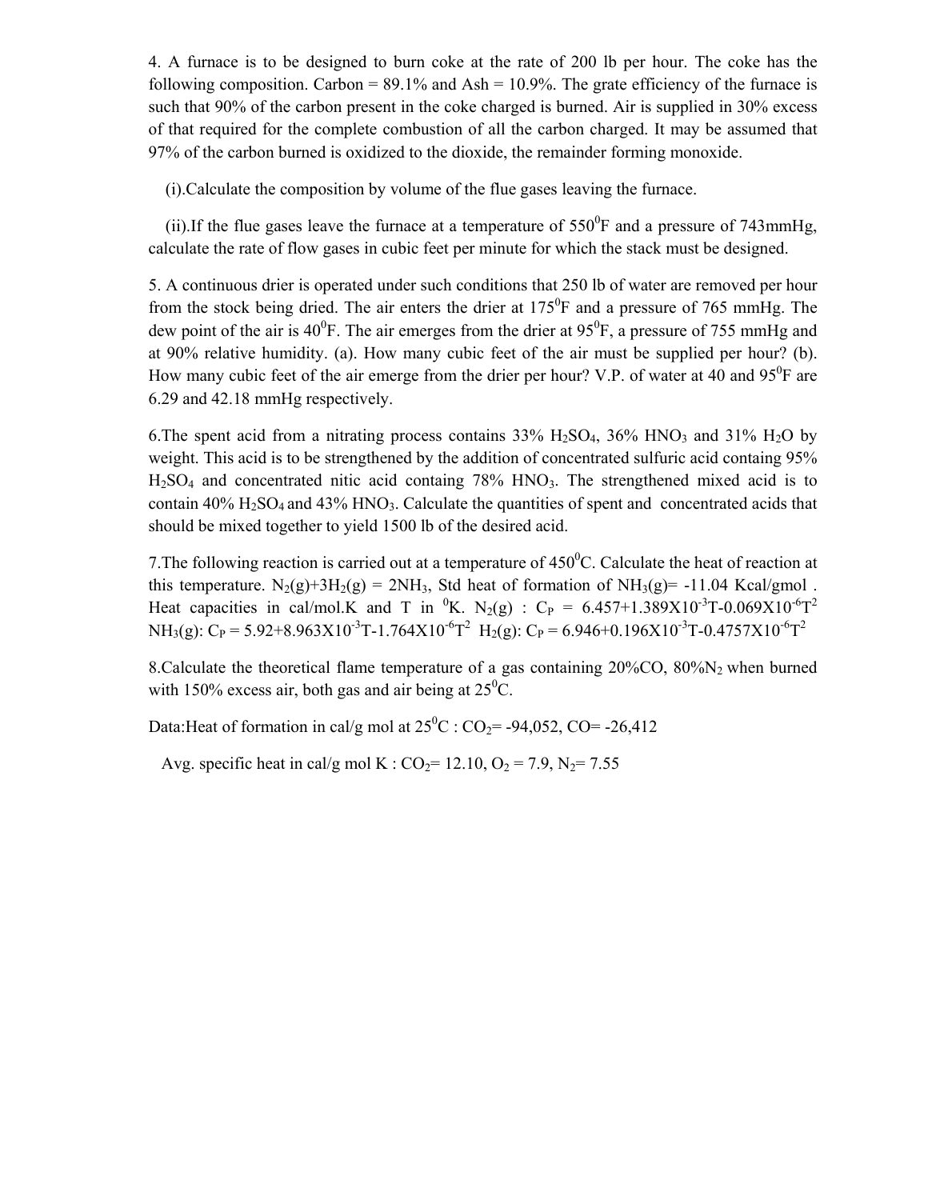4. A furnace is to be designed to burn coke at the rate of 200 lb per hour. The coke has the following composition. Carbon = 89.1% and Ash = 10.9%. The grate efficiency of the furnace is such that 90% of the carbon present in the coke charged is burned. Air is supplied in 30% excess of that required for the complete combustion of all the carbon charged. It may be assumed that 97% of the carbon burned is oxidized to the dioxide, the remainder forming monoxide.

(i).Calculate the composition by volume of the flue gases leaving the furnace.

(ii).If the flue gases leave the furnace at a temperature of 550$^0$F and a pressure of 743mmHg, calculate the rate of flow gases in cubic feet per minute for which the stack must be designed.

5. A continuous drier is operated under such conditions that 250 lb of water are removed per hour from the stock being dried. The air enters the drier at 175$^0$F and a pressure of 765 mmHg. The dew point of the air is 40$^0$F. The air emerges from the drier at 95$^0$F, a pressure of 755 mmHg and at 90% relative humidity. (a). How many cubic feet of the air must be supplied per hour? (b). How many cubic feet of the air emerge from the drier per hour? V.P. of water at 40 and 95$^0$F are 6.29 and 42.18 mmHg respectively.

6.The spent acid from a nitrating process contains 33% $H_2SO_4$, 36% $HNO_3$ and 31% $H_2O$ by weight. This acid is to be strengthened by the addition of concentrated sulfuric acid containg 95% $H_2SO_4$ and concentrated nitic acid containg 78% $HNO_3$. The strengthened mixed acid is to contain 40% $H_2SO_4$ and 43% $HNO_3$. Calculate the quantities of spent and concentrated acids that should be mixed together to yield 1500 lb of the desired acid.

7.The following reaction is carried out at a temperature of 450$^0$C. Calculate the heat of reaction at this temperature. $N_2(g)+3H_2(g) = 2NH_3$, Std heat of formation of $NH_3(g)$= -11.04 Kcal/gmol . Heat capacities in cal/mol.K and T in $^0$K. $N_2(g)$ : $C_P = 6.457+1.389X10^{-3}T-0.069X10^{-6}T^2$ $NH_3(g)$: $C_P = 5.92+8.963X10^{-3}T-1.764X10^{-6}T^2$ $H_2(g)$: $C_P = 6.946+0.196X10^{-3}T-0.4757X10^{-6}T^2$

8.Calculate the theoretical flame temperature of a gas containing 20%CO, 80%$N_2$ when burned with 150% excess air, both gas and air being at 25$^0$C.

Data:Heat of formation in cal/g mol at 25$^0$C : $CO_2$= -94,052, CO= -26,412

Avg. specific heat in cal/g mol K : $CO_2$= 12.10, $O_2$ = 7.9, $N_2$= 7.55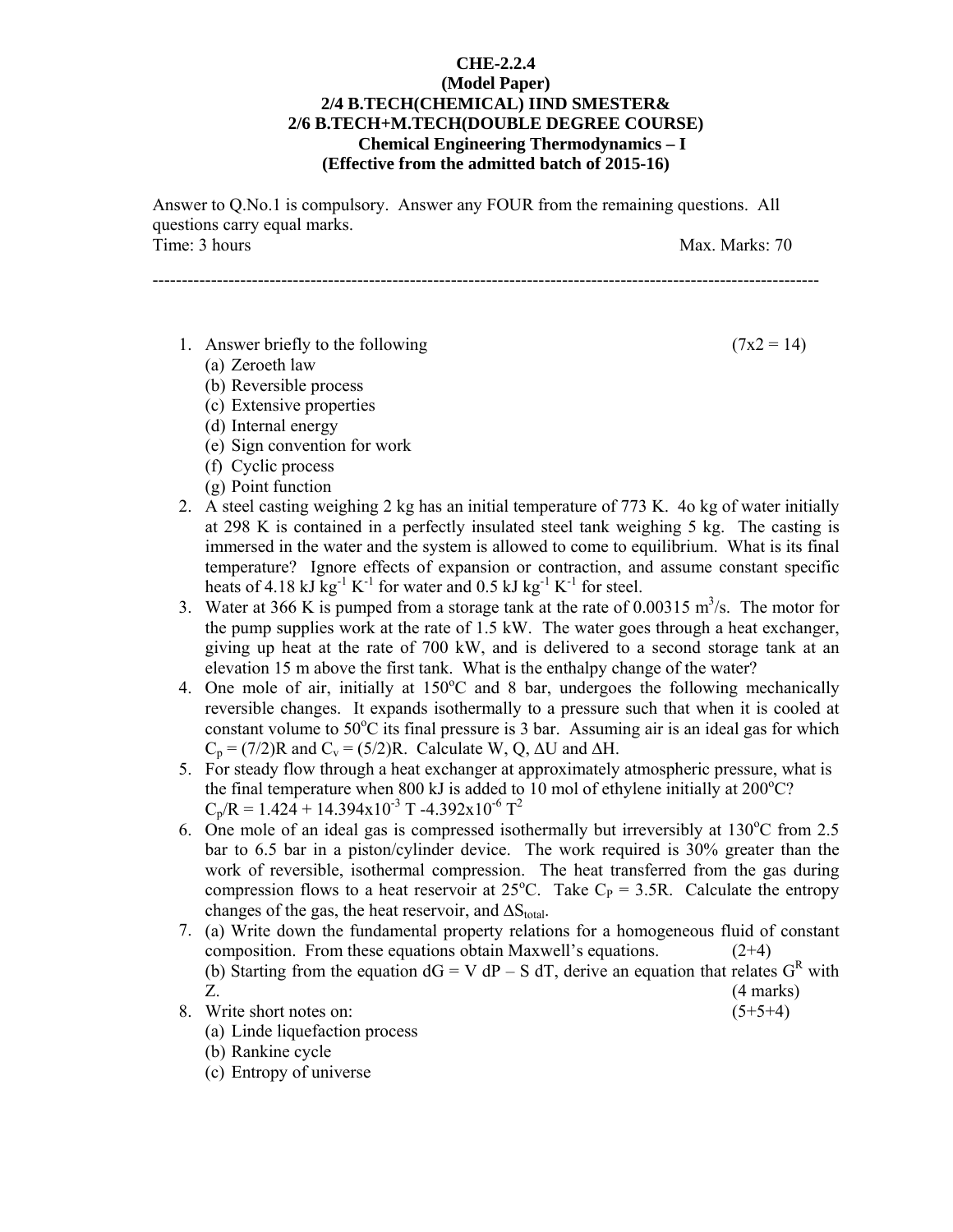**CHE-2.2.4**
**(Model Paper)**
**2/4 B.TECH(CHEMICAL) IIND SMESTER&**
**2/6 B.TECH+M.TECH(DOUBLE DEGREE COURSE)**
**Chemical Engineering Thermodynamics – I**
**(Effective from the admitted batch of 2015-16)**

Answer to Q.No.1 is compulsory. Answer any FOUR from the remaining questions. All questions carry equal marks.

Time: 3 hours                                                                                                    Max. Marks: 70

---

1. Answer briefly to the following (7x2 = 14)
   (a) Zeroeth law
   (b) Reversible process
   (c) Extensive properties
   (d) Internal energy
   (e) Sign convention for work
   (f) Cyclic process
   (g) Point function
2. A steel casting weighing 2 kg has an initial temperature of 773 K. 4o kg of water initially at 298 K is contained in a perfectly insulated steel tank weighing 5 kg. The casting is immersed in the water and the system is allowed to come to equilibrium. What is its final temperature? Ignore effects of expansion or contraction, and assume constant specific heats of 4.18 kJ $kg^{-1}$ $K^{-1}$ for water and 0.5 kJ $kg^{-1}$ $K^{-1}$ for steel.
3. Water at 366 K is pumped from a storage tank at the rate of 0.00315 $m^3/s$. The motor for the pump supplies work at the rate of 1.5 kW. The water goes through a heat exchanger, giving up heat at the rate of 700 kW, and is delivered to a second storage tank at an elevation 15 m above the first tank. What is the enthalpy change of the water?
4. One mole of air, initially at 150°C and 8 bar, undergoes the following mechanically reversible changes. It expands isothermally to a pressure such that when it is cooled at constant volume to 50°C its final pressure is 3 bar. Assuming air is an ideal gas for which $C_p = (7/2)R$ and $C_v = (5/2)R$. Calculate W, Q, $\Delta U$ and $\Delta H$.
5. For steady flow through a heat exchanger at approximately atmospheric pressure, what is the final temperature when 800 kJ is added to 10 mol of ethylene initially at 200°C?
   $C_p/R = 1.424 + 14.394 \times 10^{-3}\ T - 4.392 \times 10^{-6}\ T^2$
6. One mole of an ideal gas is compressed isothermally but irreversibly at 130°C from 2.5 bar to 6.5 bar in a piston/cylinder device. The work required is 30% greater than the work of reversible, isothermal compression. The heat transferred from the gas during compression flows to a heat reservoir at 25°C. Take $C_P = 3.5R$. Calculate the entropy changes of the gas, the heat reservoir, and $\Delta S_{total}$.
7. (a) Write down the fundamental property relations for a homogeneous fluid of constant composition. From these equations obtain Maxwell's equations. (2+4)
   (b) Starting from the equation $dG = V\,dP - S\,dT$, derive an equation that relates $G^R$ with Z. (4 marks)
8. Write short notes on: (5+5+4)
   (a) Linde liquefaction process
   (b) Rankine cycle
   (c) Entropy of universe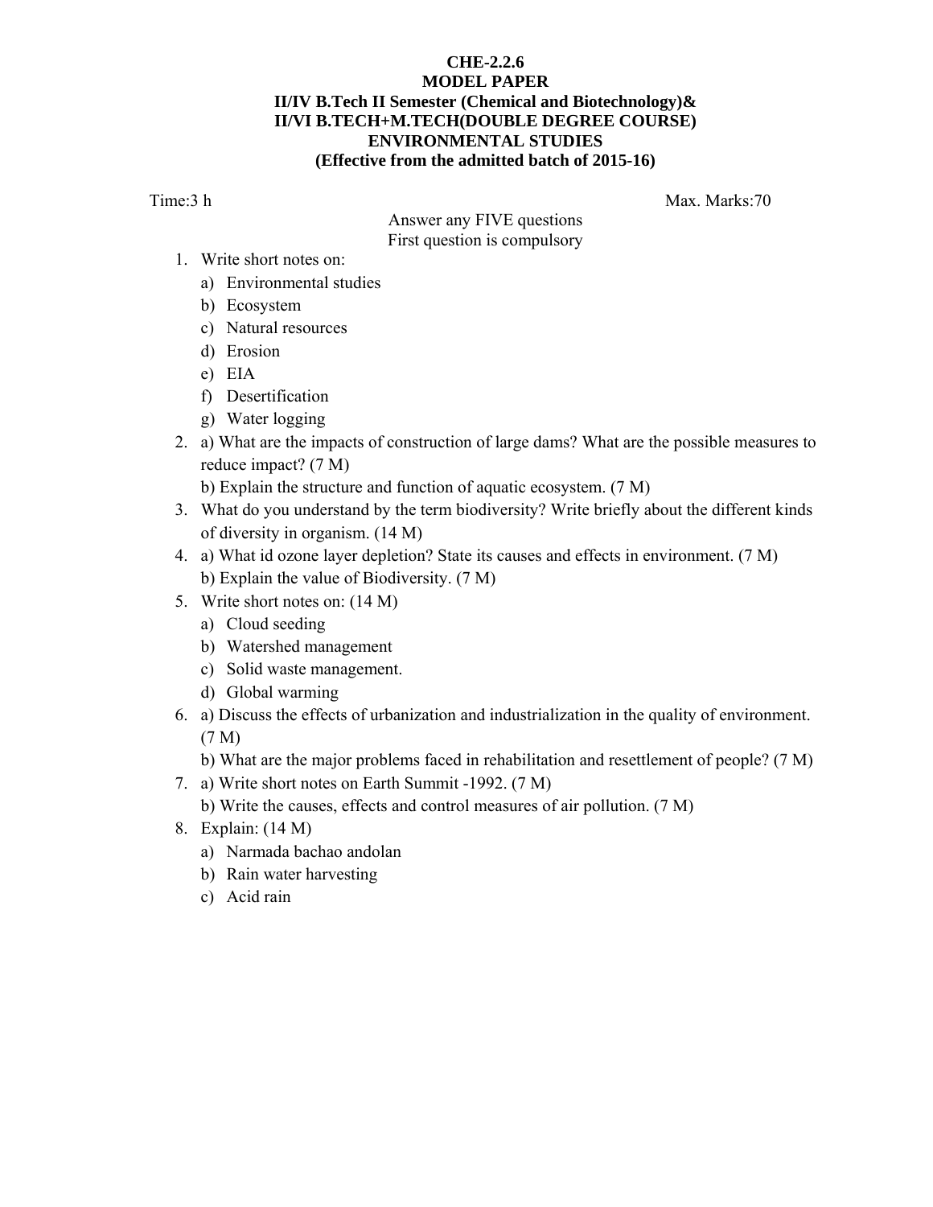**CHE-2.2.6**
**MODEL PAPER**
**II/IV B.Tech II Semester (Chemical and Biotechnology)&**
**II/VI B.TECH+M.TECH(DOUBLE DEGREE COURSE)**
**ENVIRONMENTAL STUDIES**
**(Effective from the admitted batch of 2015-16)**

Time:3 h Max. Marks:70

Answer any FIVE questions
First question is compulsory

1. Write short notes on:
   a) Environmental studies
   b) Ecosystem
   c) Natural resources
   d) Erosion
   e) EIA
   f) Desertification
   g) Water logging
2. a) What are the impacts of construction of large dams? What are the possible measures to reduce impact? (7 M)
   b) Explain the structure and function of aquatic ecosystem. (7 M)
3. What do you understand by the term biodiversity? Write briefly about the different kinds of diversity in organism. (14 M)
4. a) What id ozone layer depletion? State its causes and effects in environment. (7 M)
   b) Explain the value of Biodiversity. (7 M)
5. Write short notes on: (14 M)
   a) Cloud seeding
   b) Watershed management
   c) Solid waste management.
   d) Global warming
6. a) Discuss the effects of urbanization and industrialization in the quality of environment. (7 M)
   b) What are the major problems faced in rehabilitation and resettlement of people? (7 M)
7. a) Write short notes on Earth Summit -1992. (7 M)
   b) Write the causes, effects and control measures of air pollution. (7 M)
8. Explain: (14 M)
   a) Narmada bachao andolan
   b) Rain water harvesting
   c) Acid rain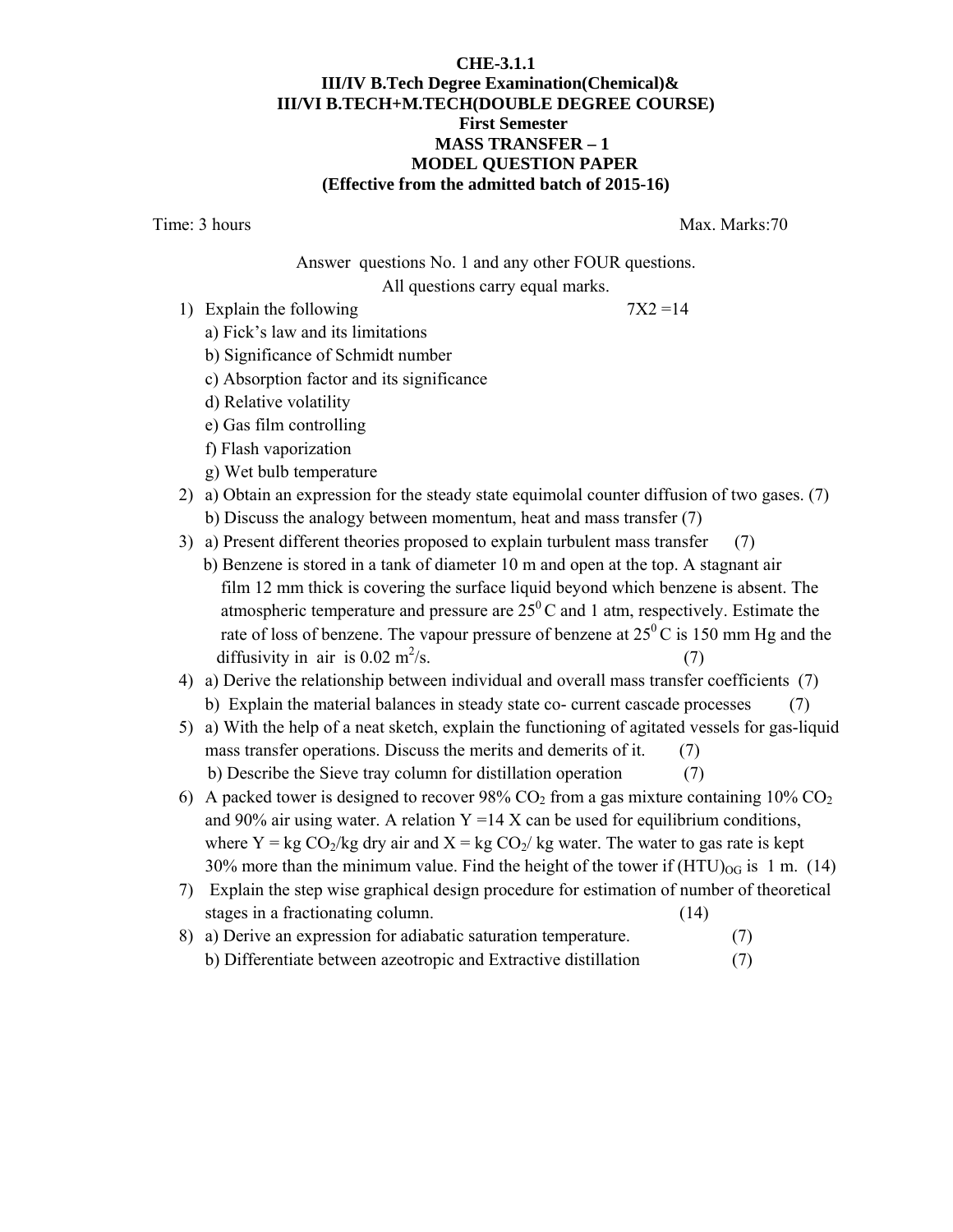**CHE-3.1.1**

**III/IV B.Tech Degree Examination(Chemical)&**

**III/VI B.TECH+M.TECH(DOUBLE DEGREE COURSE)**

**First Semester**

**MASS TRANSFER – 1**

**MODEL QUESTION PAPER**

**(Effective from the admitted batch of 2015-16)**

Time: 3 hours Max. Marks:70

Answer questions No. 1 and any other FOUR questions.

All questions carry equal marks.

1) Explain the following 7X2 =14
   a) Fick's law and its limitations
   b) Significance of Schmidt number
   c) Absorption factor and its significance
   d) Relative volatility
   e) Gas film controlling
   f) Flash vaporization
   g) Wet bulb temperature

2) a) Obtain an expression for the steady state equimolal counter diffusion of two gases. (7)
   b) Discuss the analogy between momentum, heat and mass transfer (7)

3) a) Present different theories proposed to explain turbulent mass transfer (7)
   b) Benzene is stored in a tank of diameter 10 m and open at the top. A stagnant air film 12 mm thick is covering the surface liquid beyond which benzene is absent. The atmospheric temperature and pressure are $25^0$ C and 1 atm, respectively. Estimate the rate of loss of benzene. The vapour pressure of benzene at $25^0$ C is 150 mm Hg and the diffusivity in air is 0.02 $m^2/s$. (7)

4) a) Derive the relationship between individual and overall mass transfer coefficients (7)
   b) Explain the material balances in steady state co- current cascade processes (7)

5) a) With the help of a neat sketch, explain the functioning of agitated vessels for gas-liquid mass transfer operations. Discuss the merits and demerits of it. (7)
   b) Describe the Sieve tray column for distillation operation (7)

6) A packed tower is designed to recover 98% $CO_2$ from a gas mixture containing 10% $CO_2$ and 90% air using water. A relation Y =14 X can be used for equilibrium conditions, where Y = kg $CO_2$/kg dry air and X = kg $CO_2$/ kg water. The water to gas rate is kept 30% more than the minimum value. Find the height of the tower if $(HTU)_{OG}$ is 1 m. (14)

7) Explain the step wise graphical design procedure for estimation of number of theoretical stages in a fractionating column. (14)

8) a) Derive an expression for adiabatic saturation temperature. (7)
   b) Differentiate between azeotropic and Extractive distillation (7)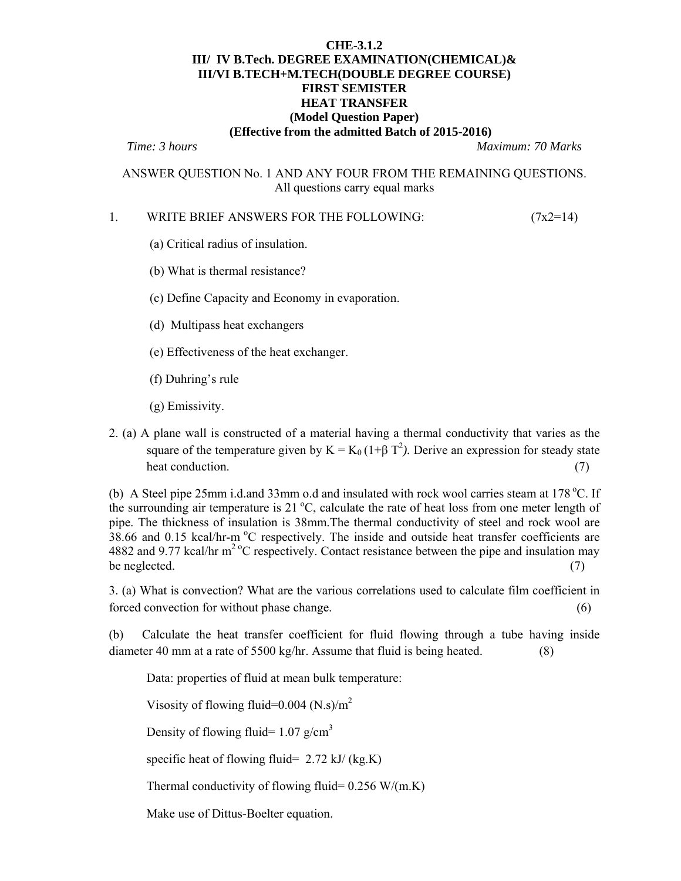**CHE-3.1.2**

**III/ IV B.Tech. DEGREE EXAMINATION(CHEMICAL)&**

**III/VI B.TECH+M.TECH(DOUBLE DEGREE COURSE)**

**FIRST SEMISTER**

**HEAT TRANSFER**

**(Model Question Paper)**

**(Effective from the admitted Batch of 2015-2016)**

*Time: 3 hours* *Maximum: 70 Marks*

ANSWER QUESTION No. 1 AND ANY FOUR FROM THE REMAINING QUESTIONS.
All questions carry equal marks

1. WRITE BRIEF ANSWERS FOR THE FOLLOWING: (7x2=14)

   (a) Critical radius of insulation.

   (b) What is thermal resistance?

   (c) Define Capacity and Economy in evaporation.

   (d) Multipass heat exchangers

   (e) Effectiveness of the heat exchanger.

   (f) Duhring's rule

   (g) Emissivity.

2. (a) A plane wall is constructed of a material having a thermal conductivity that varies as the square of the temperature given by $K = K_0 (1+\beta T^2)$. Derive an expression for steady state heat conduction. (7)

(b) A Steel pipe 25mm i.d.and 33mm o.d and insulated with rock wool carries steam at 178 $^oC$. If the surrounding air temperature is 21 $^oC$, calculate the rate of heat loss from one meter length of pipe. The thickness of insulation is 38mm.The thermal conductivity of steel and rock wool are 38.66 and 0.15 kcal/hr-m $^oC$ respectively. The inside and outside heat transfer coefficients are 4882 and 9.77 kcal/hr $m^2$ $^oC$ respectively. Contact resistance between the pipe and insulation may be neglected. (7)

3. (a) What is convection? What are the various correlations used to calculate film coefficient in forced convection for without phase change. (6)

(b) Calculate the heat transfer coefficient for fluid flowing through a tube having inside diameter 40 mm at a rate of 5500 kg/hr. Assume that fluid is being heated. (8)

Data: properties of fluid at mean bulk temperature:

Visosity of flowing fluid=0.004 (N.s)/$m^2$

Density of flowing fluid= 1.07 g/$cm^3$

specific heat of flowing fluid= 2.72 kJ/ (kg.K)

Thermal conductivity of flowing fluid= 0.256 W/(m.K)

Make use of Dittus-Boelter equation.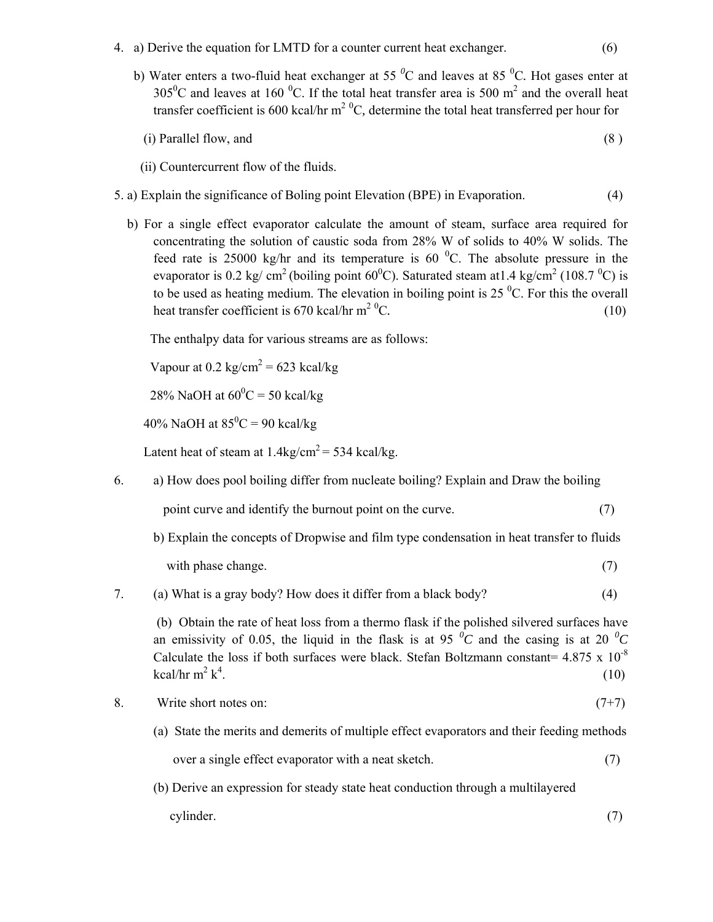4. a) Derive the equation for LMTD for a counter current heat exchanger. (6)

   b) Water enters a two-fluid heat exchanger at 55 $^0$C and leaves at 85 $^0$C. Hot gases enter at 305$^0$C and leaves at 160 $^0$C. If the total heat transfer area is 500 m$^2$ and the overall heat transfer coefficient is 600 kcal/hr m$^2$ $^0$C, determine the total heat transferred per hour for

   (i) Parallel flow, and (8 )

   (ii) Countercurrent flow of the fluids.

5. a) Explain the significance of Boling point Elevation (BPE) in Evaporation. (4)

   b) For a single effect evaporator calculate the amount of steam, surface area required for concentrating the solution of caustic soda from 28% W of solids to 40% W solids. The feed rate is 25000 kg/hr and its temperature is 60 $^0$C. The absolute pressure in the evaporator is 0.2 kg/ cm$^2$ (boiling point 60$^0$C). Saturated steam at1.4 kg/cm$^2$ (108.7 $^0$C) is to be used as heating medium. The elevation in boiling point is 25 $^0$C. For this the overall heat transfer coefficient is 670 kcal/hr m$^2$ $^0$C. (10)

   The enthalpy data for various streams are as follows:

   Vapour at 0.2 kg/cm$^2$ = 623 kcal/kg

   28% NaOH at 60$^0$C = 50 kcal/kg

   40% NaOH at 85$^0$C = 90 kcal/kg

   Latent heat of steam at 1.4kg/cm$^2$ = 534 kcal/kg.

6. a) How does pool boiling differ from nucleate boiling? Explain and Draw the boiling point curve and identify the burnout point on the curve. (7)

   b) Explain the concepts of Dropwise and film type condensation in heat transfer to fluids with phase change. (7)

7. (a) What is a gray body? How does it differ from a black body? (4)

   (b) Obtain the rate of heat loss from a thermo flask if the polished silvered surfaces have an emissivity of 0.05, the liquid in the flask is at 95 $^0C$ and the casing is at 20 $^0C$ Calculate the loss if both surfaces were black. Stefan Boltzmann constant= 4.875 x 10$^{-8}$ kcal/hr m$^2$ k$^4$. (10)

8. Write short notes on: (7+7)

   (a) State the merits and demerits of multiple effect evaporators and their feeding methods over a single effect evaporator with a neat sketch. (7)

   (b) Derive an expression for steady state heat conduction through a multilayered cylinder. (7)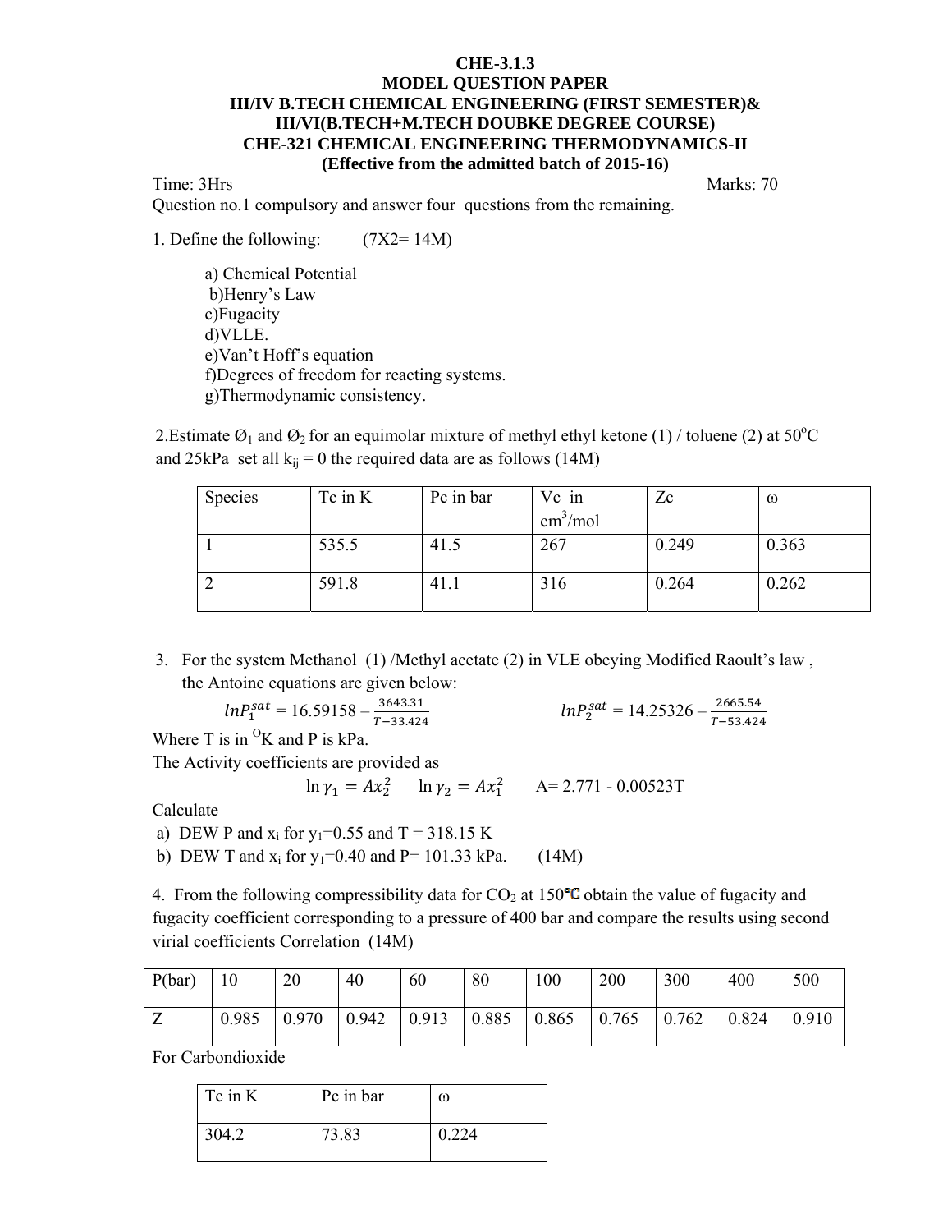**CHE-3.1.3**
**MODEL QUESTION PAPER**
**III/IV B.TECH CHEMICAL ENGINEERING (FIRST SEMESTER)&**
**III/VI(B.TECH+M.TECH DOUBKE DEGREE COURSE)**
**CHE-321 CHEMICAL ENGINEERING THERMODYNAMICS-II**
**(Effective from the admitted batch of 2015-16)**

Time: 3Hrs Marks: 70

Question no.1 compulsory and answer four questions from the remaining.

1. Define the following: (7X2= 14M)

   a) Chemical Potential
   b)Henry's Law
   c)Fugacity
   d)VLLE.
   e)Van't Hoff's equation
   f)Degrees of freedom for reacting systems.
   g)Thermodynamic consistency.

2.Estimate $Ø_1$ and $Ø_2$ for an equimolar mixture of methyl ethyl ketone (1) / toluene (2) at 50°C and 25kPa set all $k_{ij}$ = 0 the required data are as follows (14M)

| Species | Tc in K | Pc in bar | Vc in cm³/mol | Zc | ω |
|---|---|---|---|---|---|
| 1 | 535.5 | 41.5 | 267 | 0.249 | 0.363 |
| 2 | 591.8 | 41.1 | 316 | 0.264 | 0.262 |

3. For the system Methanol (1) /Methyl acetate (2) in VLE obeying Modified Raoult's law , the Antoine equations are given below:

$$lnP_1^{sat} = 16.59158 - \frac{3643.31}{T-33.424} \qquad lnP_2^{sat} = 14.25326 - \frac{2665.54}{T-53.424}$$

Where T is in °K and P is kPa.

The Activity coefficients are provided as

$$\ln \gamma_1 = Ax_2^2 \quad \ln \gamma_2 = Ax_1^2 \quad A = 2.771 - 0.00523T$$

Calculate

a) DEW P and $x_i$ for $y_1$=0.55 and T = 318.15 K
b) DEW T and $x_i$ for $y_1$=0.40 and P= 101.33 kPa. (14M)

4. From the following compressibility data for $CO_2$ at 150°C obtain the value of fugacity and fugacity coefficient corresponding to a pressure of 400 bar and compare the results using second virial coefficients Correlation (14M)

| P(bar) | 10 | 20 | 40 | 60 | 80 | 100 | 200 | 300 | 400 | 500 |
|---|---|---|---|---|---|---|---|---|---|---|
| Z | 0.985 | 0.970 | 0.942 | 0.913 | 0.885 | 0.865 | 0.765 | 0.762 | 0.824 | 0.910 |

For Carbondioxide

| Tc in K | Pc in bar | ω |
|---|---|---|
| 304.2 | 73.83 | 0.224 |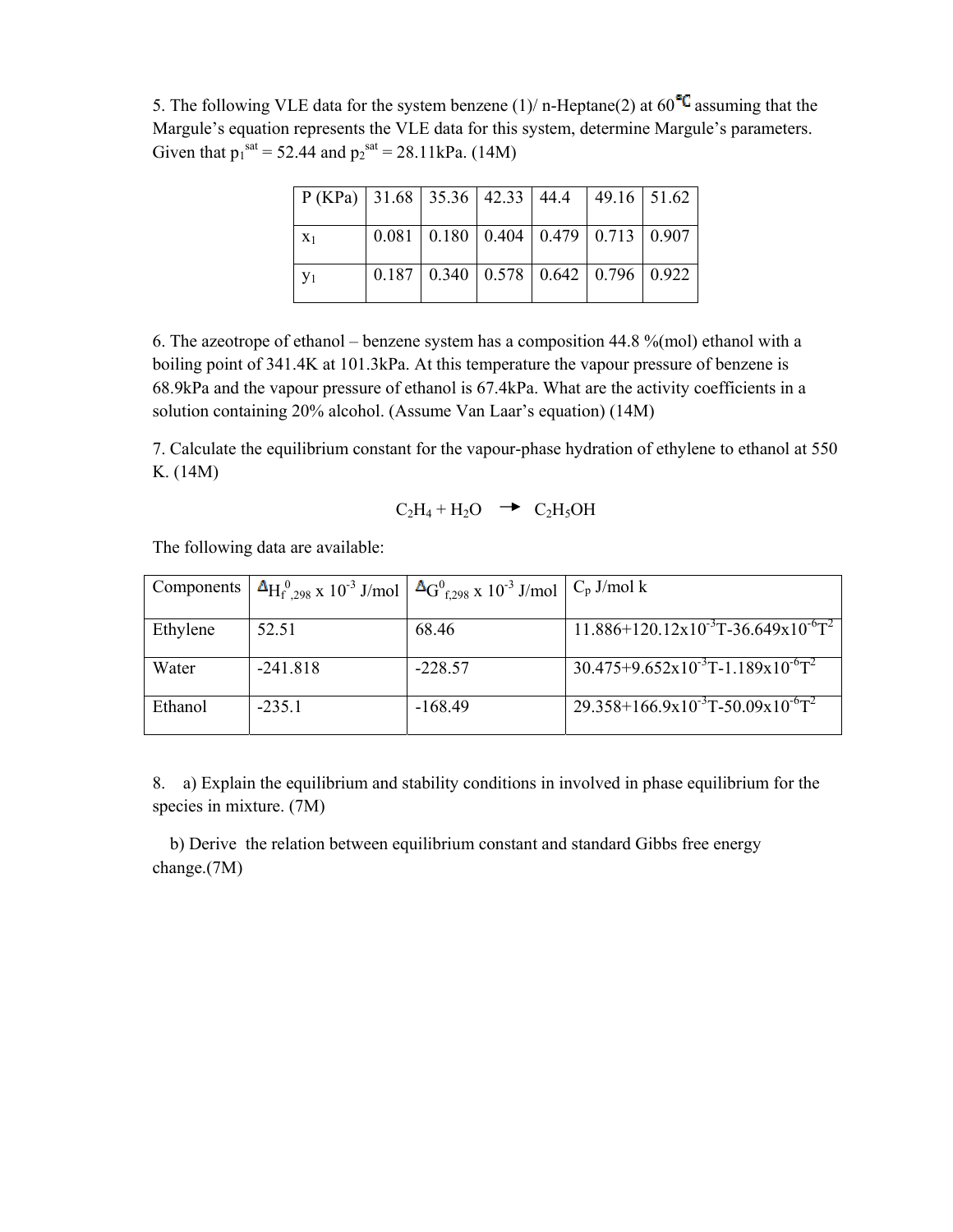5. The following VLE data for the system benzene (1)/ n-Heptane(2) at 60°C assuming that the Margule's equation represents the VLE data for this system, determine Margule's parameters. Given that $p_1^{sat}$ = 52.44 and $p_2^{sat}$ = 28.11kPa. (14M)

| P (KPa) | 31.68 | 35.36 | 42.33 | 44.4 | 49.16 | 51.62 |
|---|---|---|---|---|---|---|
| $x_1$ | 0.081 | 0.180 | 0.404 | 0.479 | 0.713 | 0.907 |
| $y_1$ | 0.187 | 0.340 | 0.578 | 0.642 | 0.796 | 0.922 |

6. The azeotrope of ethanol – benzene system has a composition 44.8 %(mol) ethanol with a boiling point of 341.4K at 101.3kPa. At this temperature the vapour pressure of benzene is 68.9kPa and the vapour pressure of ethanol is 67.4kPa. What are the activity coefficients in a solution containing 20% alcohol. (Assume Van Laar's equation) (14M)

7. Calculate the equilibrium constant for the vapour-phase hydration of ethylene to ethanol at 550 K. (14M)

$$C_2H_4 + H_2O \rightarrow C_2H_5OH$$

The following data are available:

| Components | $\Delta H^0_{f,298}$ x $10^{-3}$ J/mol | $\Delta G^0_{f,298}$ x $10^{-3}$ J/mol | $C_p$ J/mol k |
|---|---|---|---|
| Ethylene | 52.51 | 68.46 | $11.886+120.12\times10^{-3}T-36.649\times10^{-6}T^2$ |
| Water | -241.818 | -228.57 | $30.475+9.652\times10^{-3}T-1.189\times10^{-6}T^2$ |
| Ethanol | -235.1 | -168.49 | $29.358+166.9\times10^{-3}T-50.09\times10^{-6}T^2$ |

8. a) Explain the equilibrium and stability conditions in involved in phase equilibrium for the species in mixture. (7M)

b) Derive the relation between equilibrium constant and standard Gibbs free energy change.(7M)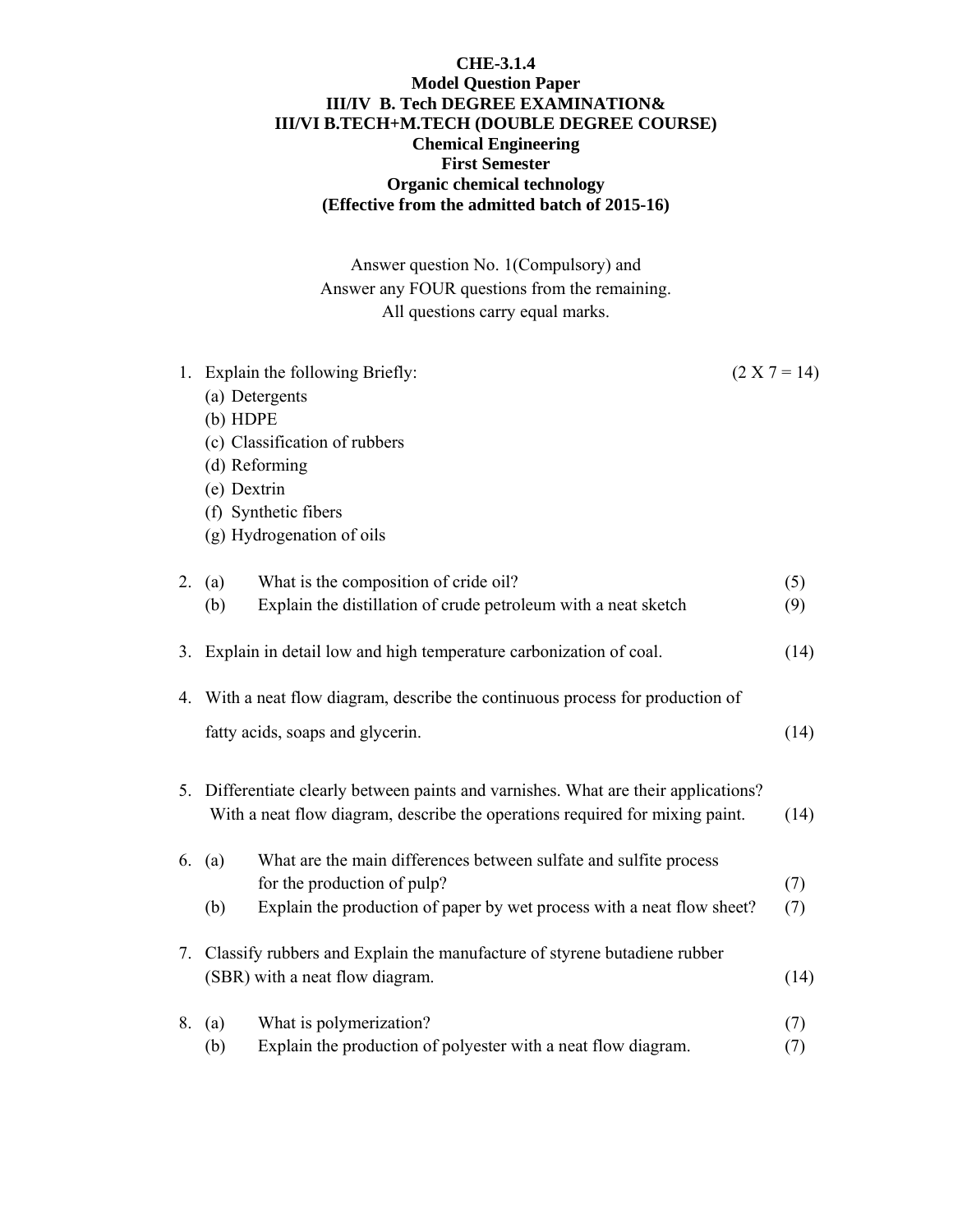**CHE-3.1.4**
**Model Question Paper**
**III/IV B. Tech DEGREE EXAMINATION&**
**III/VI B.TECH+M.TECH (DOUBLE DEGREE COURSE)**
**Chemical Engineering**
**First Semester**
**Organic chemical technology**
**(Effective from the admitted batch of 2015-16)**

Answer question No. 1(Compulsory) and
Answer any FOUR questions from the remaining.
All questions carry equal marks.

1. Explain the following Briefly: (2 X 7 = 14)
   (a) Detergents
   (b) HDPE
   (c) Classification of rubbers
   (d) Reforming
   (e) Dextrin
   (f) Synthetic fibers
   (g) Hydrogenation of oils

2. (a) What is the composition of cride oil? (5)
   (b) Explain the distillation of crude petroleum with a neat sketch (9)

3. Explain in detail low and high temperature carbonization of coal. (14)

4. With a neat flow diagram, describe the continuous process for production of fatty acids, soaps and glycerin. (14)

5. Differentiate clearly between paints and varnishes. What are their applications? With a neat flow diagram, describe the operations required for mixing paint. (14)

6. (a) What are the main differences between sulfate and sulfite process for the production of pulp? (7)
   (b) Explain the production of paper by wet process with a neat flow sheet? (7)

7. Classify rubbers and Explain the manufacture of styrene butadiene rubber (SBR) with a neat flow diagram. (14)

8. (a) What is polymerization? (7)
   (b) Explain the production of polyester with a neat flow diagram. (7)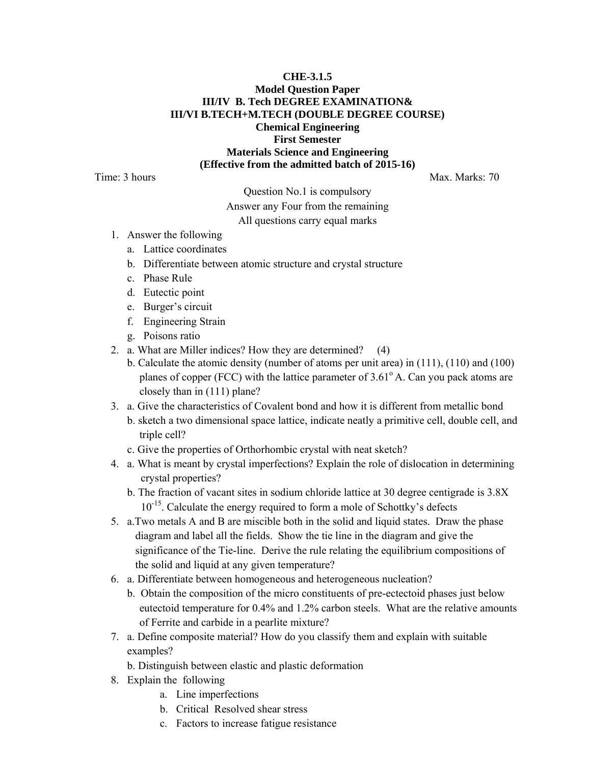**CHE-3.1.5**
**Model Question Paper**
**III/IV B. Tech DEGREE EXAMINATION&**
**III/VI B.TECH+M.TECH (DOUBLE DEGREE COURSE)**
**Chemical Engineering**
**First Semester**
**Materials Science and Engineering**
**(Effective from the admitted batch of 2015-16)**

Time: 3 hours Max. Marks: 70

Question No.1 is compulsory
Answer any Four from the remaining
All questions carry equal marks

1. Answer the following
   a. Lattice coordinates
   b. Differentiate between atomic structure and crystal structure
   c. Phase Rule
   d. Eutectic point
   e. Burger's circuit
   f. Engineering Strain
   g. Poisons ratio
2. a. What are Miller indices? How they are determined? (4)
   b. Calculate the atomic density (number of atoms per unit area) in (111), (110) and (100) planes of copper (FCC) with the lattice parameter of $3.61^{o}$ A. Can you pack atoms are closely than in (111) plane?
3. a. Give the characteristics of Covalent bond and how it is different from metallic bond
   b. sketch a two dimensional space lattice, indicate neatly a primitive cell, double cell, and triple cell?
   c. Give the properties of Orthorhombic crystal with neat sketch?
4. a. What is meant by crystal imperfections? Explain the role of dislocation in determining crystal properties?
   b. The fraction of vacant sites in sodium chloride lattice at 30 degree centigrade is 3.8X $10^{-15}$. Calculate the energy required to form a mole of Schottky's defects
5. a.Two metals A and B are miscible both in the solid and liquid states. Draw the phase diagram and label all the fields. Show the tie line in the diagram and give the significance of the Tie-line. Derive the rule relating the equilibrium compositions of the solid and liquid at any given temperature?
6. a. Differentiate between homogeneous and heterogeneous nucleation?
   b. Obtain the composition of the micro constituents of pre-ectectoid phases just below eutectoid temperature for 0.4% and 1.2% carbon steels. What are the relative amounts of Ferrite and carbide in a pearlite mixture?
7. a. Define composite material? How do you classify them and explain with suitable examples?
   b. Distinguish between elastic and plastic deformation
8. Explain the following
   a. Line imperfections
   b. Critical Resolved shear stress
   c. Factors to increase fatigue resistance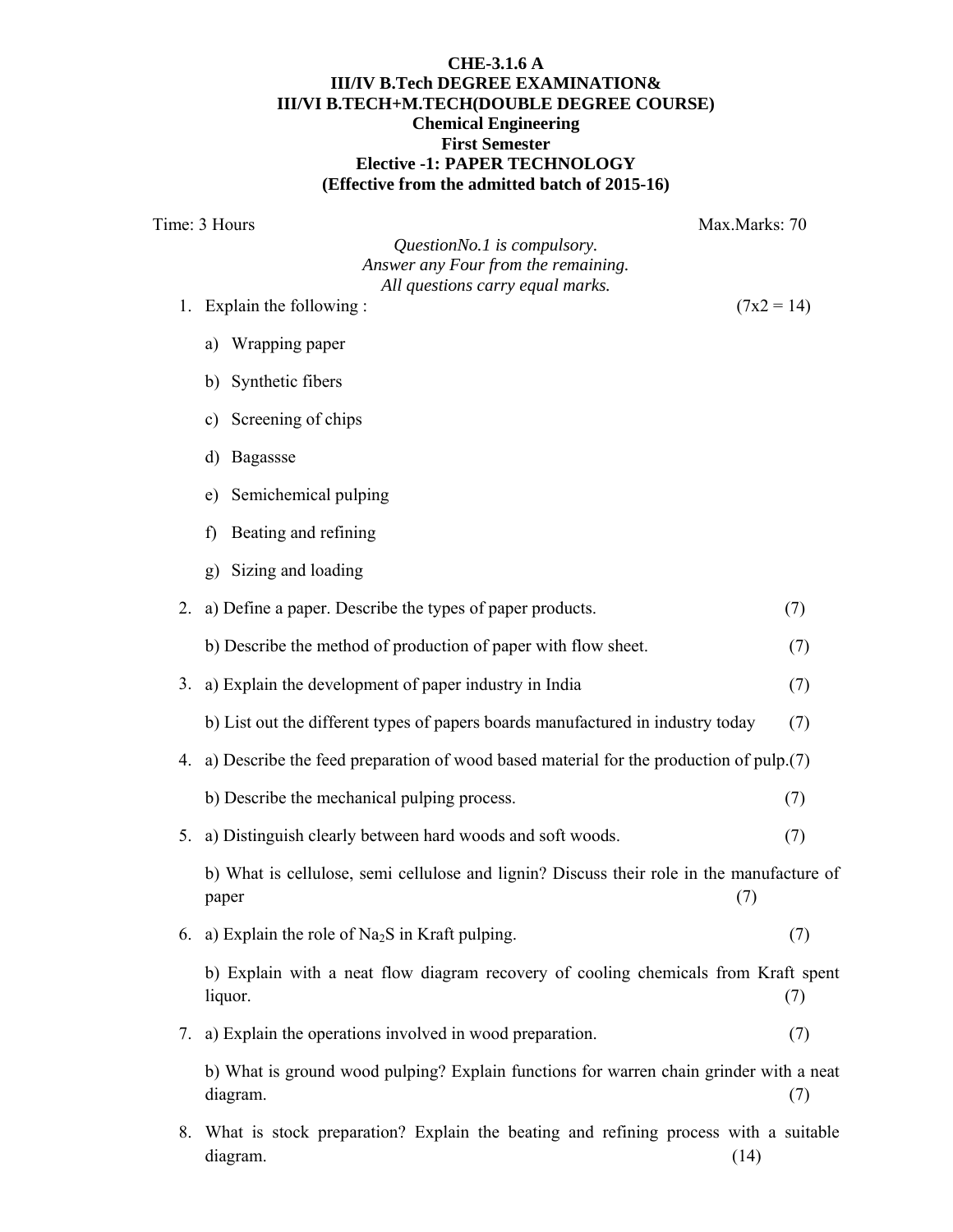**CHE-3.1.6 A**
**III/IV B.Tech DEGREE EXAMINATION&**
**III/VI B.TECH+M.TECH(DOUBLE DEGREE COURSE)**
**Chemical Engineering**
**First Semester**
**Elective -1: PAPER TECHNOLOGY**
**(Effective from the admitted batch of 2015-16)**

Time: 3 Hours Max.Marks: 70

*QuestionNo.1 is compulsory.*
*Answer any Four from the remaining.*
*All questions carry equal marks.*

1. Explain the following : (7x2 = 14)

   a) Wrapping paper

   b) Synthetic fibers

   c) Screening of chips

   d) Bagassse

   e) Semichemical pulping

   f) Beating and refining

   g) Sizing and loading

2. a) Define a paper. Describe the types of paper products. (7)

   b) Describe the method of production of paper with flow sheet. (7)

3. a) Explain the development of paper industry in India (7)

   b) List out the different types of papers boards manufactured in industry today (7)

4. a) Describe the feed preparation of wood based material for the production of pulp.(7)

   b) Describe the mechanical pulping process. (7)

5. a) Distinguish clearly between hard woods and soft woods. (7)

   b) What is cellulose, semi cellulose and lignin? Discuss their role in the manufacture of paper (7)

6. a) Explain the role of $Na_2S$ in Kraft pulping. (7)

   b) Explain with a neat flow diagram recovery of cooling chemicals from Kraft spent liquor. (7)

7. a) Explain the operations involved in wood preparation. (7)

   b) What is ground wood pulping? Explain functions for warren chain grinder with a neat diagram. (7)

8. What is stock preparation? Explain the beating and refining process with a suitable diagram. (14)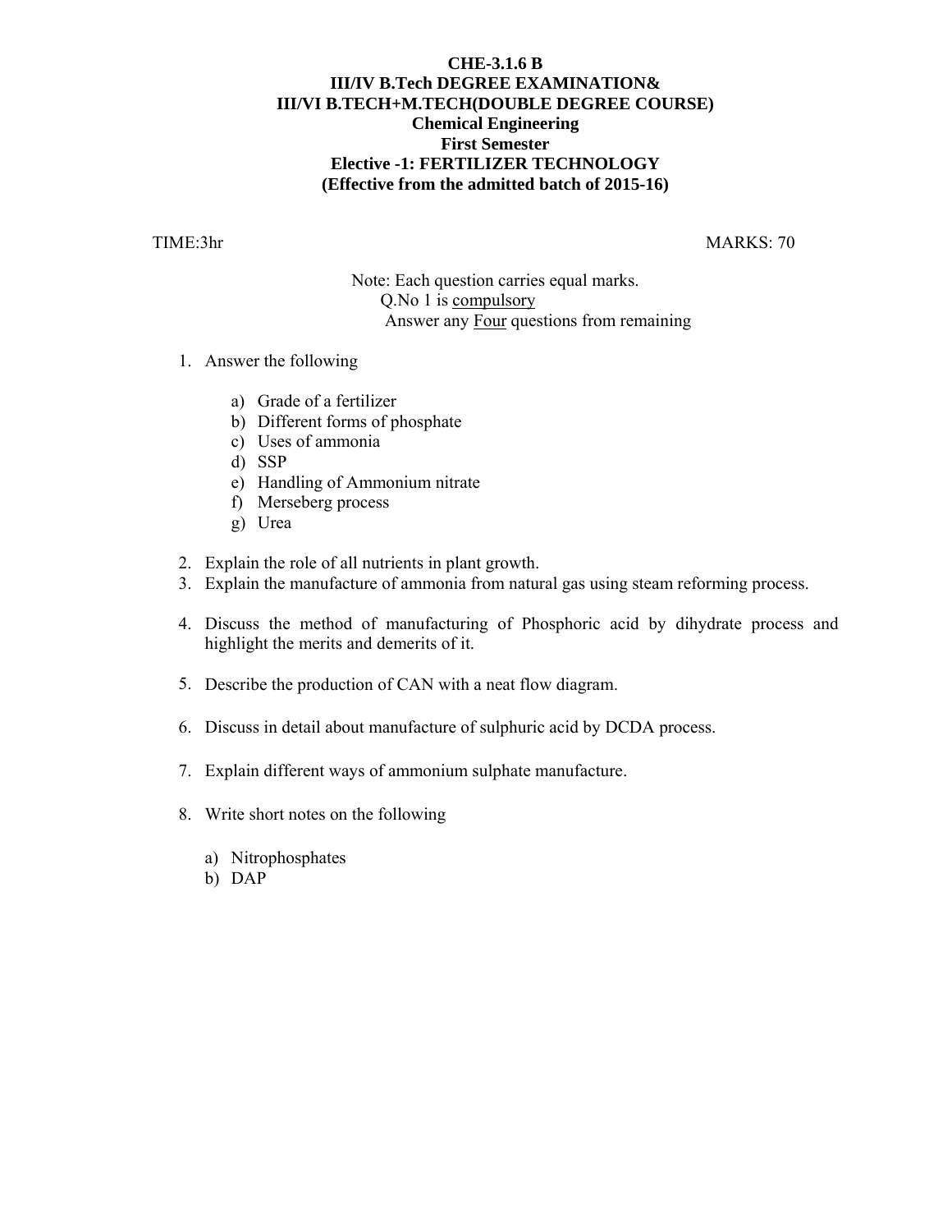**CHE-3.1.6 B**
**III/IV B.Tech DEGREE EXAMINATION&**
**III/VI B.TECH+M.TECH(DOUBLE DEGREE COURSE)**
**Chemical Engineering**
**First Semester**
**Elective -1: FERTILIZER TECHNOLOGY**
**(Effective from the admitted batch of 2015-16)**

TIME:3hr MARKS: 70

Note: Each question carries equal marks.
Q.No 1 is compulsory
Answer any Four questions from remaining

1. Answer the following

   a) Grade of a fertilizer
   b) Different forms of phosphate
   c) Uses of ammonia
   d) SSP
   e) Handling of Ammonium nitrate
   f) Merseberg process
   g) Urea

2. Explain the role of all nutrients in plant growth.
3. Explain the manufacture of ammonia from natural gas using steam reforming process.
4. Discuss the method of manufacturing of Phosphoric acid by dihydrate process and highlight the merits and demerits of it.
5. Describe the production of CAN with a neat flow diagram.
6. Discuss in detail about manufacture of sulphuric acid by DCDA process.
7. Explain different ways of ammonium sulphate manufacture.
8. Write short notes on the following

   a) Nitrophosphates
   b) DAP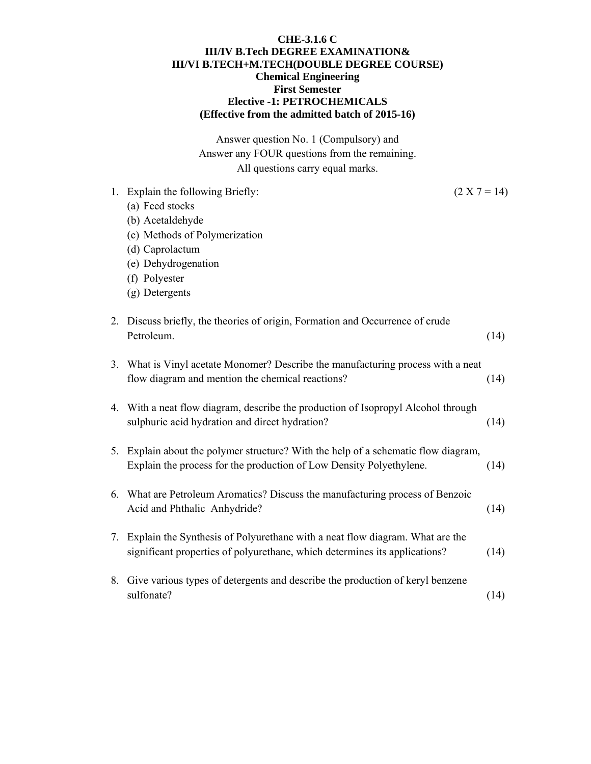**CHE-3.1.6 C**
**III/IV B.Tech DEGREE EXAMINATION&**
**III/VI B.TECH+M.TECH(DOUBLE DEGREE COURSE)**
**Chemical Engineering**
**First Semester**
**Elective -1: PETROCHEMICALS**
**(Effective from the admitted batch of 2015-16)**

Answer question No. 1 (Compulsory) and
Answer any FOUR questions from the remaining.
All questions carry equal marks.

1. Explain the following Briefly: (2 X 7 = 14)
   (a) Feed stocks
   (b) Acetaldehyde
   (c) Methods of Polymerization
   (d) Caprolactum
   (e) Dehydrogenation
   (f) Polyester
   (g) Detergents

2. Discuss briefly, the theories of origin, Formation and Occurrence of crude Petroleum. (14)

3. What is Vinyl acetate Monomer? Describe the manufacturing process with a neat flow diagram and mention the chemical reactions? (14)

4. With a neat flow diagram, describe the production of Isopropyl Alcohol through sulphuric acid hydration and direct hydration? (14)

5. Explain about the polymer structure? With the help of a schematic flow diagram, Explain the process for the production of Low Density Polyethylene. (14)

6. What are Petroleum Aromatics? Discuss the manufacturing process of Benzoic Acid and Phthalic Anhydride? (14)

7. Explain the Synthesis of Polyurethane with a neat flow diagram. What are the significant properties of polyurethane, which determines its applications? (14)

8. Give various types of detergents and describe the production of keryl benzene sulfonate? (14)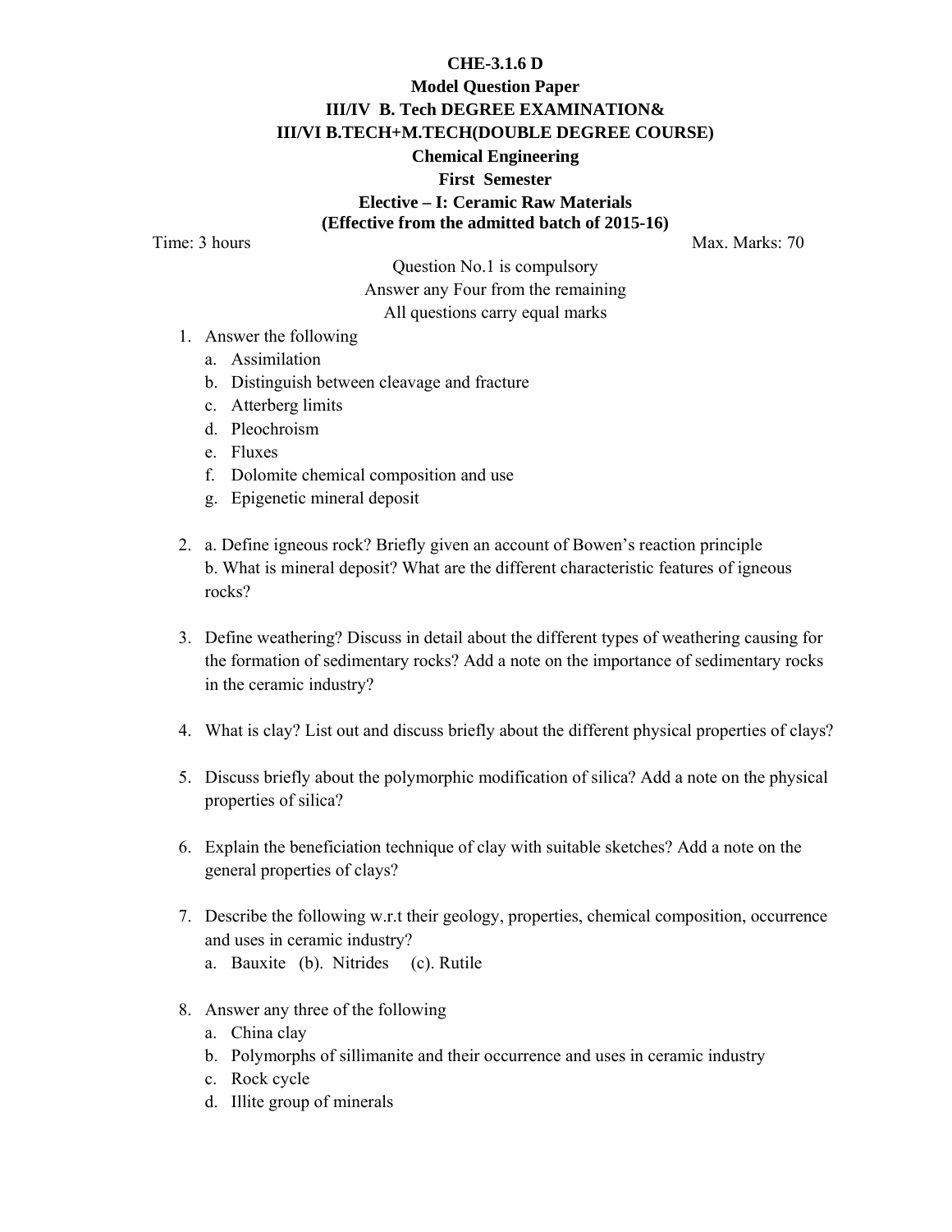**CHE-3.1.6 D**

**Model Question Paper**

**III/IV B. Tech DEGREE EXAMINATION&**

**III/VI B.TECH+M.TECH(DOUBLE DEGREE COURSE)**

**Chemical Engineering**

**First Semester**

**Elective – I: Ceramic Raw Materials**

**(Effective from the admitted batch of 2015-16)**

Time: 3 hours                                                                                                    Max. Marks: 70

Question No.1 is compulsory

Answer any Four from the remaining

All questions carry equal marks

1. Answer the following
   a. Assimilation
   b. Distinguish between cleavage and fracture
   c. Atterberg limits
   d. Pleochroism
   e. Fluxes
   f. Dolomite chemical composition and use
   g. Epigenetic mineral deposit

2. a. Define igneous rock? Briefly given an account of Bowen's reaction principle
   b. What is mineral deposit? What are the different characteristic features of igneous rocks?

3. Define weathering? Discuss in detail about the different types of weathering causing for the formation of sedimentary rocks? Add a note on the importance of sedimentary rocks in the ceramic industry?

4. What is clay? List out and discuss briefly about the different physical properties of clays?

5. Discuss briefly about the polymorphic modification of silica? Add a note on the physical properties of silica?

6. Explain the beneficiation technique of clay with suitable sketches? Add a note on the general properties of clays?

7. Describe the following w.r.t their geology, properties, chemical composition, occurrence and uses in ceramic industry?
   a. Bauxite (b). Nitrides (c). Rutile

8. Answer any three of the following
   a. China clay
   b. Polymorphs of sillimanite and their occurrence and uses in ceramic industry
   c. Rock cycle
   d. Illite group of minerals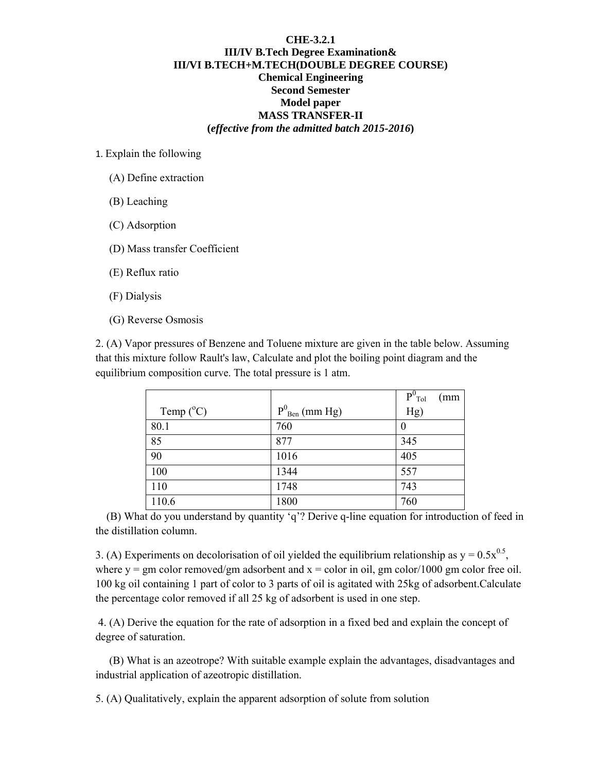**CHE-3.2.1**
**III/IV B.Tech Degree Examination&**
**III/VI B.TECH+M.TECH(DOUBLE DEGREE COURSE)**
**Chemical Engineering**
**Second Semester**
**Model paper**
**MASS TRANSFER-II**
**(*effective from the admitted batch 2015-2016*)**

1. Explain the following

   (A) Define extraction

   (B) Leaching

   (C) Adsorption

   (D) Mass transfer Coefficient

   (E) Reflux ratio

   (F) Dialysis

   (G) Reverse Osmosis

2. (A) Vapor pressures of Benzene and Toluene mixture are given in the table below. Assuming that this mixture follow Rault's law, Calculate and plot the boiling point diagram and the equilibrium composition curve. The total pressure is 1 atm.

| Temp ($^oC$) | $P^0_{Ben}$ (mm Hg) | $P^0_{Tol}$ (mm Hg) |
|---|---|---|
| 80.1 | 760 | 0 |
| 85 | 877 | 345 |
| 90 | 1016 | 405 |
| 100 | 1344 | 557 |
| 110 | 1748 | 743 |
| 110.6 | 1800 | 760 |

   (B) What do you understand by quantity 'q'? Derive q-line equation for introduction of feed in the distillation column.

3. (A) Experiments on decolorisation of oil yielded the equilibrium relationship as $y = 0.5x^{0.5}$, where y = gm color removed/gm adsorbent and x = color in oil, gm color/1000 gm color free oil. 100 kg oil containing 1 part of color to 3 parts of oil is agitated with 25kg of adsorbent.Calculate the percentage color removed if all 25 kg of adsorbent is used in one step.

4. (A) Derive the equation for the rate of adsorption in a fixed bed and explain the concept of degree of saturation.

   (B) What is an azeotrope? With suitable example explain the advantages, disadvantages and industrial application of azeotropic distillation.

5. (A) Qualitatively, explain the apparent adsorption of solute from solution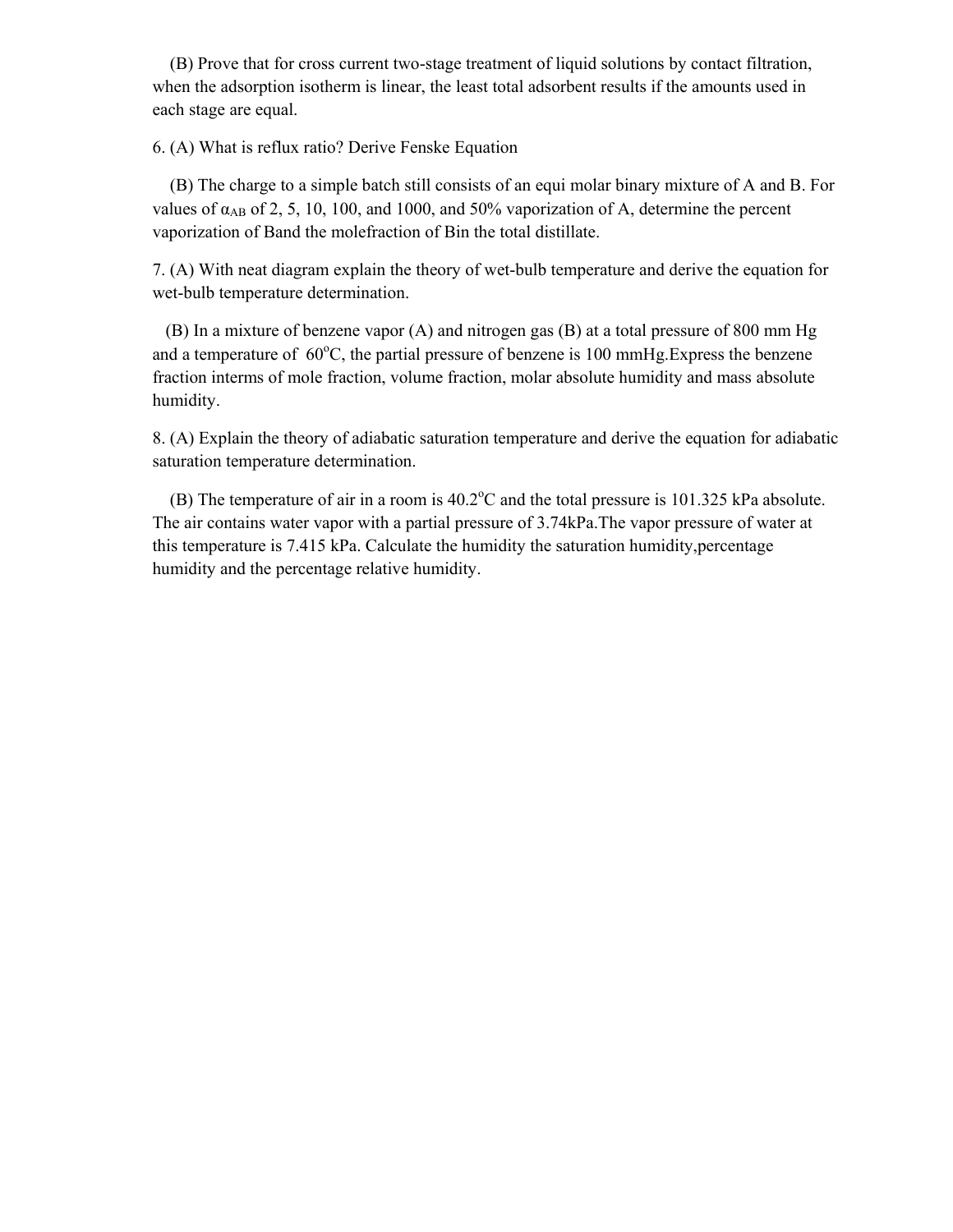(B) Prove that for cross current two-stage treatment of liquid solutions by contact filtration, when the adsorption isotherm is linear, the least total adsorbent results if the amounts used in each stage are equal.

6. (A) What is reflux ratio? Derive Fenske Equation

(B) The charge to a simple batch still consists of an equi molar binary mixture of A and B. For values of $\alpha_{AB}$ of 2, 5, 10, 100, and 1000, and 50% vaporization of A, determine the percent vaporization of Band the molefraction of Bin the total distillate.

7. (A) With neat diagram explain the theory of wet-bulb temperature and derive the equation for wet-bulb temperature determination.

(B) In a mixture of benzene vapor (A) and nitrogen gas (B) at a total pressure of 800 mm Hg and a temperature of $60^{o}$C, the partial pressure of benzene is 100 mmHg.Express the benzene fraction interms of mole fraction, volume fraction, molar absolute humidity and mass absolute humidity.

8. (A) Explain the theory of adiabatic saturation temperature and derive the equation for adiabatic saturation temperature determination.

(B) The temperature of air in a room is $40.2^{o}$C and the total pressure is 101.325 kPa absolute. The air contains water vapor with a partial pressure of 3.74kPa.The vapor pressure of water at this temperature is 7.415 kPa. Calculate the humidity the saturation humidity,percentage humidity and the percentage relative humidity.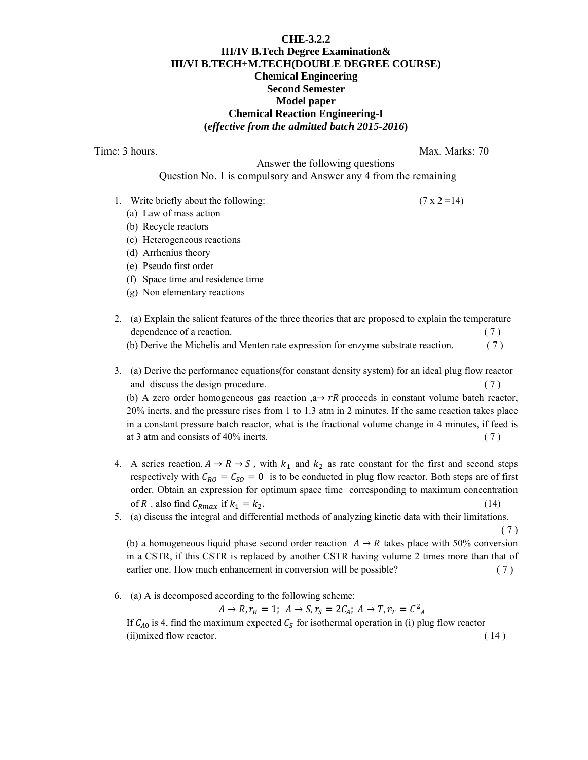**CHE-3.2.2**
**III/IV B.Tech Degree Examination&**
**III/VI B.TECH+M.TECH(DOUBLE DEGREE COURSE)**
**Chemical Engineering**
**Second Semester**
**Model paper**
**Chemical Reaction Engineering-I**
**(*effective from the admitted batch 2015-2016*)**

Time: 3 hours. Max. Marks: 70

Answer the following questions

Question No. 1 is compulsory and Answer any 4 from the remaining

1. Write briefly about the following: (7 x 2 =14)
   (a) Law of mass action
   (b) Recycle reactors
   (c) Heterogeneous reactions
   (d) Arrhenius theory
   (e) Pseudo first order
   (f) Space time and residence time
   (g) Non elementary reactions

2. (a) Explain the salient features of the three theories that are proposed to explain the temperature dependence of a reaction. ( 7 )
   (b) Derive the Michelis and Menten rate expression for enzyme substrate reaction. ( 7 )

3. (a) Derive the performance equations(for constant density system) for an ideal plug flow reactor and discuss the design procedure. ( 7 )
   (b) A zero order homogeneous gas reaction ,a→ $rR$ proceeds in constant volume batch reactor, 20% inerts, and the pressure rises from 1 to 1.3 atm in 2 minutes. If the same reaction takes place in a constant pressure batch reactor, what is the fractional volume change in 4 minutes, if feed is at 3 atm and consists of 40% inerts. ( 7 )

4. A series reaction, $A \rightarrow R \rightarrow S$ , with $k_1$ and $k_2$ as rate constant for the first and second steps respectively with $C_{RO} = C_{SO} = 0$ is to be conducted in plug flow reactor. Both steps are of first order. Obtain an expression for optimum space time corresponding to maximum concentration of $R$ . also find $C_{Rmax}$ if $k_1 = k_2$. (14)

5. (a) discuss the integral and differential methods of analyzing kinetic data with their limitations. ( 7 )
   (b) a homogeneous liquid phase second order reaction $A \rightarrow R$ takes place with 50% conversion in a CSTR, if this CSTR is replaced by another CSTR having volume 2 times more than that of earlier one. How much enhancement in conversion will be possible? ( 7 )

6. (a) A is decomposed according to the following scheme:
   $$A \rightarrow R, r_R = 1;\ \ A \rightarrow S, r_S = 2C_A;\ A \rightarrow T, r_T = C^2{}_A$$
   If $C_{A0}$ is 4, find the maximum expected $C_S$ for isothermal operation in (i) plug flow reactor (ii)mixed flow reactor. ( 14 )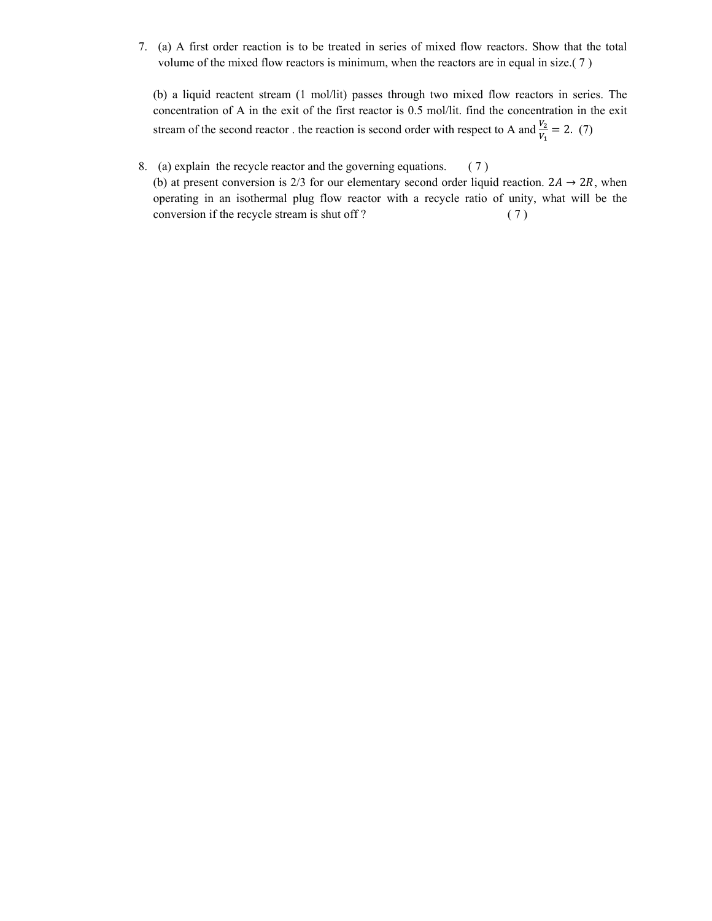7. (a) A first order reaction is to be treated in series of mixed flow reactors. Show that the total volume of the mixed flow reactors is minimum, when the reactors are in equal in size.( 7 )

   (b) a liquid reactent stream (1 mol/lit) passes through two mixed flow reactors in series. The concentration of A in the exit of the first reactor is 0.5 mol/lit. find the concentration in the exit stream of the second reactor . the reaction is second order with respect to A and $\frac{V_2}{V_1} = 2.$ (7)

8. (a) explain the recycle reactor and the governing equations. ( 7 )

   (b) at present conversion is 2/3 for our elementary second order liquid reaction. $2A \rightarrow 2R$, when operating in an isothermal plug flow reactor with a recycle ratio of unity, what will be the conversion if the recycle stream is shut off ? ( 7 )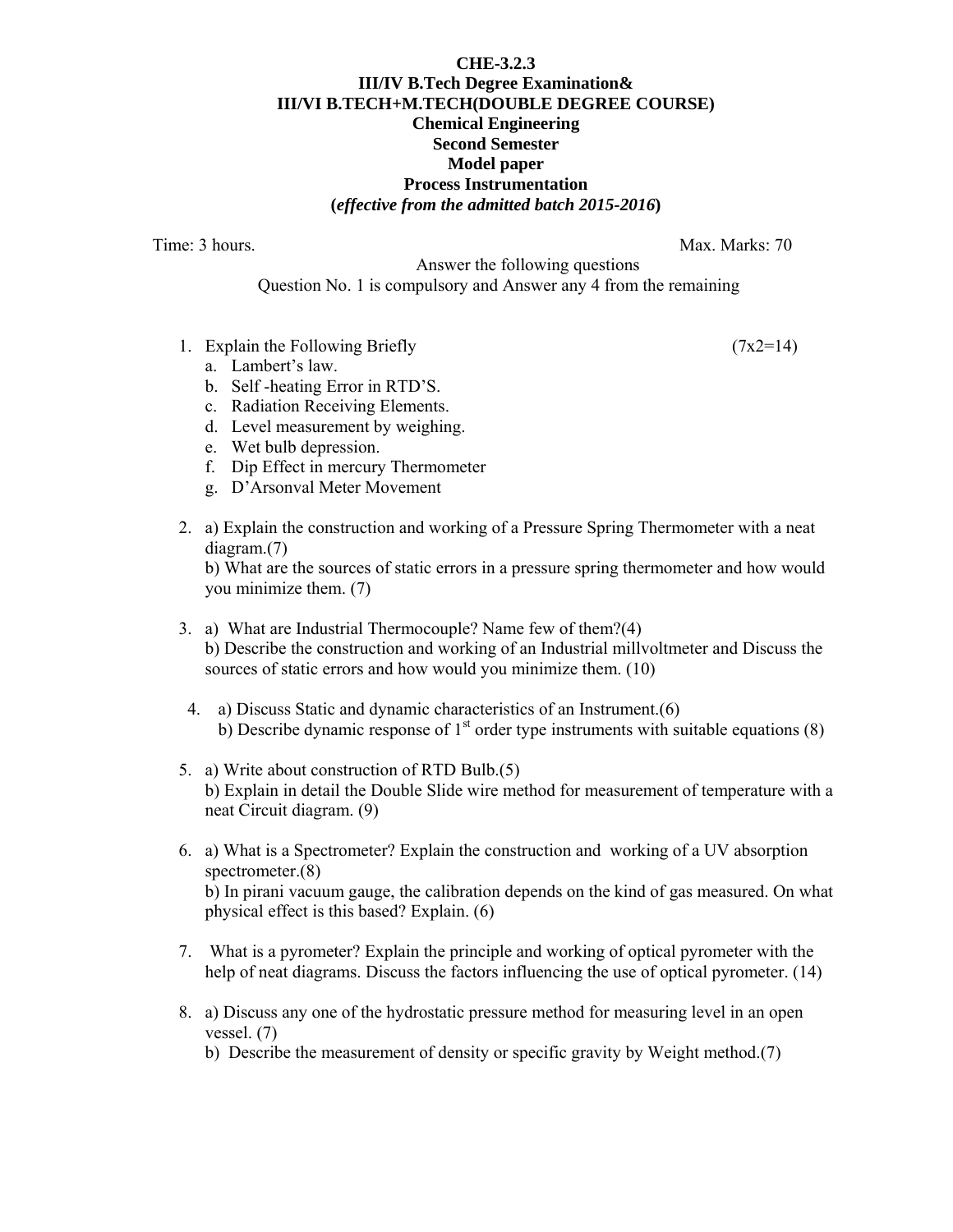**CHE-3.2.3**
**III/IV B.Tech Degree Examination&**
**III/VI B.TECH+M.TECH(DOUBLE DEGREE COURSE)**
**Chemical Engineering**
**Second Semester**
**Model paper**
**Process Instrumentation**
**(*effective from the admitted batch 2015-2016*)**

Time: 3 hours. Max. Marks: 70

Answer the following questions
Question No. 1 is compulsory and Answer any 4 from the remaining

1. Explain the Following Briefly (7x2=14)
   a. Lambert's law.
   b. Self -heating Error in RTD'S.
   c. Radiation Receiving Elements.
   d. Level measurement by weighing.
   e. Wet bulb depression.
   f. Dip Effect in mercury Thermometer
   g. D'Arsonval Meter Movement

2. a) Explain the construction and working of a Pressure Spring Thermometer with a neat diagram.(7)
   b) What are the sources of static errors in a pressure spring thermometer and how would you minimize them. (7)

3. a) What are Industrial Thermocouple? Name few of them?(4)
   b) Describe the construction and working of an Industrial millvoltmeter and Discuss the sources of static errors and how would you minimize them. (10)

4. a) Discuss Static and dynamic characteristics of an Instrument.(6)
   b) Describe dynamic response of 1st order type instruments with suitable equations (8)

5. a) Write about construction of RTD Bulb.(5)
   b) Explain in detail the Double Slide wire method for measurement of temperature with a neat Circuit diagram. (9)

6. a) What is a Spectrometer? Explain the construction and working of a UV absorption spectrometer.(8)
   b) In pirani vacuum gauge, the calibration depends on the kind of gas measured. On what physical effect is this based? Explain. (6)

7. What is a pyrometer? Explain the principle and working of optical pyrometer with the help of neat diagrams. Discuss the factors influencing the use of optical pyrometer. (14)

8. a) Discuss any one of the hydrostatic pressure method for measuring level in an open vessel. (7)
   b) Describe the measurement of density or specific gravity by Weight method.(7)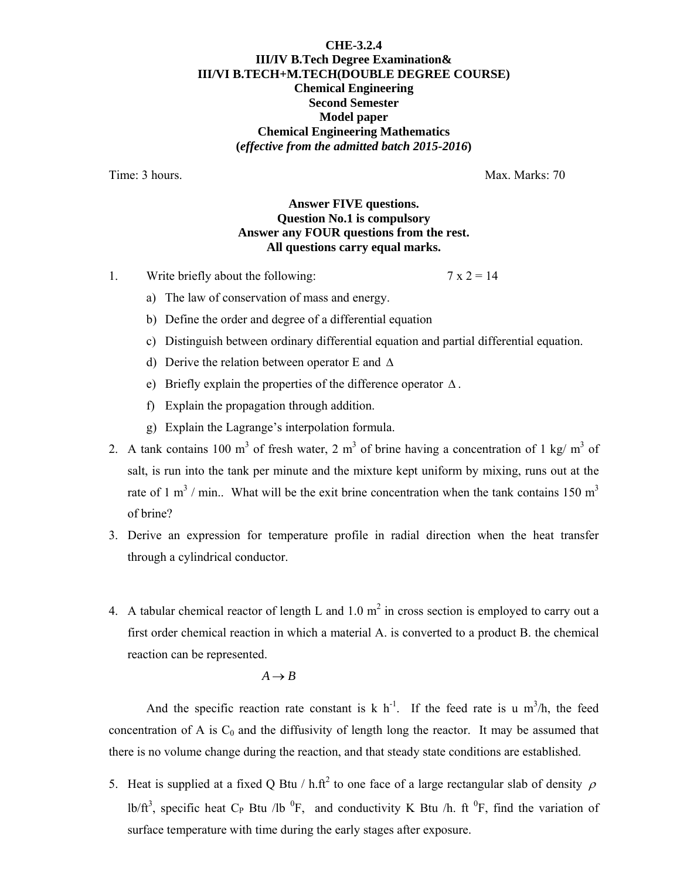**CHE-3.2.4**
**III/IV B.Tech Degree Examination&**
**III/VI B.TECH+M.TECH(DOUBLE DEGREE COURSE)**
**Chemical Engineering**
**Second Semester**
**Model paper**
**Chemical Engineering Mathematics**
**(*effective from the admitted batch 2015-2016*)**

Time: 3 hours. Max. Marks: 70

**Answer FIVE questions.**
**Question No.1 is compulsory**
**Answer any FOUR questions from the rest.**
**All questions carry equal marks.**

1. Write briefly about the following: 7 x 2 = 14
   a) The law of conservation of mass and energy.
   b) Define the order and degree of a differential equation
   c) Distinguish between ordinary differential equation and partial differential equation.
   d) Derive the relation between operator E and $\Delta$
   e) Briefly explain the properties of the difference operator $\Delta$.
   f) Explain the propagation through addition.
   g) Explain the Lagrange's interpolation formula.
2. A tank contains 100 $m^3$ of fresh water, 2 $m^3$ of brine having a concentration of 1 kg/ $m^3$ of salt, is run into the tank per minute and the mixture kept uniform by mixing, runs out at the rate of 1 $m^3$ / min.. What will be the exit brine concentration when the tank contains 150 $m^3$ of brine?
3. Derive an expression for temperature profile in radial direction when the heat transfer through a cylindrical conductor.
4. A tabular chemical reactor of length L and 1.0 $m^2$ in cross section is employed to carry out a first order chemical reaction in which a material A. is converted to a product B. the chemical reaction can be represented.

$$A \rightarrow B$$

And the specific reaction rate constant is k $h^{-1}$. If the feed rate is u $m^3$/h, the feed concentration of A is $C_0$ and the diffusivity of length long the reactor. It may be assumed that there is no volume change during the reaction, and that steady state conditions are established.

5. Heat is supplied at a fixed Q Btu / h.$ft^2$ to one face of a large rectangular slab of density $\rho$ lb/$ft^3$, specific heat $C_P$ Btu /lb $^0$F, and conductivity K Btu /h. ft $^0$F, find the variation of surface temperature with time during the early stages after exposure.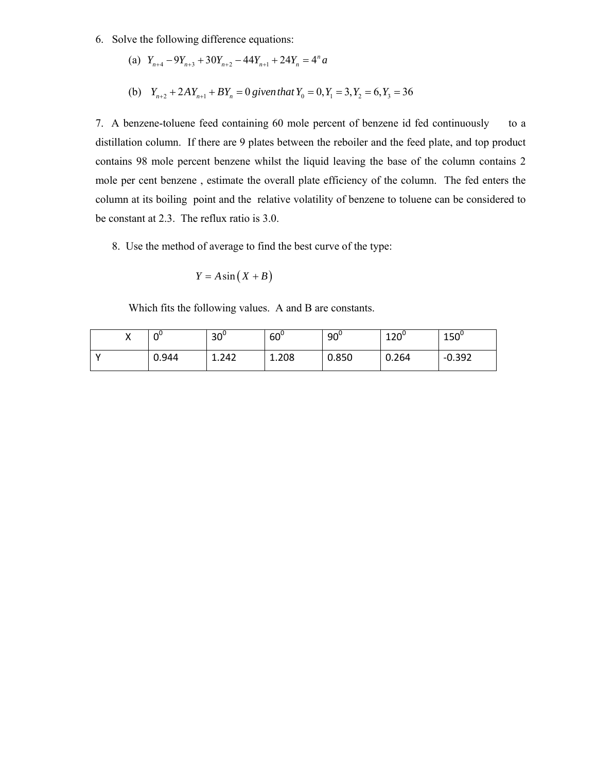6. Solve the following difference equations:

   (a) $Y_{n+4} - 9Y_{n+3} + 30Y_{n+2} - 44Y_{n+1} + 24Y_n = 4^n a$

   (b) $Y_{n+2} + 2AY_{n+1} + BY_n = 0 \; given\, that\; Y_0 = 0, Y_1 = 3, Y_2 = 6, Y_3 = 36$

7. A benzene-toluene feed containing 60 mole percent of benzene id fed continuously to a distillation column. If there are 9 plates between the reboiler and the feed plate, and top product contains 98 mole percent benzene whilst the liquid leaving the base of the column contains 2 mole per cent benzene , estimate the overall plate efficiency of the column. The fed enters the column at its boiling point and the relative volatility of benzene to toluene can be considered to be constant at 2.3. The reflux ratio is 3.0.

8. Use the method of average to find the best curve of the type:

$$Y = A\sin\left(X + B\right)$$

Which fits the following values. A and B are constants.

| X | $0^0$ | $30^0$ | $60^0$ | $90^0$ | $120^0$ | $150^0$ |
|---|---|---|---|---|---|---|
| Y | 0.944 | 1.242 | 1.208 | 0.850 | 0.264 | -0.392 |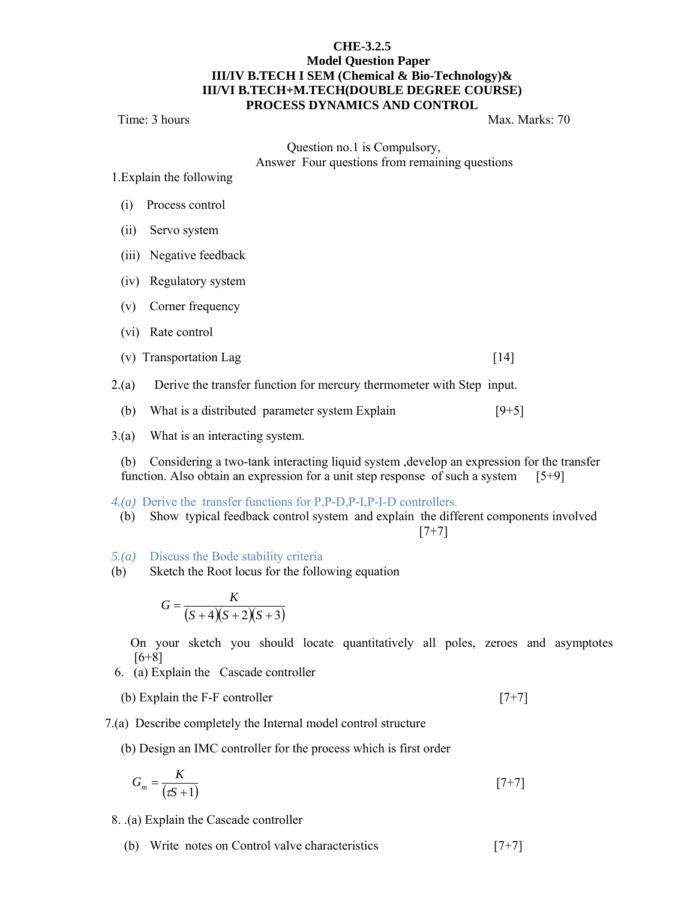**CHE-3.2.5**

**Model Question Paper**

**III/IV B.TECH I SEM (Chemical & Bio-Technology)&**

**III/VI B.TECH+M.TECH(DOUBLE DEGREE COURSE)**

**PROCESS DYNAMICS AND CONTROL**

Time: 3 hours Max. Marks: 70

Question no.1 is Compulsory,
Answer Four questions from remaining questions

1.Explain the following

(i) Process control

(ii) Servo system

(iii) Negative feedback

(iv) Regulatory system

(v) Corner frequency

(vi) Rate control

(v) Transportation Lag [14]

2.(a) Derive the transfer function for mercury thermometer with Step input.

(b) What is a distributed parameter system Explain [9+5]

3.(a) What is an interacting system.

(b) Considering a two-tank interacting liquid system ,develop an expression for the transfer function. Also obtain an expression for a unit step response of such a system [5+9]

*4.(a)* Derive the transfer functions for P,P-D,P-I,P-I-D controllers.

(b) Show typical feedback control system and explain the different components involved [7+7]

*5.(a)* Discuss the Bode stability criteria

(b) Sketch the Root locus for the following equation

$$G = \frac{K}{(S+4)(S+2)(S+3)}$$

On your sketch you should locate quantitatively all poles, zeroes and asymptotes [6+8]

6. (a) Explain the Cascade controller

(b) Explain the F-F controller [7+7]

7.(a) Describe completely the Internal model control structure

(b) Design an IMC controller for the process which is first order

$$G_m = \frac{K}{(\tau S+1)}$$ [7+7]

8. .(a) Explain the Cascade controller

(b) Write notes on Control valve characteristics [7+7]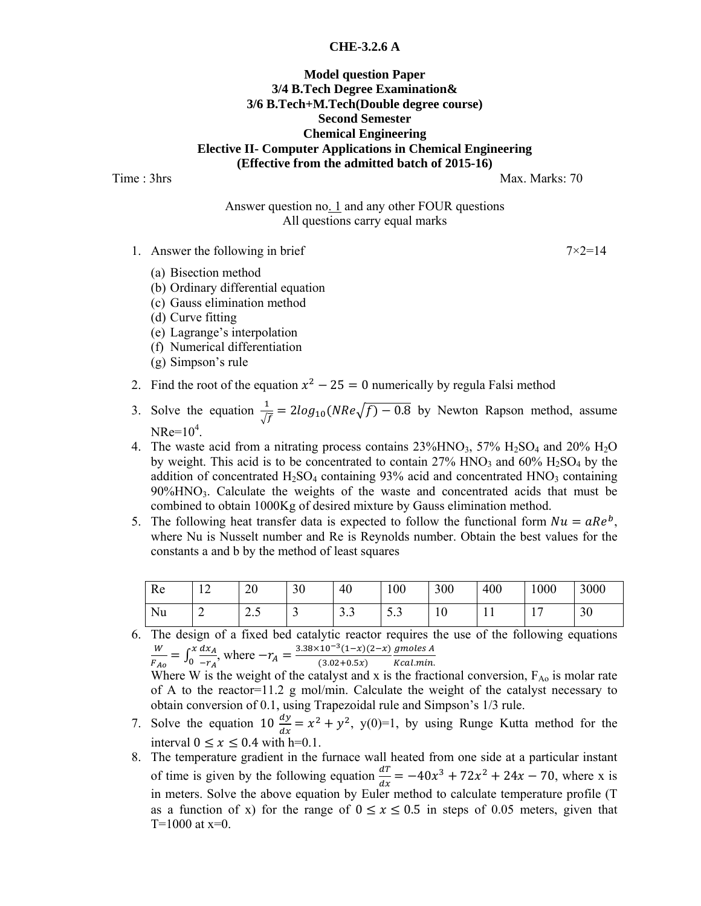**CHE-3.2.6 A**

**Model question Paper**
**3/4 B.Tech Degree Examination&**
**3/6 B.Tech+M.Tech(Double degree course)**
**Second Semester**
**Chemical Engineering**
**Elective II- Computer Applications in Chemical Engineering**
**(Effective from the admitted batch of 2015-16)**

Time : 3hrs Max. Marks: 70

Answer question no. 1 and any other FOUR questions
All questions carry equal marks

1. Answer the following in brief 7×2=14
   - (a) Bisection method
   - (b) Ordinary differential equation
   - (c) Gauss elimination method
   - (d) Curve fitting
   - (e) Lagrange's interpolation
   - (f) Numerical differentiation
   - (g) Simpson's rule
2. Find the root of the equation $x^2 - 25 = 0$ numerically by regula Falsi method
3. Solve the equation $\frac{1}{\sqrt{f}} = 2log_{10}(NRe\sqrt{f}) - 0.8$ by Newton Rapson method, assume NRe=$10^4$.
4. The waste acid from a nitrating process contains 23%$HNO_3$, 57% $H_2SO_4$ and 20% $H_2O$ by weight. This acid is to be concentrated to contain 27% $HNO_3$ and 60% $H_2SO_4$ by the addition of concentrated $H_2SO_4$ containing 93% acid and concentrated $HNO_3$ containing 90%$HNO_3$. Calculate the weights of the waste and concentrated acids that must be combined to obtain 1000Kg of desired mixture by Gauss elimination method.
5. The following heat transfer data is expected to follow the functional form $Nu = aRe^b$, where Nu is Nusselt number and Re is Reynolds number. Obtain the best values for the constants a and b by the method of least squares

| Re | 12 | 20 | 30 | 40 | 100 | 300 | 400 | 1000 | 3000 |
|---|---|---|---|---|---|---|---|---|---|
| Nu | 2 | 2.5 | 3 | 3.3 | 5.3 | 10 | 11 | 17 | 30 |

6. The design of a fixed bed catalytic reactor requires the use of the following equations $\frac{W}{F_{Ao}} = \int_0^x \frac{dx_A}{-r_A}$, where $-r_A = \frac{3.38\times10^{-3}(1-x)(2-x)}{(3.02+0.5x)} \frac{gmoles\ A}{Kcal.min.}$
   Where W is the weight of the catalyst and x is the fractional conversion, $F_{Ao}$ is molar rate of A to the reactor=11.2 g mol/min. Calculate the weight of the catalyst necessary to obtain conversion of 0.1, using Trapezoidal rule and Simpson's 1/3 rule.
7. Solve the equation $10\frac{dy}{dx} = x^2 + y^2$, y(0)=1, by using Runge Kutta method for the interval $0 \leq x \leq 0.4$ with h=0.1.
8. The temperature gradient in the furnace wall heated from one side at a particular instant of time is given by the following equation $\frac{dT}{dx} = -40x^3 + 72x^2 + 24x - 70$, where x is in meters. Solve the above equation by Euler method to calculate temperature profile (T as a function of x) for the range of $0 \leq x \leq 0.5$ in steps of 0.05 meters, given that T=1000 at x=0.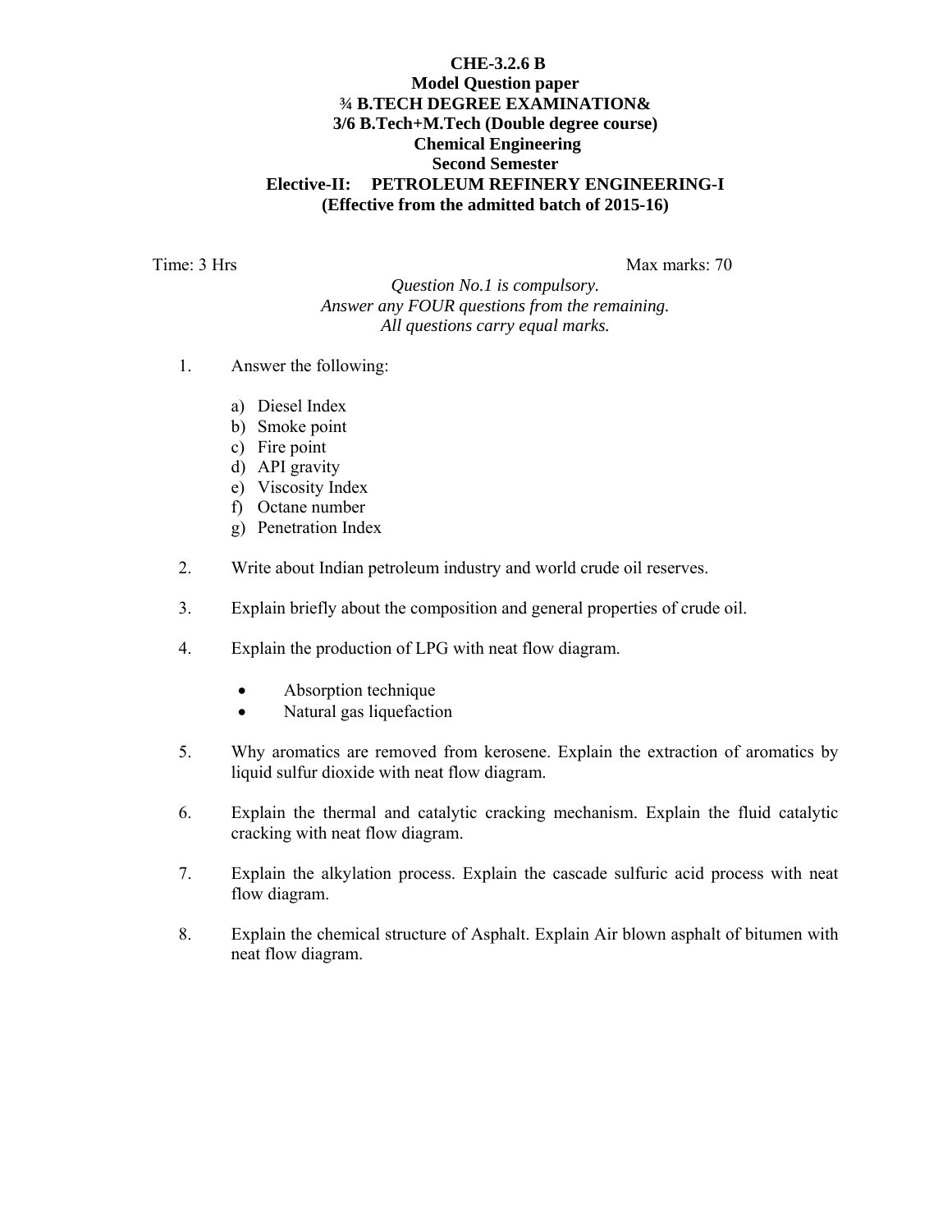**CHE-3.2.6 B**
**Model Question paper**
**¾ B.TECH DEGREE EXAMINATION&**
**3/6 B.Tech+M.Tech (Double degree course)**
**Chemical Engineering**
**Second Semester**
**Elective-II: PETROLEUM REFINERY ENGINEERING-I**
**(Effective from the admitted batch of 2015-16)**

Time: 3 Hrs Max marks: 70

*Question No.1 is compulsory.*
*Answer any FOUR questions from the remaining.*
*All questions carry equal marks.*

1. Answer the following:

   a) Diesel Index
   b) Smoke point
   c) Fire point
   d) API gravity
   e) Viscosity Index
   f) Octane number
   g) Penetration Index

2. Write about Indian petroleum industry and world crude oil reserves.

3. Explain briefly about the composition and general properties of crude oil.

4. Explain the production of LPG with neat flow diagram.

   - Absorption technique
   - Natural gas liquefaction

5. Why aromatics are removed from kerosene. Explain the extraction of aromatics by liquid sulfur dioxide with neat flow diagram.

6. Explain the thermal and catalytic cracking mechanism. Explain the fluid catalytic cracking with neat flow diagram.

7. Explain the alkylation process. Explain the cascade sulfuric acid process with neat flow diagram.

8. Explain the chemical structure of Asphalt. Explain Air blown asphalt of bitumen with neat flow diagram.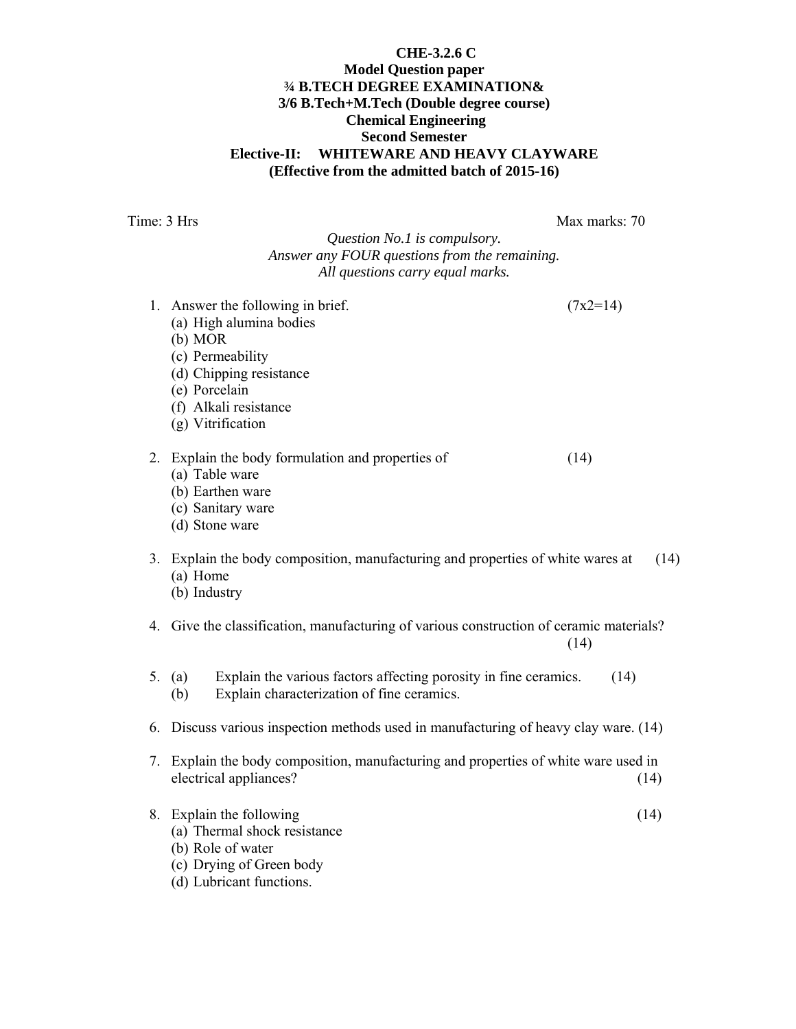**CHE-3.2.6 C**
**Model Question paper**
**¾ B.TECH DEGREE EXAMINATION&**
**3/6 B.Tech+M.Tech (Double degree course)**
**Chemical Engineering**
**Second Semester**
**Elective-II: WHITEWARE AND HEAVY CLAYWARE**
**(Effective from the admitted batch of 2015-16)**

Time: 3 Hrs Max marks: 70

*Question No.1 is compulsory.*
*Answer any FOUR questions from the remaining.*
*All questions carry equal marks.*

1. Answer the following in brief. (7x2=14)
   (a) High alumina bodies
   (b) MOR
   (c) Permeability
   (d) Chipping resistance
   (e) Porcelain
   (f) Alkali resistance
   (g) Vitrification

2. Explain the body formulation and properties of (14)
   (a) Table ware
   (b) Earthen ware
   (c) Sanitary ware
   (d) Stone ware

3. Explain the body composition, manufacturing and properties of white wares at (14)
   (a) Home
   (b) Industry

4. Give the classification, manufacturing of various construction of ceramic materials? (14)

5. (a) Explain the various factors affecting porosity in fine ceramics. (14)
   (b) Explain characterization of fine ceramics.

6. Discuss various inspection methods used in manufacturing of heavy clay ware. (14)

7. Explain the body composition, manufacturing and properties of white ware used in electrical appliances? (14)

8. Explain the following (14)
   (a) Thermal shock resistance
   (b) Role of water
   (c) Drying of Green body
   (d) Lubricant functions.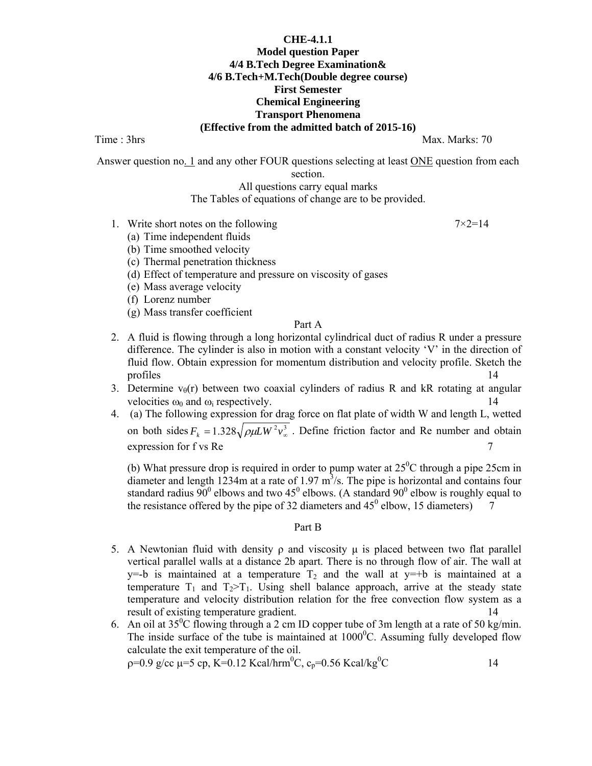**CHE-4.1.1**
**Model question Paper**
**4/4 B.Tech Degree Examination&**
**4/6 B.Tech+M.Tech(Double degree course)**
**First Semester**
**Chemical Engineering**
**Transport Phenomena**
**(Effective from the admitted batch of 2015-16)**

Time : 3hrs Max. Marks: 70

Answer question no. 1 and any other FOUR questions selecting at least ONE question from each section.
All questions carry equal marks
The Tables of equations of change are to be provided.

1. Write short notes on the following 7×2=14
   (a) Time independent fluids
   (b) Time smoothed velocity
   (c) Thermal penetration thickness
   (d) Effect of temperature and pressure on viscosity of gases
   (e) Mass average velocity
   (f) Lorenz number
   (g) Mass transfer coefficient

Part A

2. A fluid is flowing through a long horizontal cylindrical duct of radius R under a pressure difference. The cylinder is also in motion with a constant velocity 'V' in the direction of fluid flow. Obtain expression for momentum distribution and velocity profile. Sketch the profiles 14
3. Determine $v_\theta(r)$ between two coaxial cylinders of radius R and kR rotating at angular velocities $\omega_0$ and $\omega_i$ respectively. 14
4. (a) The following expression for drag force on flat plate of width W and length L, wetted on both sides $F_k = 1.328\sqrt{\rho\mu L W^2 v_\infty^3}$ . Define friction factor and Re number and obtain expression for f vs Re 7

   (b) What pressure drop is required in order to pump water at $25^0$C through a pipe 25cm in diameter and length 1234m at a rate of 1.97 $m^3$/s. The pipe is horizontal and contains four standard radius $90^0$ elbows and two $45^0$ elbows. (A standard $90^0$ elbow is roughly equal to the resistance offered by the pipe of 32 diameters and $45^0$ elbow, 15 diameters) 7

Part B

5. A Newtonian fluid with density ρ and viscosity μ is placed between two flat parallel vertical parallel walls at a distance 2b apart. There is no through flow of air. The wall at y=-b is maintained at a temperature $T_2$ and the wall at y=+b is maintained at a temperature $T_1$ and $T_2>T_1$. Using shell balance approach, arrive at the steady state temperature and velocity distribution relation for the free convection flow system as a result of existing temperature gradient. 14
6. An oil at $35^0$C flowing through a 2 cm ID copper tube of 3m length at a rate of 50 kg/min. The inside surface of the tube is maintained at $1000^0$C. Assuming fully developed flow calculate the exit temperature of the oil.
   ρ=0.9 g/cc μ=5 cp, K=0.12 Kcal/hrm$^0$C, $c_p$=0.56 Kcal/kg$^0$C 14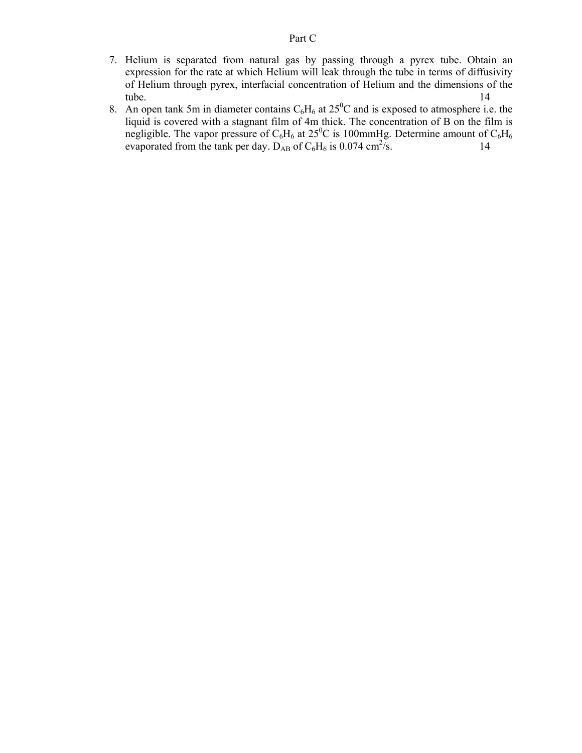# Part C

7. Helium is separated from natural gas by passing through a pyrex tube. Obtain an expression for the rate at which Helium will leak through the tube in terms of diffusivity of Helium through pyrex, interfacial concentration of Helium and the dimensions of the tube. 14

8. An open tank 5m in diameter contains $C_6H_6$ at $25^0C$ and is exposed to atmosphere i.e. the liquid is covered with a stagnant film of 4m thick. The concentration of B on the film is negligible. The vapor pressure of $C_6H_6$ at $25^0C$ is 100mmHg. Determine amount of $C_6H_6$ evaporated from the tank per day. $D_{AB}$ of $C_6H_6$ is 0.074 $cm^2/s$. 14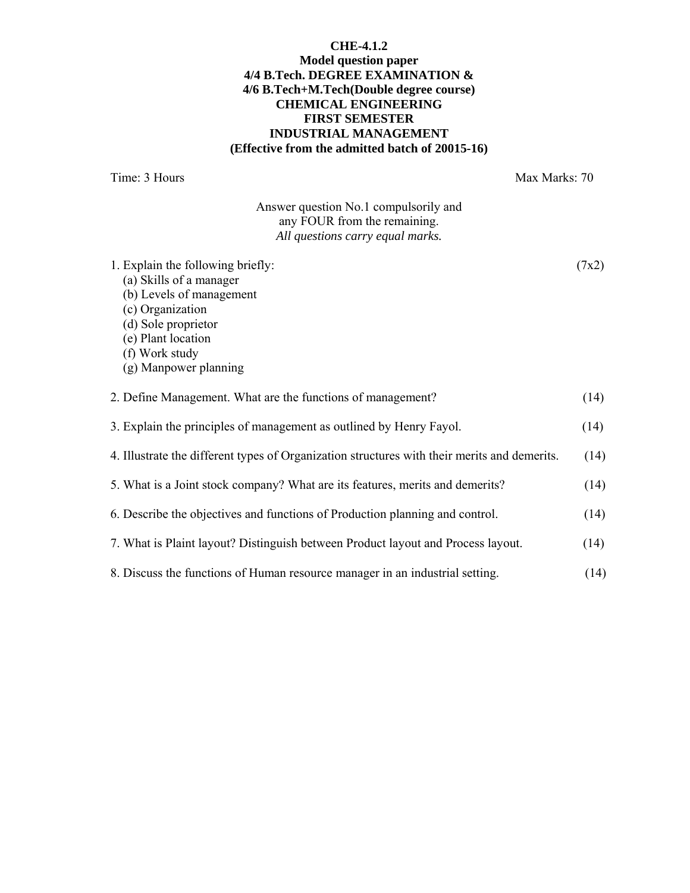**CHE-4.1.2**
**Model question paper**
**4/4 B.Tech. DEGREE EXAMINATION &**
**4/6 B.Tech+M.Tech(Double degree course)**
**CHEMICAL ENGINEERING**
**FIRST SEMESTER**
**INDUSTRIAL MANAGEMENT**
**(Effective from the admitted batch of 20015-16)**

Time: 3 Hours                                                                                     Max Marks: 70

Answer question No.1 compulsorily and
any FOUR from the remaining.
*All questions carry equal marks.*

1. Explain the following briefly: (7x2)
   (a) Skills of a manager
   (b) Levels of management
   (c) Organization
   (d) Sole proprietor
   (e) Plant location
   (f) Work study
   (g) Manpower planning

2. Define Management. What are the functions of management? (14)

3. Explain the principles of management as outlined by Henry Fayol. (14)

4. Illustrate the different types of Organization structures with their merits and demerits. (14)

5. What is a Joint stock company? What are its features, merits and demerits? (14)

6. Describe the objectives and functions of Production planning and control. (14)

7. What is Plaint layout? Distinguish between Product layout and Process layout. (14)

8. Discuss the functions of Human resource manager in an industrial setting. (14)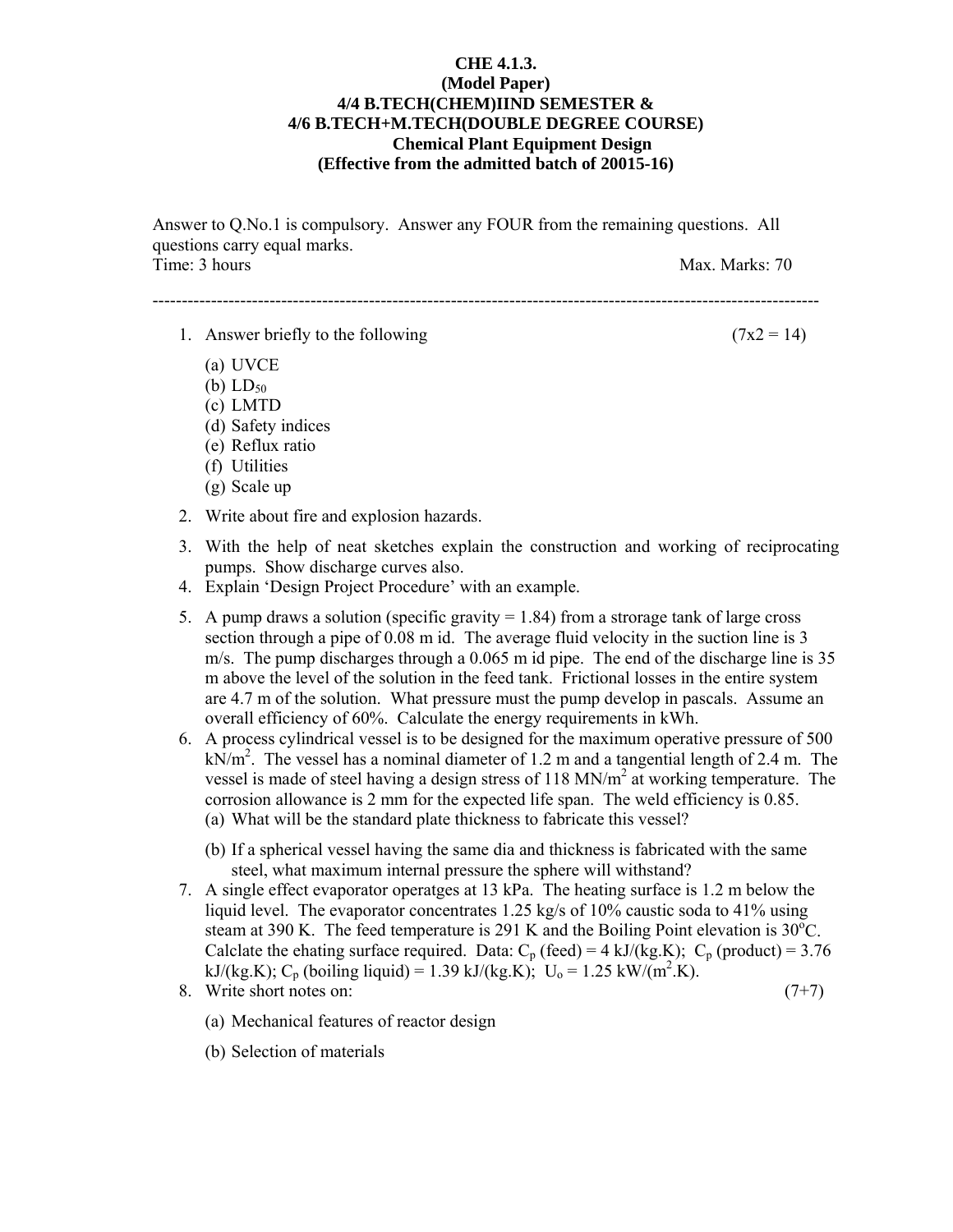**CHE 4.1.3.**
**(Model Paper)**
**4/4 B.TECH(CHEM)IIND SEMESTER &**
**4/6 B.TECH+M.TECH(DOUBLE DEGREE COURSE)**
**Chemical Plant Equipment Design**
**(Effective from the admitted batch of 20015-16)**

Answer to Q.No.1 is compulsory. Answer any FOUR from the remaining questions. All questions carry equal marks.

Time: 3 hours | Max. Marks: 70

---

1. Answer briefly to the following (7x2 = 14)
   (a) UVCE
   (b) $LD_{50}$
   (c) LMTD
   (d) Safety indices
   (e) Reflux ratio
   (f) Utilities
   (g) Scale up
2. Write about fire and explosion hazards.
3. With the help of neat sketches explain the construction and working of reciprocating pumps. Show discharge curves also.
4. Explain 'Design Project Procedure' with an example.
5. A pump draws a solution (specific gravity = 1.84) from a strorage tank of large cross section through a pipe of 0.08 m id. The average fluid velocity in the suction line is 3 m/s. The pump discharges through a 0.065 m id pipe. The end of the discharge line is 35 m above the level of the solution in the feed tank. Frictional losses in the entire system are 4.7 m of the solution. What pressure must the pump develop in pascals. Assume an overall efficiency of 60%. Calculate the energy requirements in kWh.
6. A process cylindrical vessel is to be designed for the maximum operative pressure of 500 $kN/m^2$. The vessel has a nominal diameter of 1.2 m and a tangential length of 2.4 m. The vessel is made of steel having a design stress of 118 $MN/m^2$ at working temperature. The corrosion allowance is 2 mm for the expected life span. The weld efficiency is 0.85.
   (a) What will be the standard plate thickness to fabricate this vessel?
   (b) If a spherical vessel having the same dia and thickness is fabricated with the same steel, what maximum internal pressure the sphere will withstand?
7. A single effect evaporator operatges at 13 kPa. The heating surface is 1.2 m below the liquid level. The evaporator concentrates 1.25 kg/s of 10% caustic soda to 41% using steam at 390 K. The feed temperature is 291 K and the Boiling Point elevation is 30°C. Calclate the ehating surface required. Data: $C_p$ (feed) = 4 kJ/(kg.K); $C_p$ (product) = 3.76 kJ/(kg.K); $C_p$ (boiling liquid) = 1.39 kJ/(kg.K); $U_o$ = 1.25 kW/($m^2$.K).
8. Write short notes on: (7+7)
   (a) Mechanical features of reactor design
   (b) Selection of materials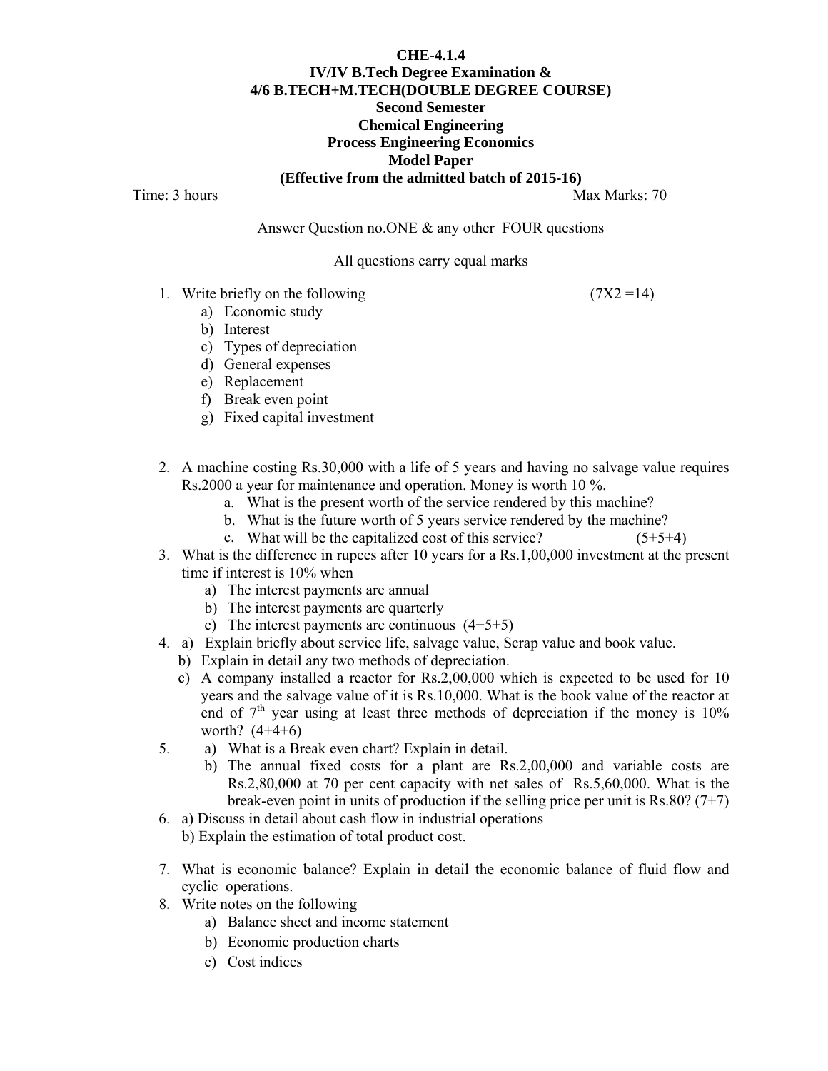**CHE-4.1.4**
**IV/IV B.Tech Degree Examination &**
**4/6 B.TECH+M.TECH(DOUBLE DEGREE COURSE)**
**Second Semester**
**Chemical Engineering**
**Process Engineering Economics**
**Model Paper**
**(Effective from the admitted batch of 2015-16)**

Time: 3 hours                                                                 Max Marks: 70

Answer Question no.ONE & any other FOUR questions

All questions carry equal marks

1. Write briefly on the following (7X2 =14)
   a) Economic study
   b) Interest
   c) Types of depreciation
   d) General expenses
   e) Replacement
   f) Break even point
   g) Fixed capital investment

2. A machine costing Rs.30,000 with a life of 5 years and having no salvage value requires Rs.2000 a year for maintenance and operation. Money is worth 10 %.
   a. What is the present worth of the service rendered by this machine?
   b. What is the future worth of 5 years service rendered by the machine?
   c. What will be the capitalized cost of this service? (5+5+4)

3. What is the difference in rupees after 10 years for a Rs.1,00,000 investment at the present time if interest is 10% when
   a) The interest payments are annual
   b) The interest payments are quarterly
   c) The interest payments are continuous (4+5+5)

4. a) Explain briefly about service life, salvage value, Scrap value and book value.
   b) Explain in detail any two methods of depreciation.
   c) A company installed a reactor for Rs.2,00,000 which is expected to be used for 10 years and the salvage value of it is Rs.10,000. What is the book value of the reactor at end of 7th year using at least three methods of depreciation if the money is 10% worth? (4+4+6)

5. a) What is a Break even chart? Explain in detail.
   b) The annual fixed costs for a plant are Rs.2,00,000 and variable costs are Rs.2,80,000 at 70 per cent capacity with net sales of Rs.5,60,000. What is the break-even point in units of production if the selling price per unit is Rs.80? (7+7)

6. a) Discuss in detail about cash flow in industrial operations
   b) Explain the estimation of total product cost.

7. What is economic balance? Explain in detail the economic balance of fluid flow and cyclic operations.

8. Write notes on the following
   a) Balance sheet and income statement
   b) Economic production charts
   c) Cost indices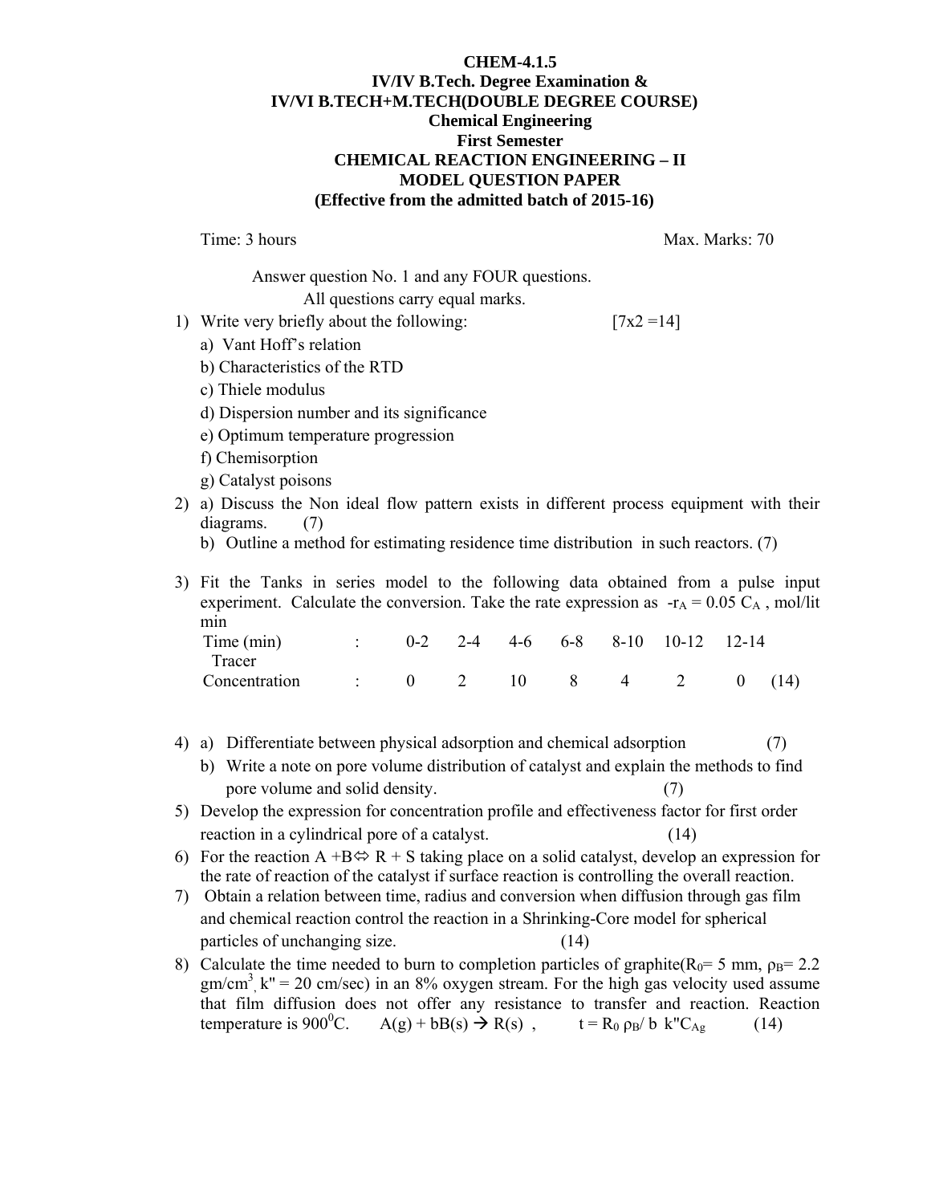**CHEM-4.1.5**

**IV/IV B.Tech. Degree Examination &**

**IV/VI B.TECH+M.TECH(DOUBLE DEGREE COURSE)**

**Chemical Engineering**

**First Semester**

**CHEMICAL REACTION ENGINEERING – II**

**MODEL QUESTION PAPER**

**(Effective from the admitted batch of 2015-16)**

Time: 3 hours Max. Marks: 70

Answer question No. 1 and any FOUR questions.

All questions carry equal marks.

1) Write very briefly about the following: [7x2 =14]
   a) Vant Hoff's relation
   b) Characteristics of the RTD
   c) Thiele modulus
   d) Dispersion number and its significance
   e) Optimum temperature progression
   f) Chemisorption
   g) Catalyst poisons

2) a) Discuss the Non ideal flow pattern exists in different process equipment with their diagrams. (7)
   b) Outline a method for estimating residence time distribution in such reactors. (7)

3) Fit the Tanks in series model to the following data obtained from a pulse input experiment. Calculate the conversion. Take the rate expression as $-r_A = 0.05\ C_A$ , mol/lit min

| Time (min) | : | 0-2 | 2-4 | 4-6 | 6-8 | 8-10 | 10-12 | 12-14 |
|---|---|---|---|---|---|---|---|---|
| Tracer Concentration | : | 0 | 2 | 10 | 8 | 4 | 2 | 0 |

(14)

4) a) Differentiate between physical adsorption and chemical adsorption (7)
   b) Write a note on pore volume distribution of catalyst and explain the methods to find pore volume and solid density. (7)

5) Develop the expression for concentration profile and effectiveness factor for first order reaction in a cylindrical pore of a catalyst. (14)

6) For the reaction A +B⇔ R + S taking place on a solid catalyst, develop an expression for the rate of reaction of the catalyst if surface reaction is controlling the overall reaction.

7) Obtain a relation between time, radius and conversion when diffusion through gas film and chemical reaction control the reaction in a Shrinking-Core model for spherical particles of unchanging size. (14)

8) Calculate the time needed to burn to completion particles of graphite($R_0$= 5 mm, $\rho_B$= 2.2 gm/cm$^3$, k" = 20 cm/sec) in an 8% oxygen stream. For the high gas velocity used assume that film diffusion does not offer any resistance to transfer and reaction. Reaction temperature is 900$^0$C. A(g) + bB(s) → R(s) , $t = R_0\ \rho_B / b\ k''C_{Ag}$ (14)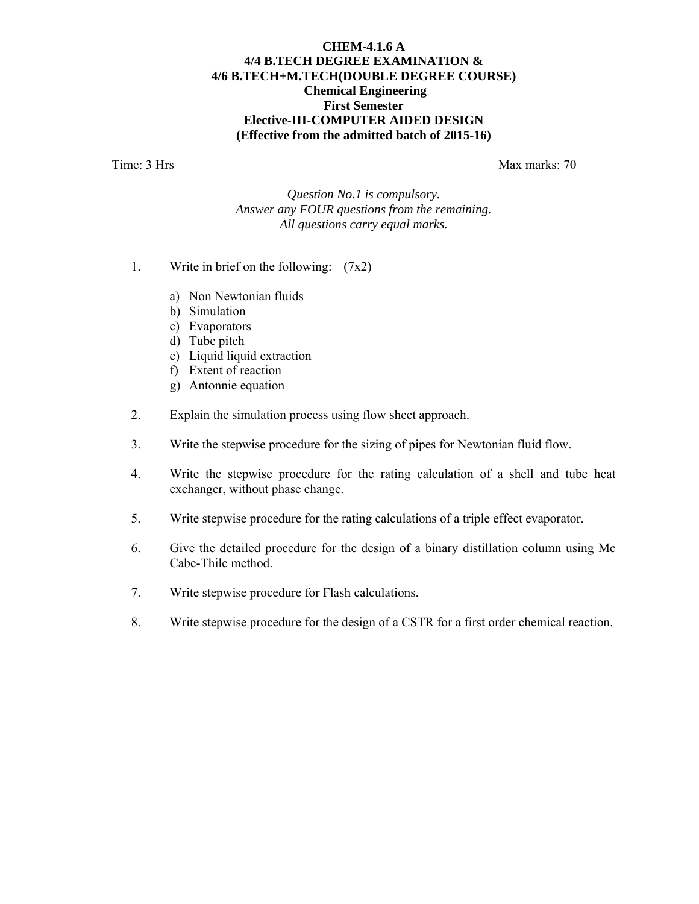**CHEM-4.1.6 A**
**4/4 B.TECH DEGREE EXAMINATION &**
**4/6 B.TECH+M.TECH(DOUBLE DEGREE COURSE)**
**Chemical Engineering**
**First Semester**
**Elective-III-COMPUTER AIDED DESIGN**
**(Effective from the admitted batch of 2015-16)**

Time: 3 Hrs Max marks: 70

*Question No.1 is compulsory.*
*Answer any FOUR questions from the remaining.*
*All questions carry equal marks.*

1. Write in brief on the following: (7x2)

   a) Non Newtonian fluids
   b) Simulation
   c) Evaporators
   d) Tube pitch
   e) Liquid liquid extraction
   f) Extent of reaction
   g) Antonnie equation

2. Explain the simulation process using flow sheet approach.

3. Write the stepwise procedure for the sizing of pipes for Newtonian fluid flow.

4. Write the stepwise procedure for the rating calculation of a shell and tube heat exchanger, without phase change.

5. Write stepwise procedure for the rating calculations of a triple effect evaporator.

6. Give the detailed procedure for the design of a binary distillation column using Mc Cabe-Thile method.

7. Write stepwise procedure for Flash calculations.

8. Write stepwise procedure for the design of a CSTR for a first order chemical reaction.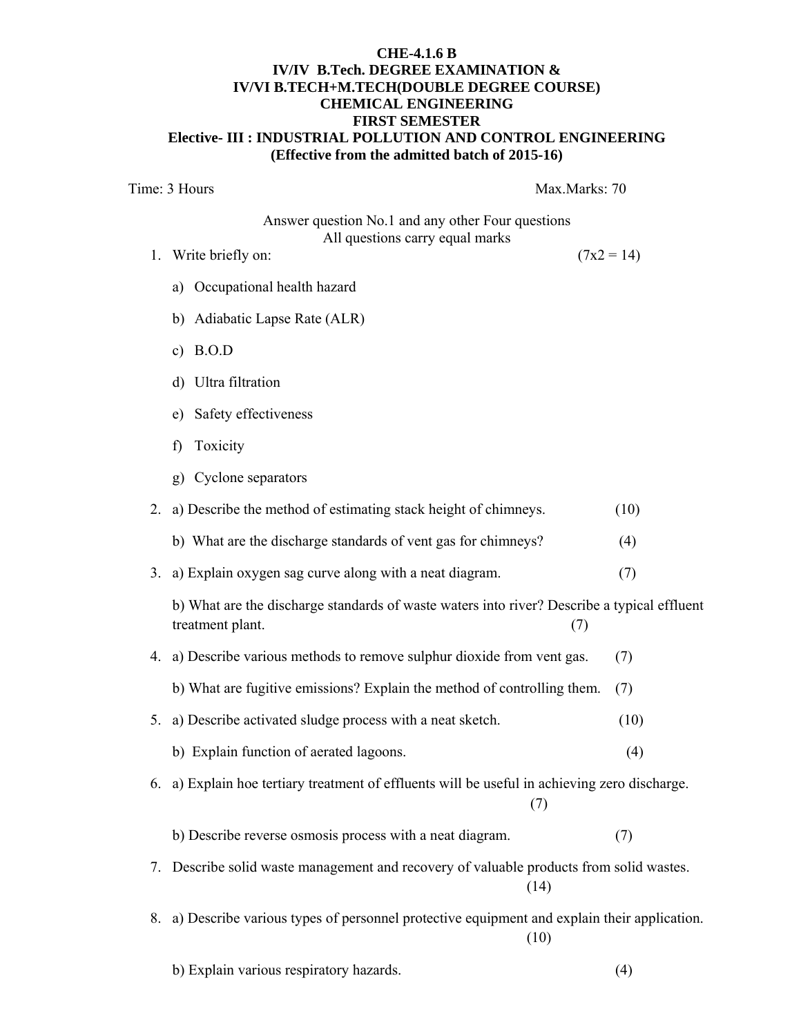**CHE-4.1.6 B**
**IV/IV B.Tech. DEGREE EXAMINATION &**
**IV/VI B.TECH+M.TECH(DOUBLE DEGREE COURSE)**
**CHEMICAL ENGINEERING**
**FIRST SEMESTER**
**Elective- III : INDUSTRIAL POLLUTION AND CONTROL ENGINEERING**
**(Effective from the admitted batch of 2015-16)**

Time: 3 Hours Max.Marks: 70

Answer question No.1 and any other Four questions
All questions carry equal marks

1. Write briefly on: (7x2 = 14)

   a) Occupational health hazard

   b) Adiabatic Lapse Rate (ALR)

   c) B.O.D

   d) Ultra filtration

   e) Safety effectiveness

   f) Toxicity

   g) Cyclone separators

2. a) Describe the method of estimating stack height of chimneys. (10)

   b) What are the discharge standards of vent gas for chimneys? (4)

3. a) Explain oxygen sag curve along with a neat diagram. (7)

   b) What are the discharge standards of waste waters into river? Describe a typical effluent treatment plant. (7)

4. a) Describe various methods to remove sulphur dioxide from vent gas. (7)

   b) What are fugitive emissions? Explain the method of controlling them. (7)

5. a) Describe activated sludge process with a neat sketch. (10)

   b) Explain function of aerated lagoons. (4)

6. a) Explain hoe tertiary treatment of effluents will be useful in achieving zero discharge. (7)

   b) Describe reverse osmosis process with a neat diagram. (7)

7. Describe solid waste management and recovery of valuable products from solid wastes. (14)

8. a) Describe various types of personnel protective equipment and explain their application. (10)

   b) Explain various respiratory hazards. (4)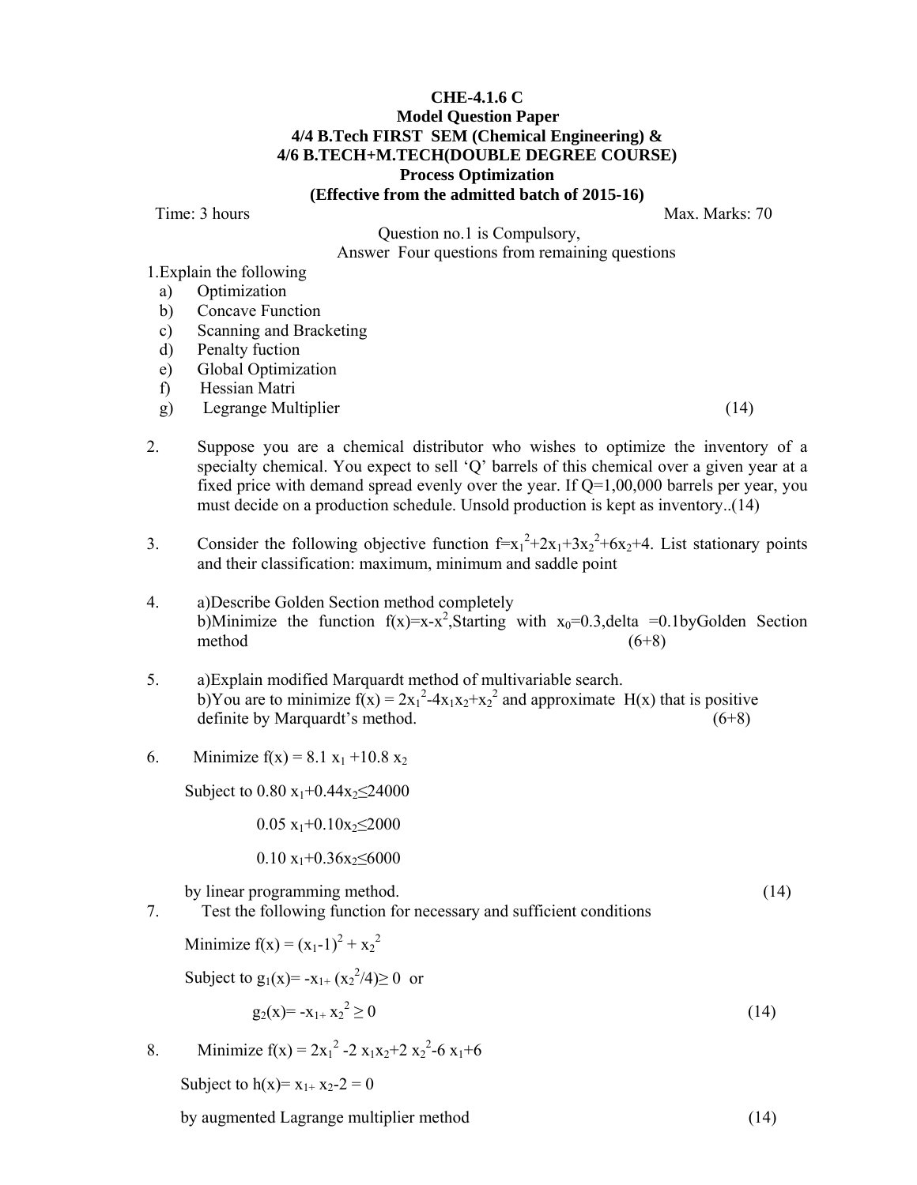**CHE-4.1.6 C**

**Model Question Paper**

**4/4 B.Tech FIRST SEM (Chemical Engineering) &**

**4/6 B.TECH+M.TECH(DOUBLE DEGREE COURSE)**

**Process Optimization**

**(Effective from the admitted batch of 2015-16)**

Time: 3 hours Max. Marks: 70

Question no.1 is Compulsory,

Answer Four questions from remaining questions

1.Explain the following

a) Optimization
b) Concave Function
c) Scanning and Bracketing
d) Penalty fuction
e) Global Optimization
f) Hessian Matri
g) Legrange Multiplier (14)

2. Suppose you are a chemical distributor who wishes to optimize the inventory of a specialty chemical. You expect to sell 'Q' barrels of this chemical over a given year at a fixed price with demand spread evenly over the year. If Q=1,00,000 barrels per year, you must decide on a production schedule. Unsold production is kept as inventory..(14)

3. Consider the following objective function $f=x_1^2+2x_1+3x_2^2+6x_2+4$. List stationary points and their classification: maximum, minimum and saddle point

4. a)Describe Golden Section method completely
b)Minimize the function $f(x)=x-x^2$,Starting with $x_0=0.3$,delta =0.1byGolden Section method (6+8)

5. a)Explain modified Marquardt method of multivariable search.
b)You are to minimize $f(x) = 2x_1^2-4x_1x_2+x_2^2$ and approximate H(x) that is positive definite by Marquardt's method. (6+8)

6. Minimize $f(x) = 8.1\, x_1 +10.8\, x_2$

Subject to $0.80\, x_1+0.44x_2 \le 24000$

$0.05\, x_1+0.10x_2 \le 2000$

$0.10\, x_1+0.36x_2 \le 6000$

by linear programming method. (14)

7. Test the following function for necessary and sufficient conditions

Minimize $f(x) = (x_1-1)^2 + x_2^2$

Subject to $g_1(x)= -x_1+ (x_2^2/4) \ge 0$ or

$g_2(x)= -x_1+ x_2^2 \ge 0$ (14)

8. Minimize $f(x) = 2x_1^2 -2\, x_1x_2+2\, x_2^2-6\, x_1+6$

Subject to $h(x)= x_1+ x_2-2 = 0$

by augmented Lagrange multiplier method (14)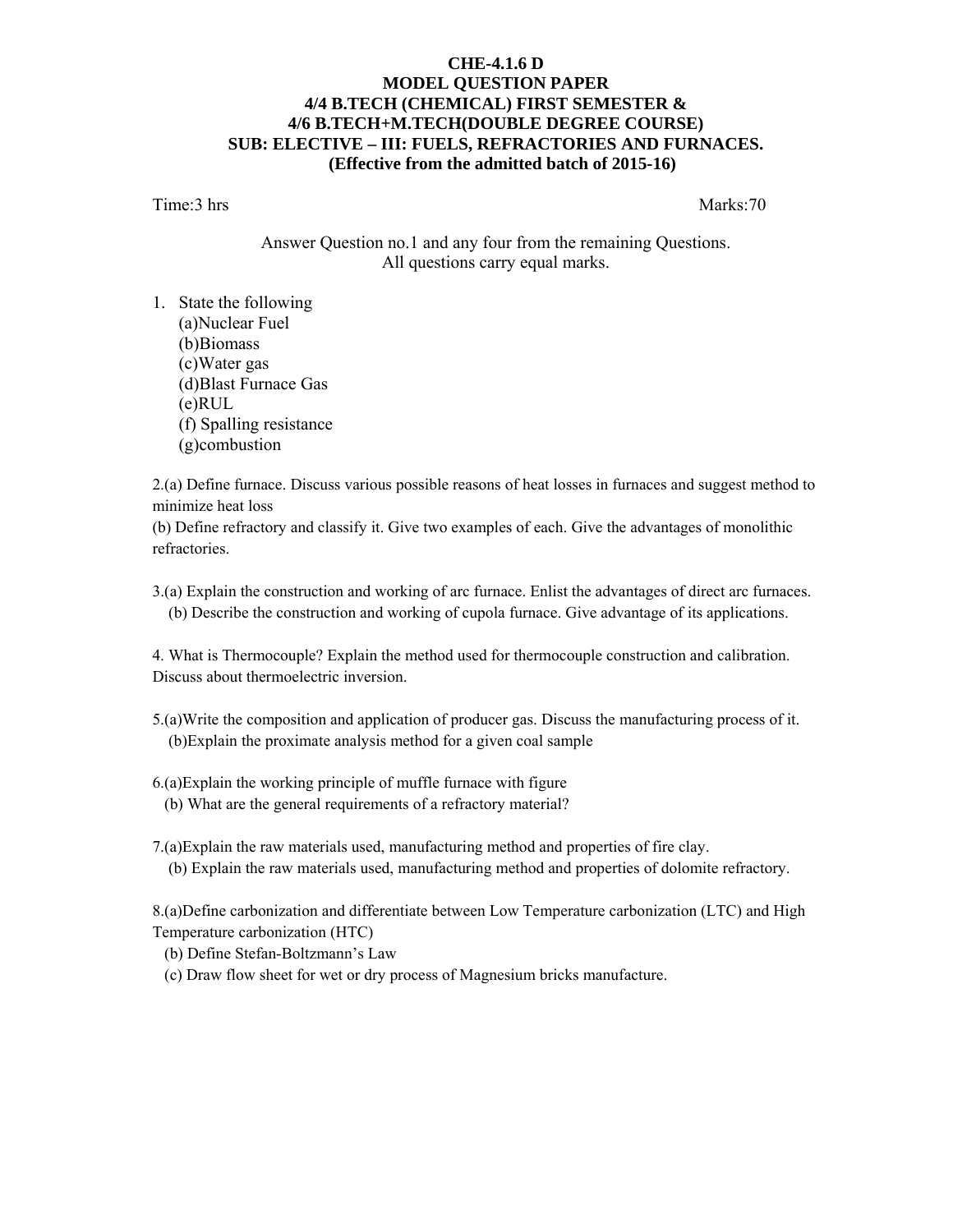**CHE-4.1.6 D**
**MODEL QUESTION PAPER**
**4/4 B.TECH (CHEMICAL) FIRST SEMESTER &**
**4/6 B.TECH+M.TECH(DOUBLE DEGREE COURSE)**
**SUB: ELECTIVE – III: FUELS, REFRACTORIES AND FURNACES.**
**(Effective from the admitted batch of 2015-16)**

Time:3 hrs Marks:70

Answer Question no.1 and any four from the remaining Questions.
All questions carry equal marks.

1. State the following
   (a)Nuclear Fuel
   (b)Biomass
   (c)Water gas
   (d)Blast Furnace Gas
   (e)RUL
   (f) Spalling resistance
   (g)combustion

2.(a) Define furnace. Discuss various possible reasons of heat losses in furnaces and suggest method to minimize heat loss
(b) Define refractory and classify it. Give two examples of each. Give the advantages of monolithic refractories.

3.(a) Explain the construction and working of arc furnace. Enlist the advantages of direct arc furnaces.
(b) Describe the construction and working of cupola furnace. Give advantage of its applications.

4. What is Thermocouple? Explain the method used for thermocouple construction and calibration. Discuss about thermoelectric inversion.

5.(a)Write the composition and application of producer gas. Discuss the manufacturing process of it.
(b)Explain the proximate analysis method for a given coal sample

6.(a)Explain the working principle of muffle furnace with figure
(b) What are the general requirements of a refractory material?

7.(a)Explain the raw materials used, manufacturing method and properties of fire clay.
(b) Explain the raw materials used, manufacturing method and properties of dolomite refractory.

8.(a)Define carbonization and differentiate between Low Temperature carbonization (LTC) and High Temperature carbonization (HTC)
(b) Define Stefan-Boltzmann's Law
(c) Draw flow sheet for wet or dry process of Magnesium bricks manufacture.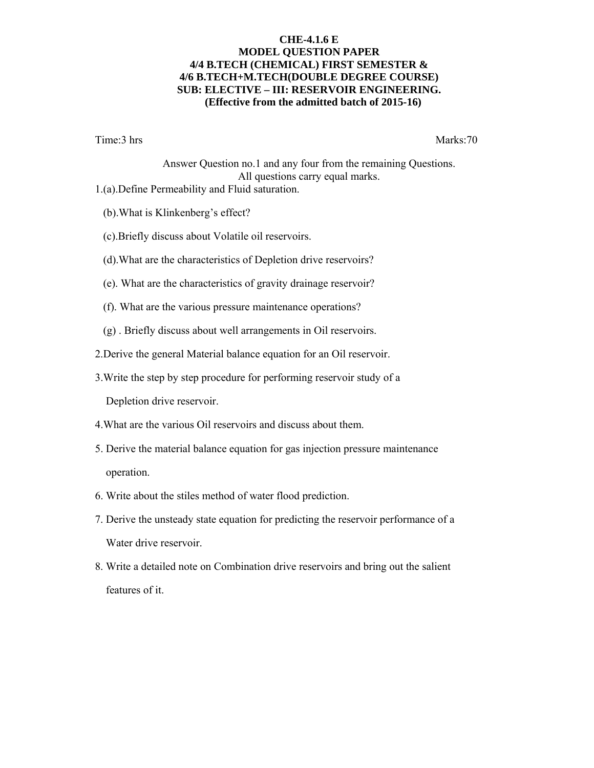**CHE-4.1.6 E**
**MODEL QUESTION PAPER**
**4/4 B.TECH (CHEMICAL) FIRST SEMESTER &**
**4/6 B.TECH+M.TECH(DOUBLE DEGREE COURSE)**
**SUB: ELECTIVE – III: RESERVOIR ENGINEERING.**
**(Effective from the admitted batch of 2015-16)**

Time:3 hrs | Marks:70

Answer Question no.1 and any four from the remaining Questions.
All questions carry equal marks.

1.(a).Define Permeability and Fluid saturation.

(b).What is Klinkenberg's effect?

(c).Briefly discuss about Volatile oil reservoirs.

(d).What are the characteristics of Depletion drive reservoirs?

(e). What are the characteristics of gravity drainage reservoir?

(f). What are the various pressure maintenance operations?

(g) . Briefly discuss about well arrangements in Oil reservoirs.

2.Derive the general Material balance equation for an Oil reservoir.

3.Write the step by step procedure for performing reservoir study of a Depletion drive reservoir.

4.What are the various Oil reservoirs and discuss about them.

5. Derive the material balance equation for gas injection pressure maintenance operation.

6. Write about the stiles method of water flood prediction.

7. Derive the unsteady state equation for predicting the reservoir performance of a Water drive reservoir.

8. Write a detailed note on Combination drive reservoirs and bring out the salient features of it.